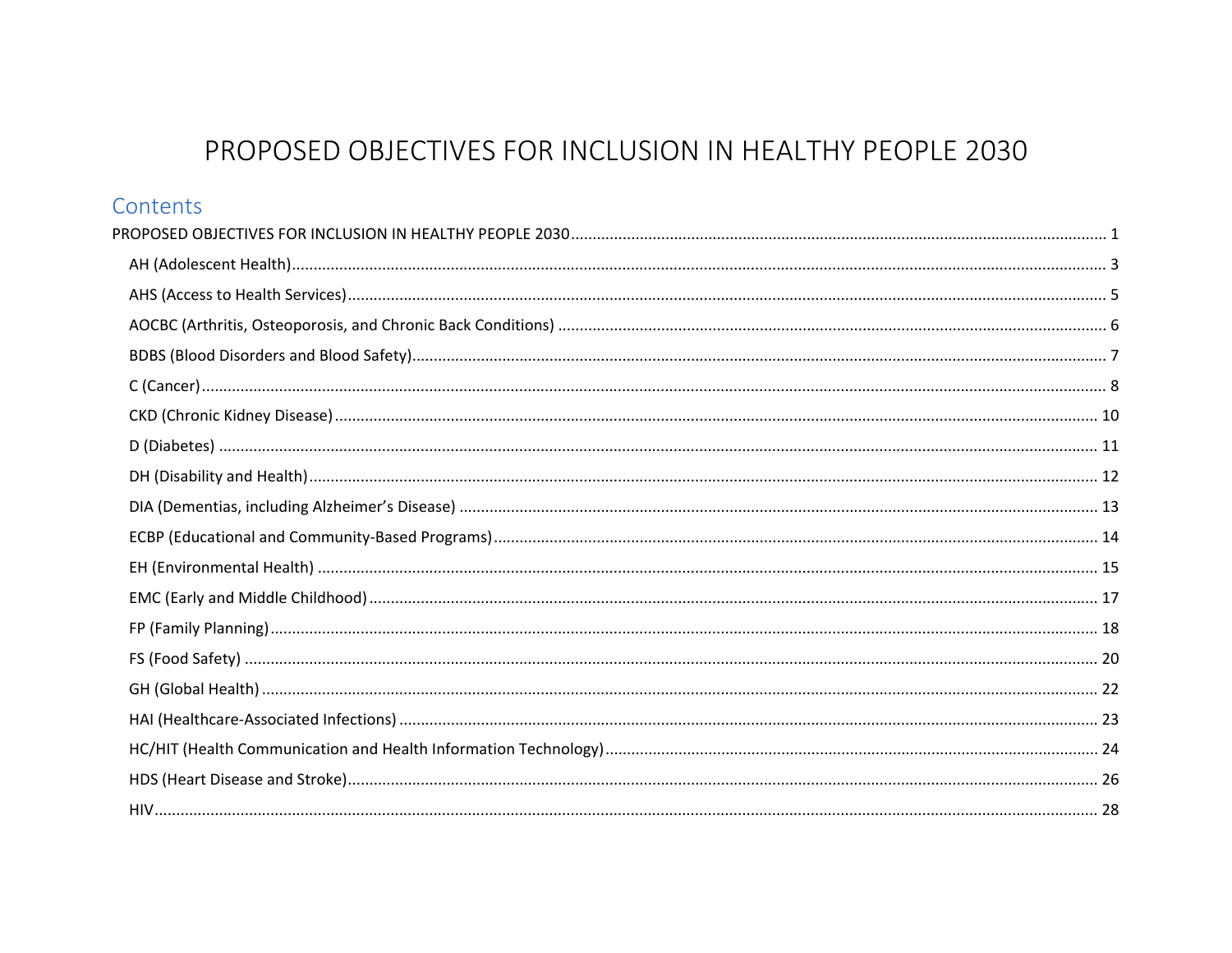# PROPOSED OBJECTIVES FOR INCLUSION IN HEALTHY PEOPLE 2030

## Contents

PROPOSED OBJECTIVES FOR INCLUSION IN HEALTHY PEOPLE 2030 ... 1

- AH (Adolescent Health) ... 3
- AHS (Access to Health Services) ... 5
- AOCBC (Arthritis, Osteoporosis, and Chronic Back Conditions) ... 6
- BDBS (Blood Disorders and Blood Safety) ... 7
- C (Cancer) ... 8
- CKD (Chronic Kidney Disease) ... 10
- D (Diabetes) ... 11
- DH (Disability and Health) ... 12
- DIA (Dementias, including Alzheimer's Disease) ... 13
- ECBP (Educational and Community-Based Programs) ... 14
- EH (Environmental Health) ... 15
- EMC (Early and Middle Childhood) ... 17
- FP (Family Planning) ... 18
- FS (Food Safety) ... 20
- GH (Global Health) ... 22
- HAI (Healthcare-Associated Infections) ... 23
- HC/HIT (Health Communication and Health Information Technology) ... 24
- HDS (Heart Disease and Stroke) ... 26
- HIV ... 28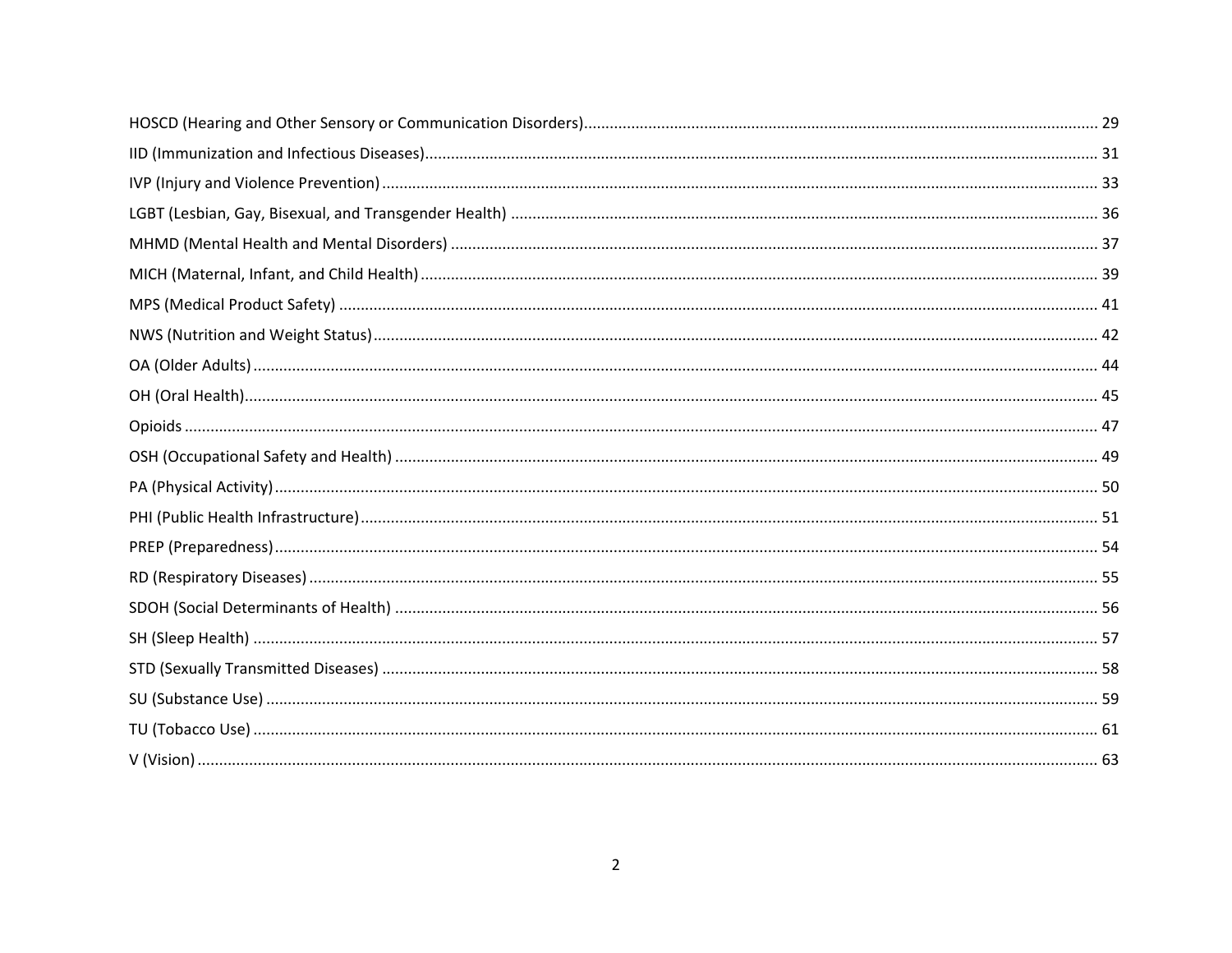HOSCD (Hearing and Other Sensory or Communication Disorders)........................................................................................................................ 29

IID (Immunization and Infectious Diseases)........................................................................................................................................... 31

IVP (Injury and Violence Prevention) ..................................................................................................................................................... 33

LGBT (Lesbian, Gay, Bisexual, and Transgender Health) ........................................................................................................................ 36

MHMD (Mental Health and Mental Disorders) ..................................................................................................................................... 37

MICH (Maternal, Infant, and Child Health) ............................................................................................................................................ 39

MPS (Medical Product Safety) ............................................................................................................................................................... 41

NWS (Nutrition and Weight Status)....................................................................................................................................................... 42

OA (Older Adults) .................................................................................................................................................................................. 44

OH (Oral Health)..................................................................................................................................................................................... 45

Opioids ................................................................................................................................................................................................... 47

OSH (Occupational Safety and Health) .................................................................................................................................................. 49

PA (Physical Activity).............................................................................................................................................................................. 50

PHI (Public Health Infrastructure).......................................................................................................................................................... 51

PREP (Preparedness)............................................................................................................................................................................... 54

RD (Respiratory Diseases) ...................................................................................................................................................................... 55

SDOH (Social Determinants of Health) ................................................................................................................................................... 56

SH (Sleep Health) .................................................................................................................................................................................... 57

STD (Sexually Transmitted Diseases) ..................................................................................................................................................... 58

SU (Substance Use) ................................................................................................................................................................................ 59

TU (Tobacco Use) .................................................................................................................................................................................... 61

V (Vision) ................................................................................................................................................................................................ 63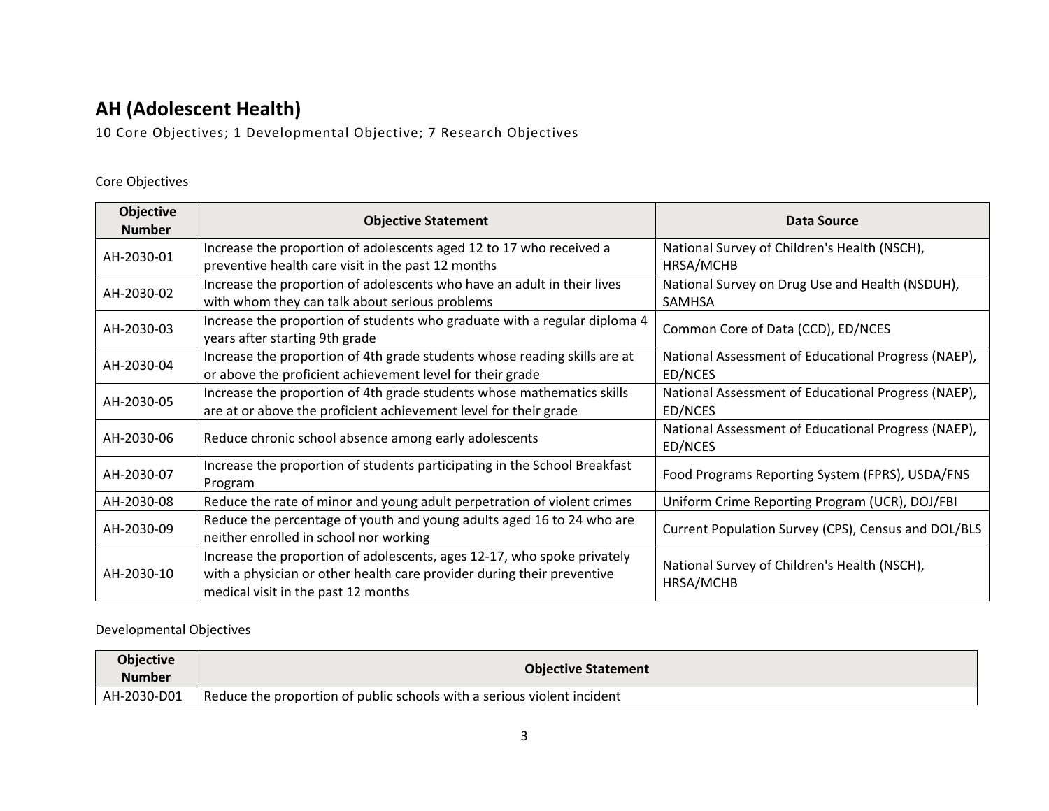## AH (Adolescent Health)

10 Core Objectives; 1 Developmental Objective; 7 Research Objectives

Core Objectives

| Objective Number | Objective Statement | Data Source |
|---|---|---|
| AH-2030-01 | Increase the proportion of adolescents aged 12 to 17 who received a preventive health care visit in the past 12 months | National Survey of Children's Health (NSCH), HRSA/MCHB |
| AH-2030-02 | Increase the proportion of adolescents who have an adult in their lives with whom they can talk about serious problems | National Survey on Drug Use and Health (NSDUH), SAMHSA |
| AH-2030-03 | Increase the proportion of students who graduate with a regular diploma 4 years after starting 9th grade | Common Core of Data (CCD), ED/NCES |
| AH-2030-04 | Increase the proportion of 4th grade students whose reading skills are at or above the proficient achievement level for their grade | National Assessment of Educational Progress (NAEP), ED/NCES |
| AH-2030-05 | Increase the proportion of 4th grade students whose mathematics skills are at or above the proficient achievement level for their grade | National Assessment of Educational Progress (NAEP), ED/NCES |
| AH-2030-06 | Reduce chronic school absence among early adolescents | National Assessment of Educational Progress (NAEP), ED/NCES |
| AH-2030-07 | Increase the proportion of students participating in the School Breakfast Program | Food Programs Reporting System (FPRS), USDA/FNS |
| AH-2030-08 | Reduce the rate of minor and young adult perpetration of violent crimes | Uniform Crime Reporting Program (UCR), DOJ/FBI |
| AH-2030-09 | Reduce the percentage of youth and young adults aged 16 to 24 who are neither enrolled in school nor working | Current Population Survey (CPS), Census and DOL/BLS |
| AH-2030-10 | Increase the proportion of adolescents, ages 12-17, who spoke privately with a physician or other health care provider during their preventive medical visit in the past 12 months | National Survey of Children's Health (NSCH), HRSA/MCHB |

Developmental Objectives

| Objective Number | Objective Statement |
|---|---|
| AH-2030-D01 | Reduce the proportion of public schools with a serious violent incident |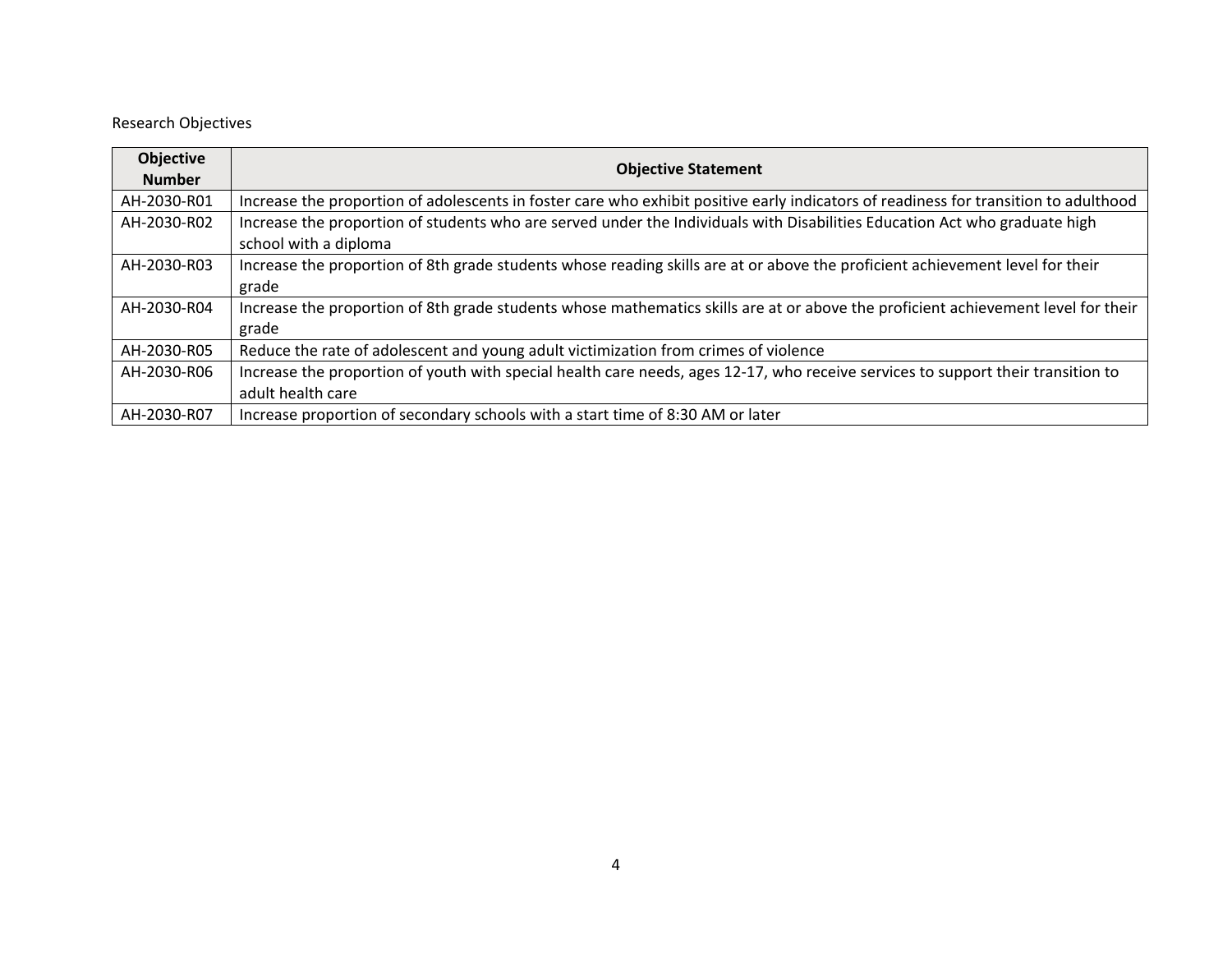Research Objectives

| Objective Number | Objective Statement |
|---|---|
| AH-2030-R01 | Increase the proportion of adolescents in foster care who exhibit positive early indicators of readiness for transition to adulthood |
| AH-2030-R02 | Increase the proportion of students who are served under the Individuals with Disabilities Education Act who graduate high school with a diploma |
| AH-2030-R03 | Increase the proportion of 8th grade students whose reading skills are at or above the proficient achievement level for their grade |
| AH-2030-R04 | Increase the proportion of 8th grade students whose mathematics skills are at or above the proficient achievement level for their grade |
| AH-2030-R05 | Reduce the rate of adolescent and young adult victimization from crimes of violence |
| AH-2030-R06 | Increase the proportion of youth with special health care needs, ages 12-17, who receive services to support their transition to adult health care |
| AH-2030-R07 | Increase proportion of secondary schools with a start time of 8:30 AM or later |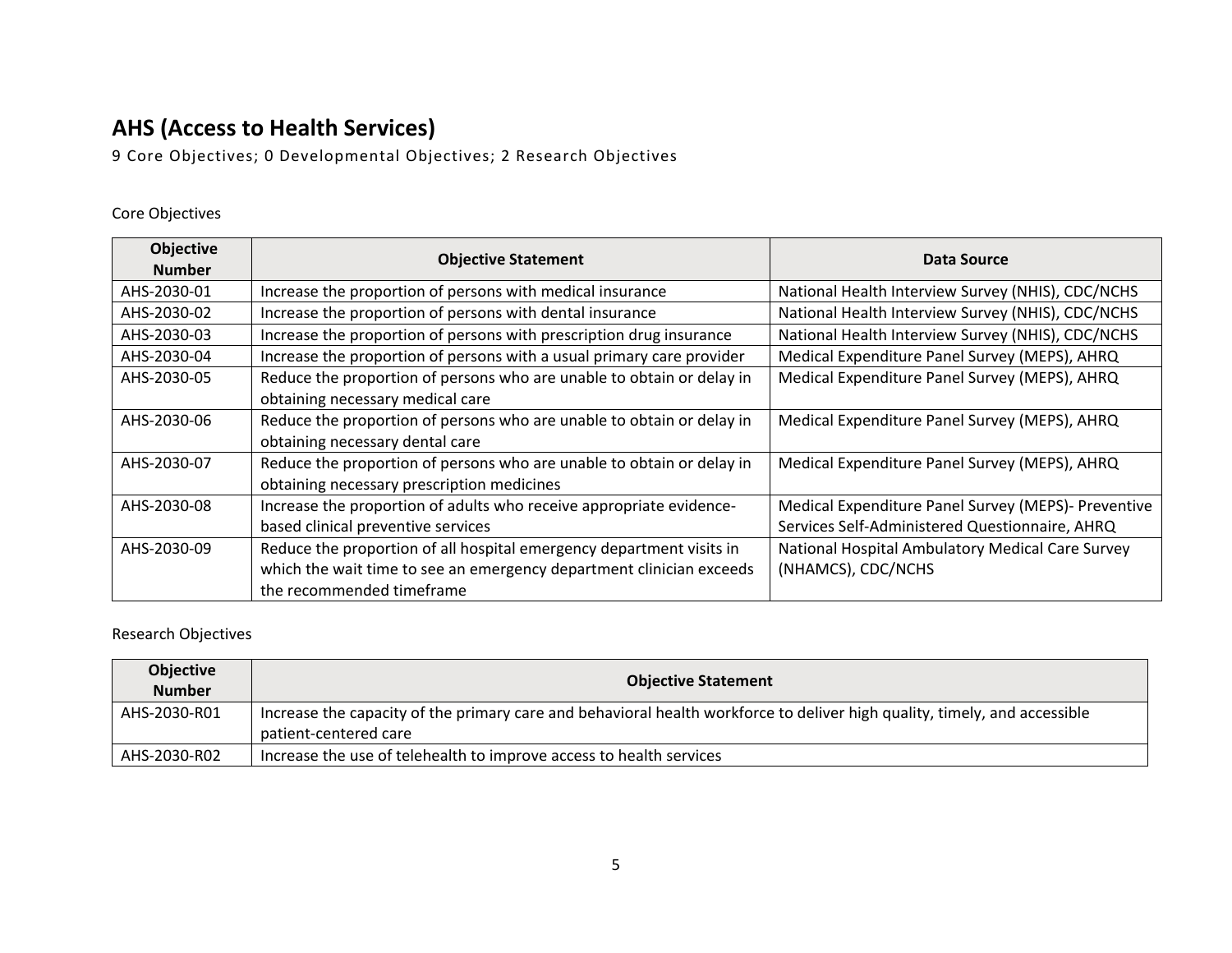## AHS (Access to Health Services)

9 Core Objectives; 0 Developmental Objectives; 2 Research Objectives

Core Objectives

| Objective Number | Objective Statement | Data Source |
|---|---|---|
| AHS-2030-01 | Increase the proportion of persons with medical insurance | National Health Interview Survey (NHIS), CDC/NCHS |
| AHS-2030-02 | Increase the proportion of persons with dental insurance | National Health Interview Survey (NHIS), CDC/NCHS |
| AHS-2030-03 | Increase the proportion of persons with prescription drug insurance | National Health Interview Survey (NHIS), CDC/NCHS |
| AHS-2030-04 | Increase the proportion of persons with a usual primary care provider | Medical Expenditure Panel Survey (MEPS), AHRQ |
| AHS-2030-05 | Reduce the proportion of persons who are unable to obtain or delay in obtaining necessary medical care | Medical Expenditure Panel Survey (MEPS), AHRQ |
| AHS-2030-06 | Reduce the proportion of persons who are unable to obtain or delay in obtaining necessary dental care | Medical Expenditure Panel Survey (MEPS), AHRQ |
| AHS-2030-07 | Reduce the proportion of persons who are unable to obtain or delay in obtaining necessary prescription medicines | Medical Expenditure Panel Survey (MEPS), AHRQ |
| AHS-2030-08 | Increase the proportion of adults who receive appropriate evidence-based clinical preventive services | Medical Expenditure Panel Survey (MEPS)- Preventive Services Self-Administered Questionnaire, AHRQ |
| AHS-2030-09 | Reduce the proportion of all hospital emergency department visits in which the wait time to see an emergency department clinician exceeds the recommended timeframe | National Hospital Ambulatory Medical Care Survey (NHAMCS), CDC/NCHS |

Research Objectives

| Objective Number | Objective Statement |
|---|---|
| AHS-2030-R01 | Increase the capacity of the primary care and behavioral health workforce to deliver high quality, timely, and accessible patient-centered care |
| AHS-2030-R02 | Increase the use of telehealth to improve access to health services |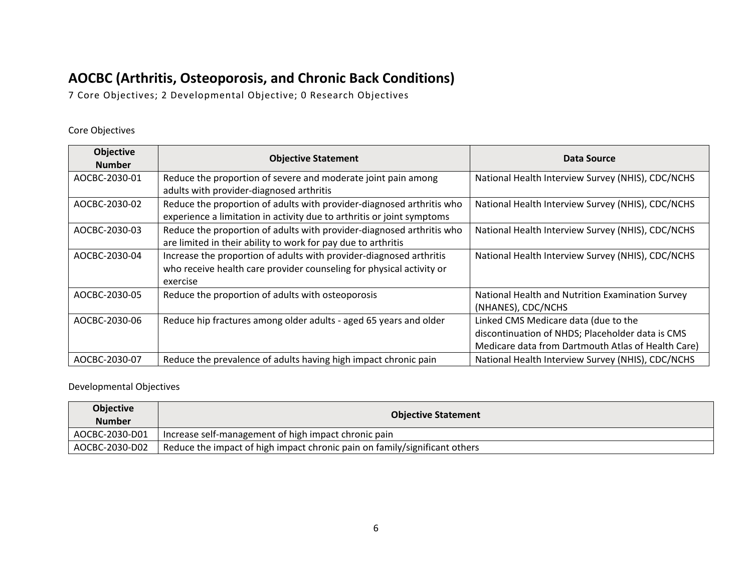# AOCBC (Arthritis, Osteoporosis, and Chronic Back Conditions)

7 Core Objectives; 2 Developmental Objective; 0 Research Objectives

Core Objectives

| Objective Number | Objective Statement | Data Source |
|---|---|---|
| AOCBC-2030-01 | Reduce the proportion of severe and moderate joint pain among adults with provider-diagnosed arthritis | National Health Interview Survey (NHIS), CDC/NCHS |
| AOCBC-2030-02 | Reduce the proportion of adults with provider-diagnosed arthritis who experience a limitation in activity due to arthritis or joint symptoms | National Health Interview Survey (NHIS), CDC/NCHS |
| AOCBC-2030-03 | Reduce the proportion of adults with provider-diagnosed arthritis who are limited in their ability to work for pay due to arthritis | National Health Interview Survey (NHIS), CDC/NCHS |
| AOCBC-2030-04 | Increase the proportion of adults with provider-diagnosed arthritis who receive health care provider counseling for physical activity or exercise | National Health Interview Survey (NHIS), CDC/NCHS |
| AOCBC-2030-05 | Reduce the proportion of adults with osteoporosis | National Health and Nutrition Examination Survey (NHANES), CDC/NCHS |
| AOCBC-2030-06 | Reduce hip fractures among older adults - aged 65 years and older | Linked CMS Medicare data (due to the discontinuation of NHDS; Placeholder data is CMS Medicare data from Dartmouth Atlas of Health Care) |
| AOCBC-2030-07 | Reduce the prevalence of adults having high impact chronic pain | National Health Interview Survey (NHIS), CDC/NCHS |

Developmental Objectives

| Objective Number | Objective Statement |
|---|---|
| AOCBC-2030-D01 | Increase self-management of high impact chronic pain |
| AOCBC-2030-D02 | Reduce the impact of high impact chronic pain on family/significant others |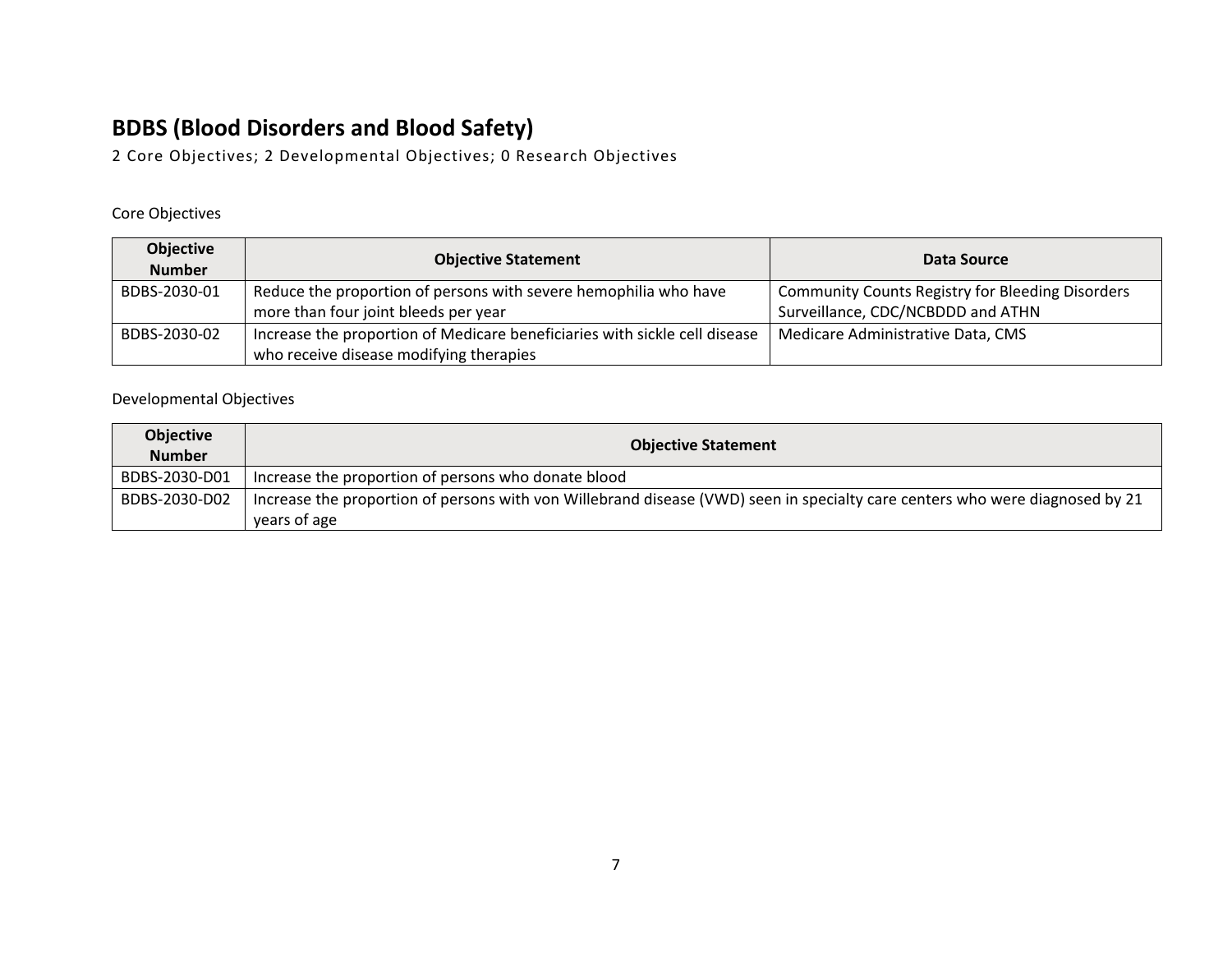## BDBS (Blood Disorders and Blood Safety)

2 Core Objectives; 2 Developmental Objectives; 0 Research Objectives

Core Objectives

| Objective Number | Objective Statement | Data Source |
|---|---|---|
| BDBS-2030-01 | Reduce the proportion of persons with severe hemophilia who have more than four joint bleeds per year | Community Counts Registry for Bleeding Disorders Surveillance, CDC/NCBDDD and ATHN |
| BDBS-2030-02 | Increase the proportion of Medicare beneficiaries with sickle cell disease who receive disease modifying therapies | Medicare Administrative Data, CMS |

Developmental Objectives

| Objective Number | Objective Statement |
|---|---|
| BDBS-2030-D01 | Increase the proportion of persons who donate blood |
| BDBS-2030-D02 | Increase the proportion of persons with von Willebrand disease (VWD) seen in specialty care centers who were diagnosed by 21 years of age |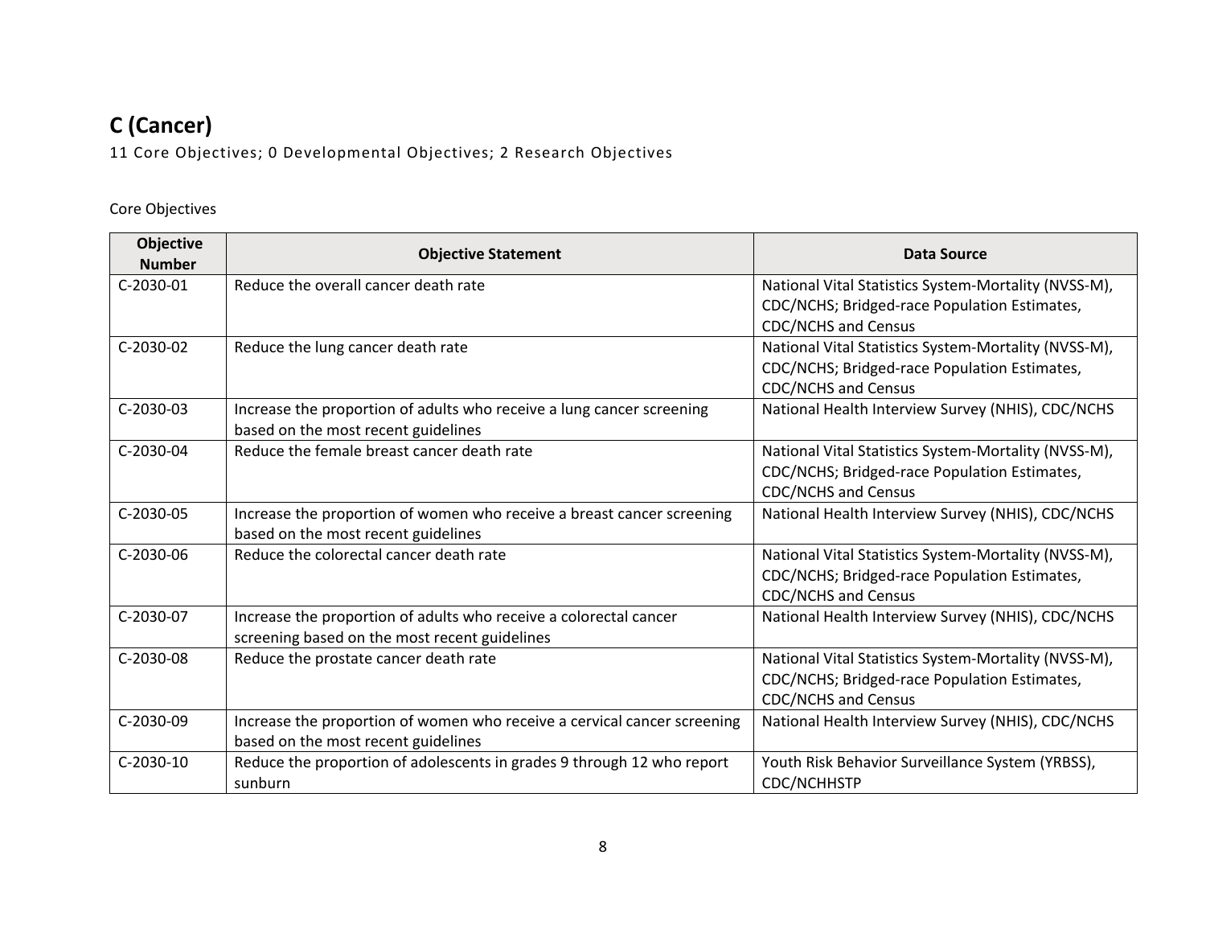## C (Cancer)

11 Core Objectives; 0 Developmental Objectives; 2 Research Objectives

Core Objectives

| Objective Number | Objective Statement | Data Source |
|---|---|---|
| C-2030-01 | Reduce the overall cancer death rate | National Vital Statistics System-Mortality (NVSS-M), CDC/NCHS; Bridged-race Population Estimates, CDC/NCHS and Census |
| C-2030-02 | Reduce the lung cancer death rate | National Vital Statistics System-Mortality (NVSS-M), CDC/NCHS; Bridged-race Population Estimates, CDC/NCHS and Census |
| C-2030-03 | Increase the proportion of adults who receive a lung cancer screening based on the most recent guidelines | National Health Interview Survey (NHIS), CDC/NCHS |
| C-2030-04 | Reduce the female breast cancer death rate | National Vital Statistics System-Mortality (NVSS-M), CDC/NCHS; Bridged-race Population Estimates, CDC/NCHS and Census |
| C-2030-05 | Increase the proportion of women who receive a breast cancer screening based on the most recent guidelines | National Health Interview Survey (NHIS), CDC/NCHS |
| C-2030-06 | Reduce the colorectal cancer death rate | National Vital Statistics System-Mortality (NVSS-M), CDC/NCHS; Bridged-race Population Estimates, CDC/NCHS and Census |
| C-2030-07 | Increase the proportion of adults who receive a colorectal cancer screening based on the most recent guidelines | National Health Interview Survey (NHIS), CDC/NCHS |
| C-2030-08 | Reduce the prostate cancer death rate | National Vital Statistics System-Mortality (NVSS-M), CDC/NCHS; Bridged-race Population Estimates, CDC/NCHS and Census |
| C-2030-09 | Increase the proportion of women who receive a cervical cancer screening based on the most recent guidelines | National Health Interview Survey (NHIS), CDC/NCHS |
| C-2030-10 | Reduce the proportion of adolescents in grades 9 through 12 who report sunburn | Youth Risk Behavior Surveillance System (YRBSS), CDC/NCHHSTP |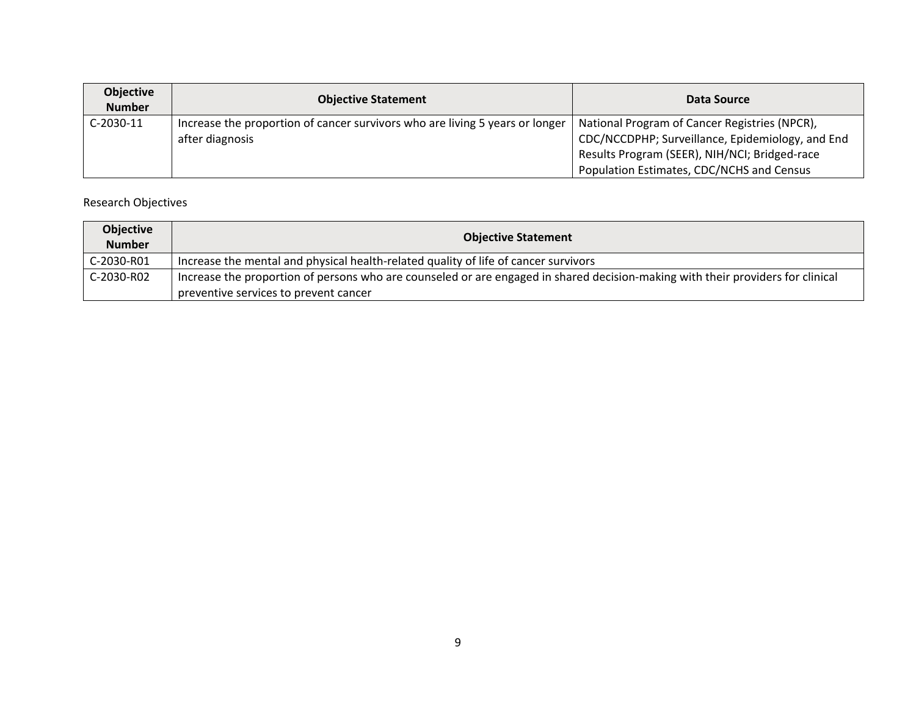| Objective Number | Objective Statement | Data Source |
|---|---|---|
| C-2030-11 | Increase the proportion of cancer survivors who are living 5 years or longer after diagnosis | National Program of Cancer Registries (NPCR), CDC/NCCDPHP; Surveillance, Epidemiology, and End Results Program (SEER), NIH/NCI; Bridged-race Population Estimates, CDC/NCHS and Census |

Research Objectives

| Objective Number | Objective Statement |
|---|---|
| C-2030-R01 | Increase the mental and physical health-related quality of life of cancer survivors |
| C-2030-R02 | Increase the proportion of persons who are counseled or are engaged in shared decision-making with their providers for clinical preventive services to prevent cancer |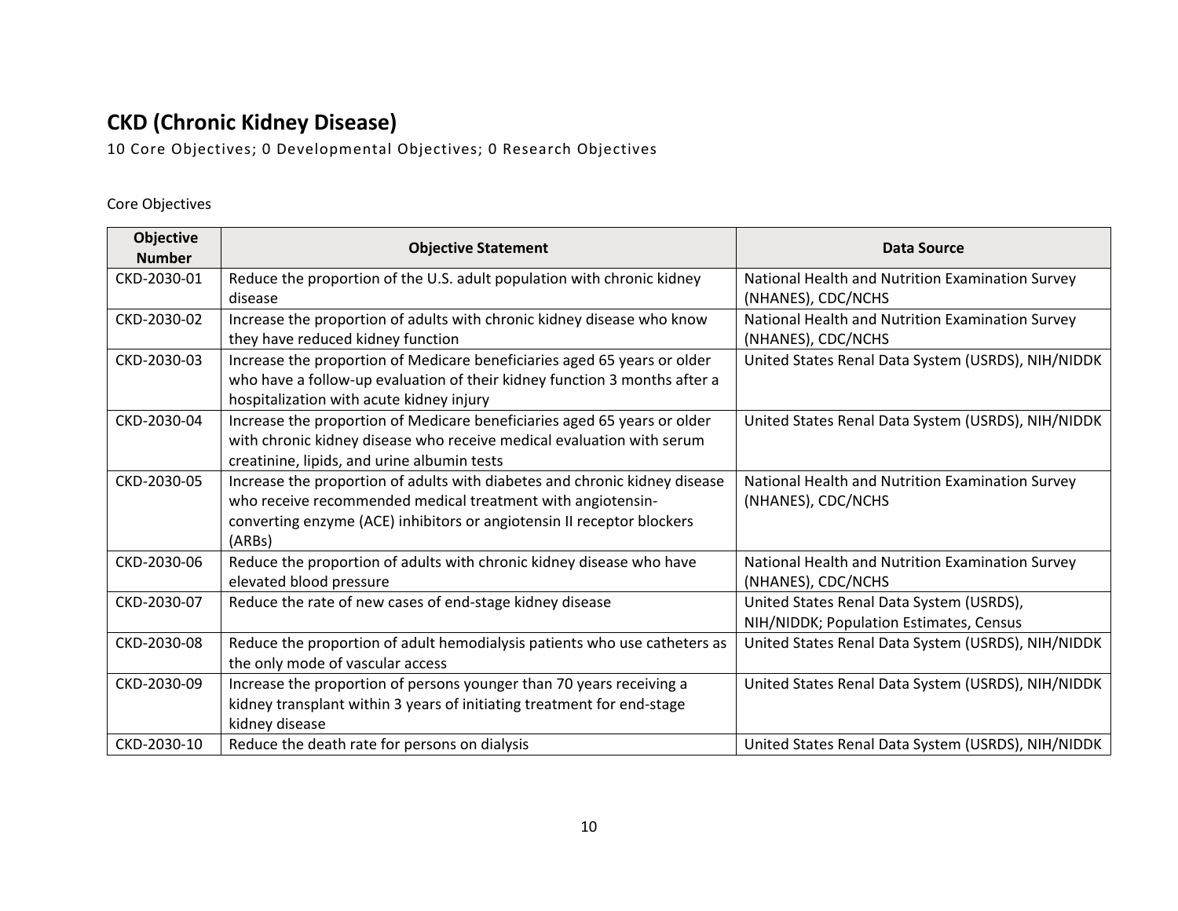## CKD (Chronic Kidney Disease)

10 Core Objectives; 0 Developmental Objectives; 0 Research Objectives

Core Objectives

| Objective Number | Objective Statement | Data Source |
|---|---|---|
| CKD-2030-01 | Reduce the proportion of the U.S. adult population with chronic kidney disease | National Health and Nutrition Examination Survey (NHANES), CDC/NCHS |
| CKD-2030-02 | Increase the proportion of adults with chronic kidney disease who know they have reduced kidney function | National Health and Nutrition Examination Survey (NHANES), CDC/NCHS |
| CKD-2030-03 | Increase the proportion of Medicare beneficiaries aged 65 years or older who have a follow-up evaluation of their kidney function 3 months after a hospitalization with acute kidney injury | United States Renal Data System (USRDS), NIH/NIDDK |
| CKD-2030-04 | Increase the proportion of Medicare beneficiaries aged 65 years or older with chronic kidney disease who receive medical evaluation with serum creatinine, lipids, and urine albumin tests | United States Renal Data System (USRDS), NIH/NIDDK |
| CKD-2030-05 | Increase the proportion of adults with diabetes and chronic kidney disease who receive recommended medical treatment with angiotensin-converting enzyme (ACE) inhibitors or angiotensin II receptor blockers (ARBs) | National Health and Nutrition Examination Survey (NHANES), CDC/NCHS |
| CKD-2030-06 | Reduce the proportion of adults with chronic kidney disease who have elevated blood pressure | National Health and Nutrition Examination Survey (NHANES), CDC/NCHS |
| CKD-2030-07 | Reduce the rate of new cases of end-stage kidney disease | United States Renal Data System (USRDS), NIH/NIDDK; Population Estimates, Census |
| CKD-2030-08 | Reduce the proportion of adult hemodialysis patients who use catheters as the only mode of vascular access | United States Renal Data System (USRDS), NIH/NIDDK |
| CKD-2030-09 | Increase the proportion of persons younger than 70 years receiving a kidney transplant within 3 years of initiating treatment for end-stage kidney disease | United States Renal Data System (USRDS), NIH/NIDDK |
| CKD-2030-10 | Reduce the death rate for persons on dialysis | United States Renal Data System (USRDS), NIH/NIDDK |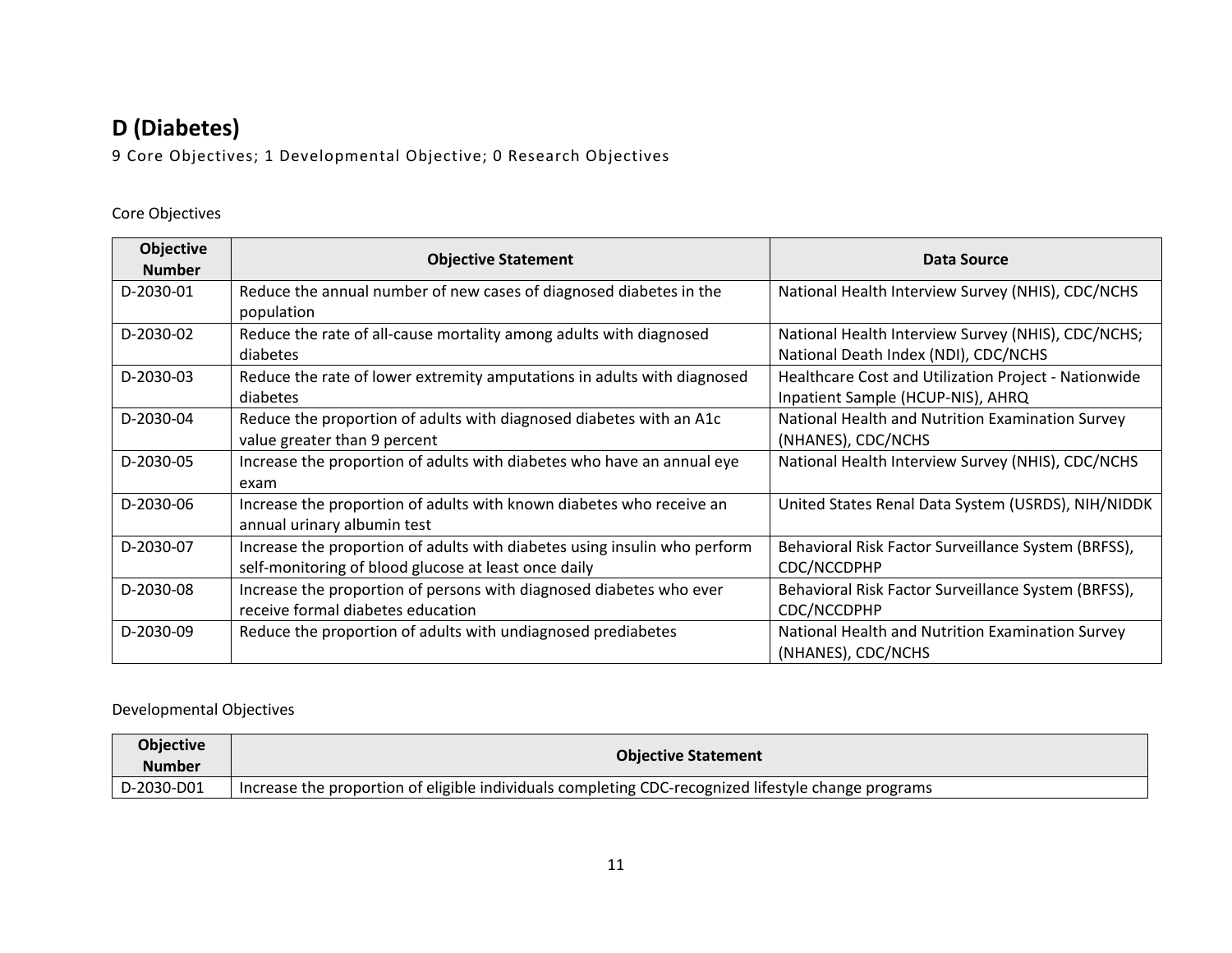## D (Diabetes)

9 Core Objectives; 1 Developmental Objective; 0 Research Objectives

Core Objectives

| Objective Number | Objective Statement | Data Source |
|---|---|---|
| D-2030-01 | Reduce the annual number of new cases of diagnosed diabetes in the population | National Health Interview Survey (NHIS), CDC/NCHS |
| D-2030-02 | Reduce the rate of all-cause mortality among adults with diagnosed diabetes | National Health Interview Survey (NHIS), CDC/NCHS; National Death Index (NDI), CDC/NCHS |
| D-2030-03 | Reduce the rate of lower extremity amputations in adults with diagnosed diabetes | Healthcare Cost and Utilization Project - Nationwide Inpatient Sample (HCUP-NIS), AHRQ |
| D-2030-04 | Reduce the proportion of adults with diagnosed diabetes with an A1c value greater than 9 percent | National Health and Nutrition Examination Survey (NHANES), CDC/NCHS |
| D-2030-05 | Increase the proportion of adults with diabetes who have an annual eye exam | National Health Interview Survey (NHIS), CDC/NCHS |
| D-2030-06 | Increase the proportion of adults with known diabetes who receive an annual urinary albumin test | United States Renal Data System (USRDS), NIH/NIDDK |
| D-2030-07 | Increase the proportion of adults with diabetes using insulin who perform self-monitoring of blood glucose at least once daily | Behavioral Risk Factor Surveillance System (BRFSS), CDC/NCCDPHP |
| D-2030-08 | Increase the proportion of persons with diagnosed diabetes who ever receive formal diabetes education | Behavioral Risk Factor Surveillance System (BRFSS), CDC/NCCDPHP |
| D-2030-09 | Reduce the proportion of adults with undiagnosed prediabetes | National Health and Nutrition Examination Survey (NHANES), CDC/NCHS |

Developmental Objectives

| Objective Number | Objective Statement |
|---|---|
| D-2030-D01 | Increase the proportion of eligible individuals completing CDC-recognized lifestyle change programs |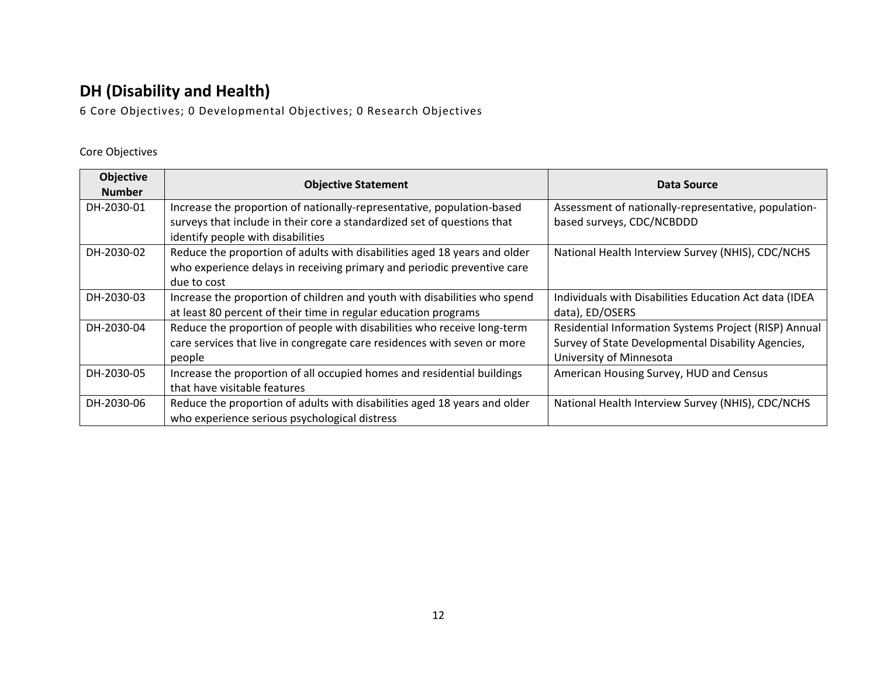## DH (Disability and Health)

6 Core Objectives; 0 Developmental Objectives; 0 Research Objectives

Core Objectives

| Objective Number | Objective Statement | Data Source |
|---|---|---|
| DH-2030-01 | Increase the proportion of nationally-representative, population-based surveys that include in their core a standardized set of questions that identify people with disabilities | Assessment of nationally-representative, population-based surveys, CDC/NCBDDD |
| DH-2030-02 | Reduce the proportion of adults with disabilities aged 18 years and older who experience delays in receiving primary and periodic preventive care due to cost | National Health Interview Survey (NHIS), CDC/NCHS |
| DH-2030-03 | Increase the proportion of children and youth with disabilities who spend at least 80 percent of their time in regular education programs | Individuals with Disabilities Education Act data (IDEA data), ED/OSERS |
| DH-2030-04 | Reduce the proportion of people with disabilities who receive long-term care services that live in congregate care residences with seven or more people | Residential Information Systems Project (RISP) Annual Survey of State Developmental Disability Agencies, University of Minnesota |
| DH-2030-05 | Increase the proportion of all occupied homes and residential buildings that have visitable features | American Housing Survey, HUD and Census |
| DH-2030-06 | Reduce the proportion of adults with disabilities aged 18 years and older who experience serious psychological distress | National Health Interview Survey (NHIS), CDC/NCHS |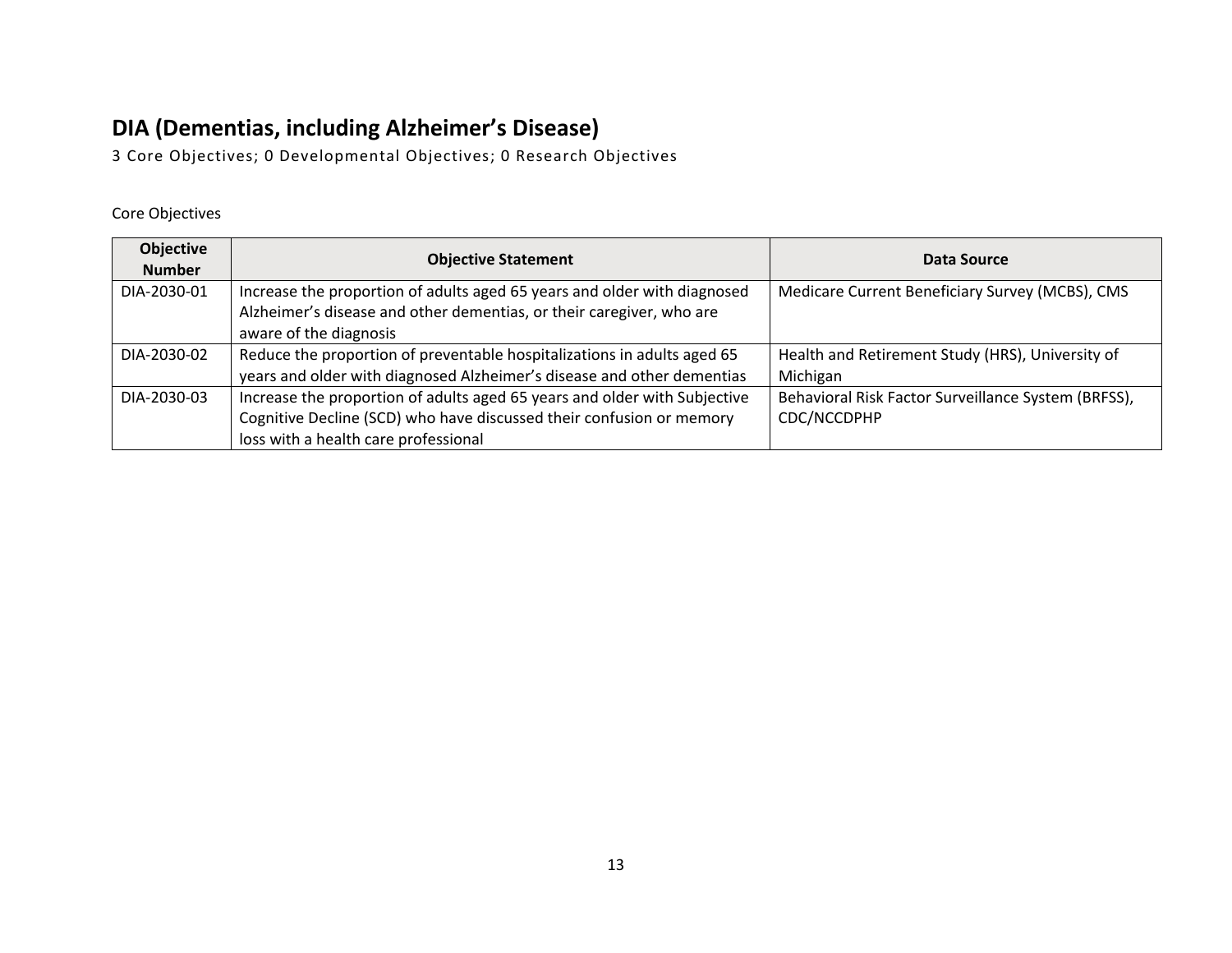## DIA (Dementias, including Alzheimer's Disease)

3 Core Objectives; 0 Developmental Objectives; 0 Research Objectives

Core Objectives

| Objective Number | Objective Statement | Data Source |
| --- | --- | --- |
| DIA-2030-01 | Increase the proportion of adults aged 65 years and older with diagnosed Alzheimer's disease and other dementias, or their caregiver, who are aware of the diagnosis | Medicare Current Beneficiary Survey (MCBS), CMS |
| DIA-2030-02 | Reduce the proportion of preventable hospitalizations in adults aged 65 years and older with diagnosed Alzheimer's disease and other dementias | Health and Retirement Study (HRS), University of Michigan |
| DIA-2030-03 | Increase the proportion of adults aged 65 years and older with Subjective Cognitive Decline (SCD) who have discussed their confusion or memory loss with a health care professional | Behavioral Risk Factor Surveillance System (BRFSS), CDC/NCCDPHP |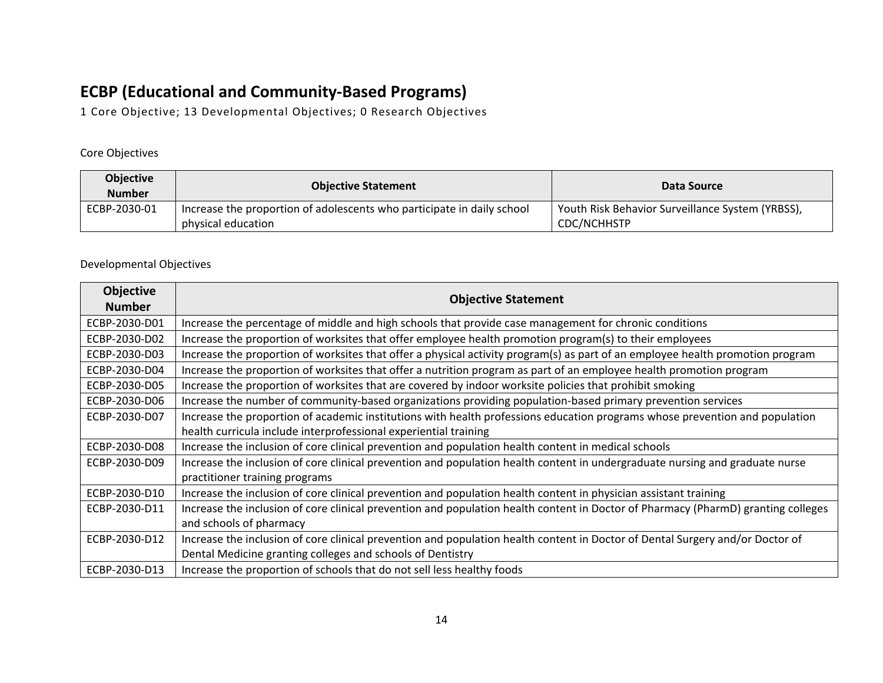## ECBP (Educational and Community-Based Programs)

1 Core Objective; 13 Developmental Objectives; 0 Research Objectives

Core Objectives

| Objective Number | Objective Statement | Data Source |
|---|---|---|
| ECBP-2030-01 | Increase the proportion of adolescents who participate in daily school physical education | Youth Risk Behavior Surveillance System (YRBSS), CDC/NCHHSTP |

Developmental Objectives

| Objective Number | Objective Statement |
|---|---|
| ECBP-2030-D01 | Increase the percentage of middle and high schools that provide case management for chronic conditions |
| ECBP-2030-D02 | Increase the proportion of worksites that offer employee health promotion program(s) to their employees |
| ECBP-2030-D03 | Increase the proportion of worksites that offer a physical activity program(s) as part of an employee health promotion program |
| ECBP-2030-D04 | Increase the proportion of worksites that offer a nutrition program as part of an employee health promotion program |
| ECBP-2030-D05 | Increase the proportion of worksites that are covered by indoor worksite policies that prohibit smoking |
| ECBP-2030-D06 | Increase the number of community-based organizations providing population-based primary prevention services |
| ECBP-2030-D07 | Increase the proportion of academic institutions with health professions education programs whose prevention and population health curricula include interprofessional experiential training |
| ECBP-2030-D08 | Increase the inclusion of core clinical prevention and population health content in medical schools |
| ECBP-2030-D09 | Increase the inclusion of core clinical prevention and population health content in undergraduate nursing and graduate nurse practitioner training programs |
| ECBP-2030-D10 | Increase the inclusion of core clinical prevention and population health content in physician assistant training |
| ECBP-2030-D11 | Increase the inclusion of core clinical prevention and population health content in Doctor of Pharmacy (PharmD) granting colleges and schools of pharmacy |
| ECBP-2030-D12 | Increase the inclusion of core clinical prevention and population health content in Doctor of Dental Surgery and/or Doctor of Dental Medicine granting colleges and schools of Dentistry |
| ECBP-2030-D13 | Increase the proportion of schools that do not sell less healthy foods |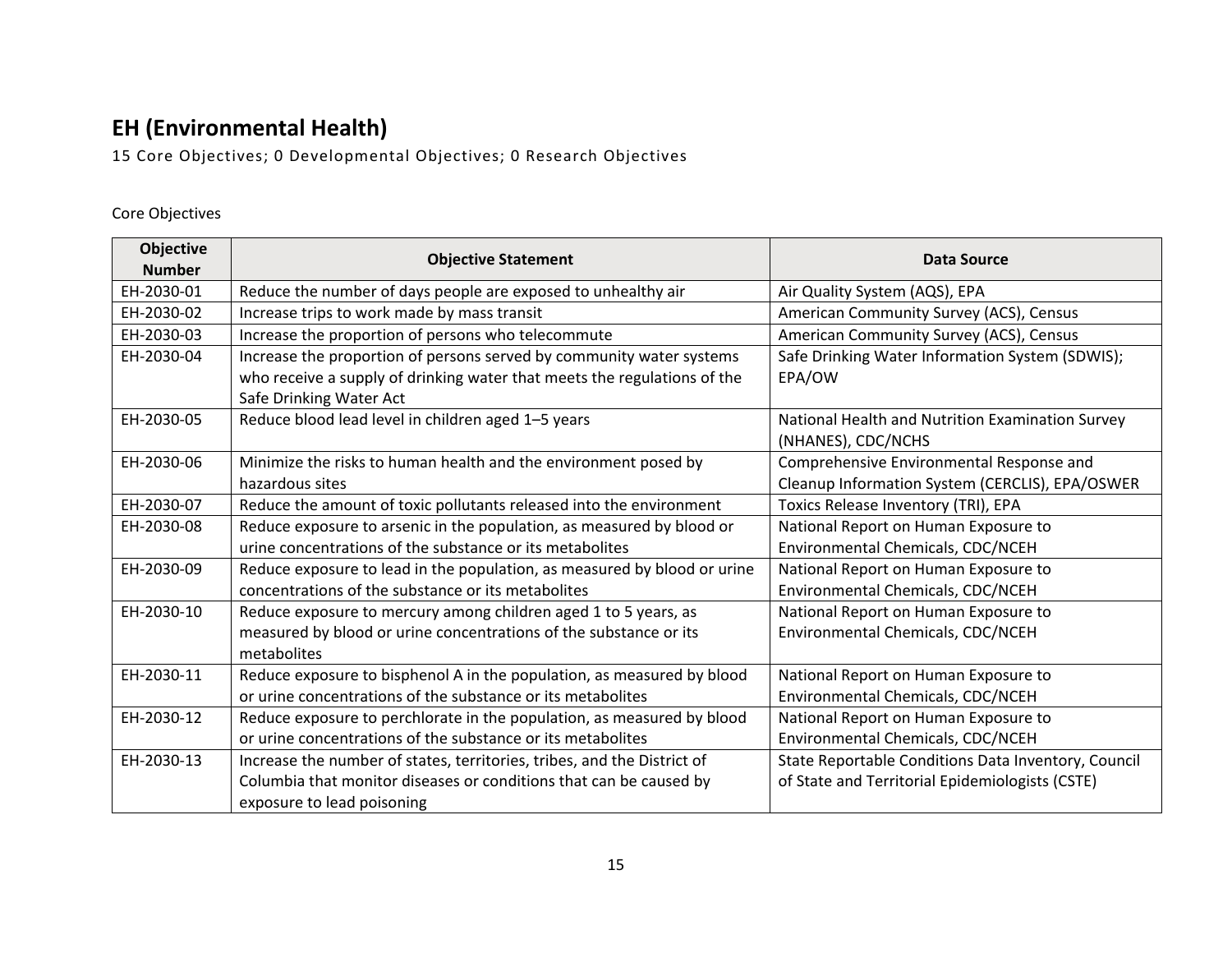## EH (Environmental Health)

15 Core Objectives; 0 Developmental Objectives; 0 Research Objectives

Core Objectives

| Objective Number | Objective Statement | Data Source |
|---|---|---|
| EH-2030-01 | Reduce the number of days people are exposed to unhealthy air | Air Quality System (AQS), EPA |
| EH-2030-02 | Increase trips to work made by mass transit | American Community Survey (ACS), Census |
| EH-2030-03 | Increase the proportion of persons who telecommute | American Community Survey (ACS), Census |
| EH-2030-04 | Increase the proportion of persons served by community water systems who receive a supply of drinking water that meets the regulations of the Safe Drinking Water Act | Safe Drinking Water Information System (SDWIS); EPA/OW |
| EH-2030-05 | Reduce blood lead level in children aged 1–5 years | National Health and Nutrition Examination Survey (NHANES), CDC/NCHS |
| EH-2030-06 | Minimize the risks to human health and the environment posed by hazardous sites | Comprehensive Environmental Response and Cleanup Information System (CERCLIS), EPA/OSWER |
| EH-2030-07 | Reduce the amount of toxic pollutants released into the environment | Toxics Release Inventory (TRI), EPA |
| EH-2030-08 | Reduce exposure to arsenic in the population, as measured by blood or urine concentrations of the substance or its metabolites | National Report on Human Exposure to Environmental Chemicals, CDC/NCEH |
| EH-2030-09 | Reduce exposure to lead in the population, as measured by blood or urine concentrations of the substance or its metabolites | National Report on Human Exposure to Environmental Chemicals, CDC/NCEH |
| EH-2030-10 | Reduce exposure to mercury among children aged 1 to 5 years, as measured by blood or urine concentrations of the substance or its metabolites | National Report on Human Exposure to Environmental Chemicals, CDC/NCEH |
| EH-2030-11 | Reduce exposure to bisphenol A in the population, as measured by blood or urine concentrations of the substance or its metabolites | National Report on Human Exposure to Environmental Chemicals, CDC/NCEH |
| EH-2030-12 | Reduce exposure to perchlorate in the population, as measured by blood or urine concentrations of the substance or its metabolites | National Report on Human Exposure to Environmental Chemicals, CDC/NCEH |
| EH-2030-13 | Increase the number of states, territories, tribes, and the District of Columbia that monitor diseases or conditions that can be caused by exposure to lead poisoning | State Reportable Conditions Data Inventory, Council of State and Territorial Epidemiologists (CSTE) |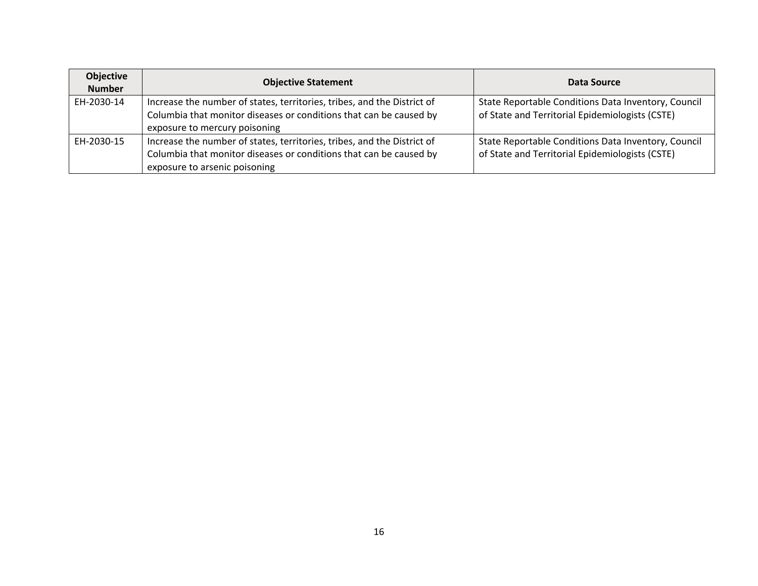| Objective Number | Objective Statement | Data Source |
|---|---|---|
| EH-2030-14 | Increase the number of states, territories, tribes, and the District of Columbia that monitor diseases or conditions that can be caused by exposure to mercury poisoning | State Reportable Conditions Data Inventory, Council of State and Territorial Epidemiologists (CSTE) |
| EH-2030-15 | Increase the number of states, territories, tribes, and the District of Columbia that monitor diseases or conditions that can be caused by exposure to arsenic poisoning | State Reportable Conditions Data Inventory, Council of State and Territorial Epidemiologists (CSTE) |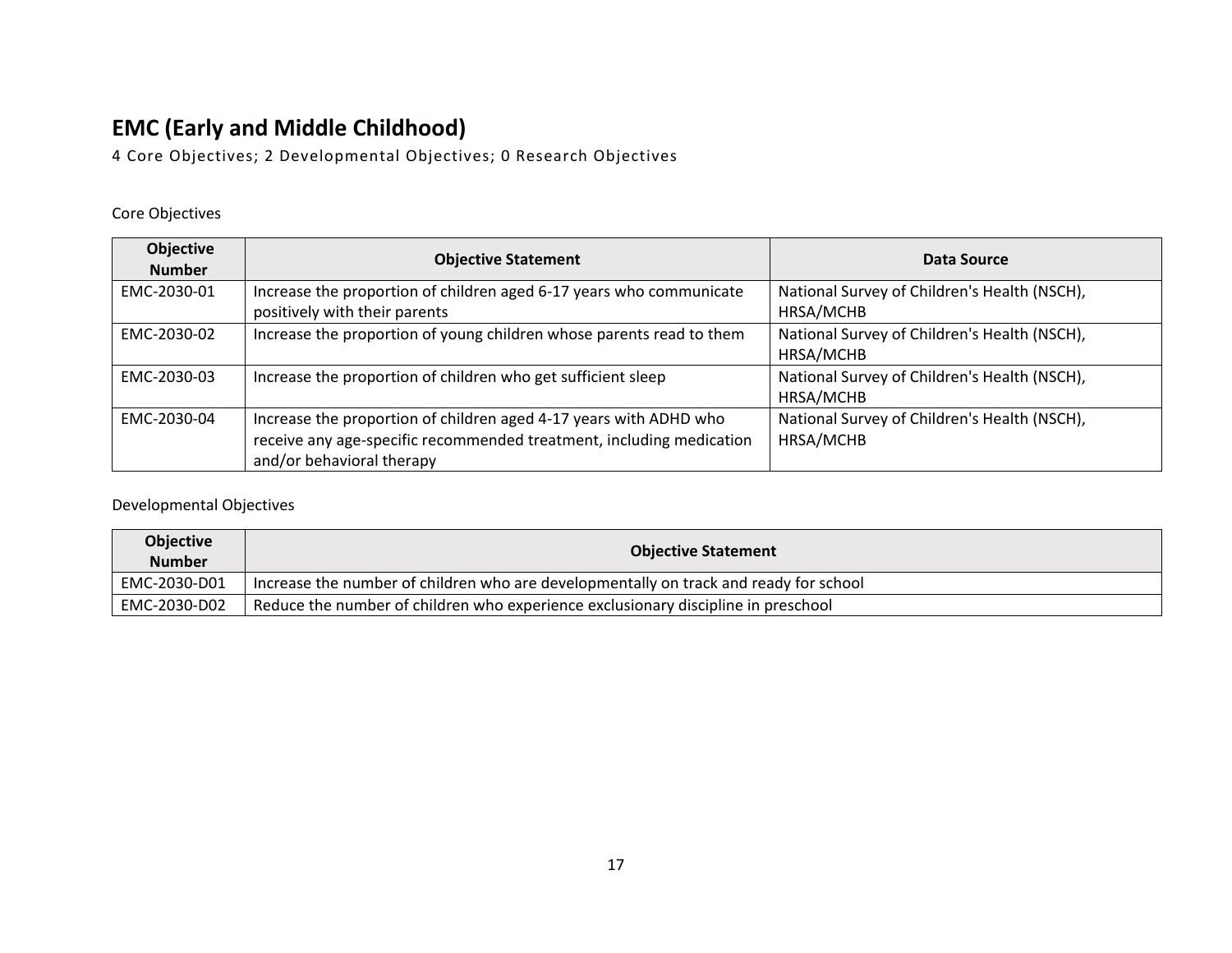## EMC (Early and Middle Childhood)

4 Core Objectives; 2 Developmental Objectives; 0 Research Objectives

Core Objectives

| Objective Number | Objective Statement | Data Source |
|---|---|---|
| EMC-2030-01 | Increase the proportion of children aged 6-17 years who communicate positively with their parents | National Survey of Children's Health (NSCH), HRSA/MCHB |
| EMC-2030-02 | Increase the proportion of young children whose parents read to them | National Survey of Children's Health (NSCH), HRSA/MCHB |
| EMC-2030-03 | Increase the proportion of children who get sufficient sleep | National Survey of Children's Health (NSCH), HRSA/MCHB |
| EMC-2030-04 | Increase the proportion of children aged 4-17 years with ADHD who receive any age-specific recommended treatment, including medication and/or behavioral therapy | National Survey of Children's Health (NSCH), HRSA/MCHB |

Developmental Objectives

| Objective Number | Objective Statement |
|---|---|
| EMC-2030-D01 | Increase the number of children who are developmentally on track and ready for school |
| EMC-2030-D02 | Reduce the number of children who experience exclusionary discipline in preschool |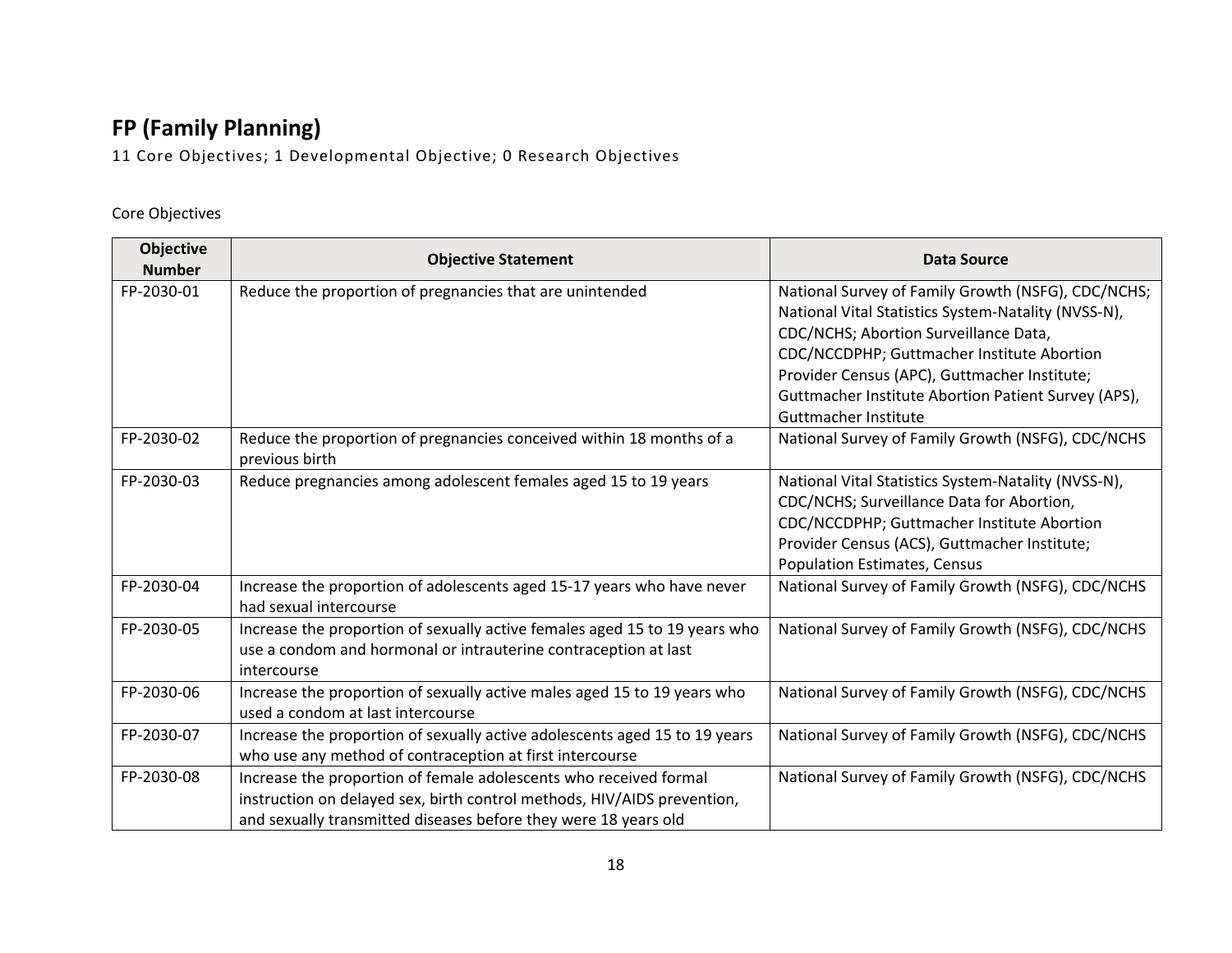## FP (Family Planning)

11 Core Objectives; 1 Developmental Objective; 0 Research Objectives

Core Objectives

| Objective Number | Objective Statement | Data Source |
|---|---|---|
| FP-2030-01 | Reduce the proportion of pregnancies that are unintended | National Survey of Family Growth (NSFG), CDC/NCHS; National Vital Statistics System-Natality (NVSS-N), CDC/NCHS; Abortion Surveillance Data, CDC/NCCDPHP; Guttmacher Institute Abortion Provider Census (APC), Guttmacher Institute; Guttmacher Institute Abortion Patient Survey (APS), Guttmacher Institute |
| FP-2030-02 | Reduce the proportion of pregnancies conceived within 18 months of a previous birth | National Survey of Family Growth (NSFG), CDC/NCHS |
| FP-2030-03 | Reduce pregnancies among adolescent females aged 15 to 19 years | National Vital Statistics System-Natality (NVSS-N), CDC/NCHS; Surveillance Data for Abortion, CDC/NCCDPHP; Guttmacher Institute Abortion Provider Census (ACS), Guttmacher Institute; Population Estimates, Census |
| FP-2030-04 | Increase the proportion of adolescents aged 15-17 years who have never had sexual intercourse | National Survey of Family Growth (NSFG), CDC/NCHS |
| FP-2030-05 | Increase the proportion of sexually active females aged 15 to 19 years who use a condom and hormonal or intrauterine contraception at last intercourse | National Survey of Family Growth (NSFG), CDC/NCHS |
| FP-2030-06 | Increase the proportion of sexually active males aged 15 to 19 years who used a condom at last intercourse | National Survey of Family Growth (NSFG), CDC/NCHS |
| FP-2030-07 | Increase the proportion of sexually active adolescents aged 15 to 19 years who use any method of contraception at first intercourse | National Survey of Family Growth (NSFG), CDC/NCHS |
| FP-2030-08 | Increase the proportion of female adolescents who received formal instruction on delayed sex, birth control methods, HIV/AIDS prevention, and sexually transmitted diseases before they were 18 years old | National Survey of Family Growth (NSFG), CDC/NCHS |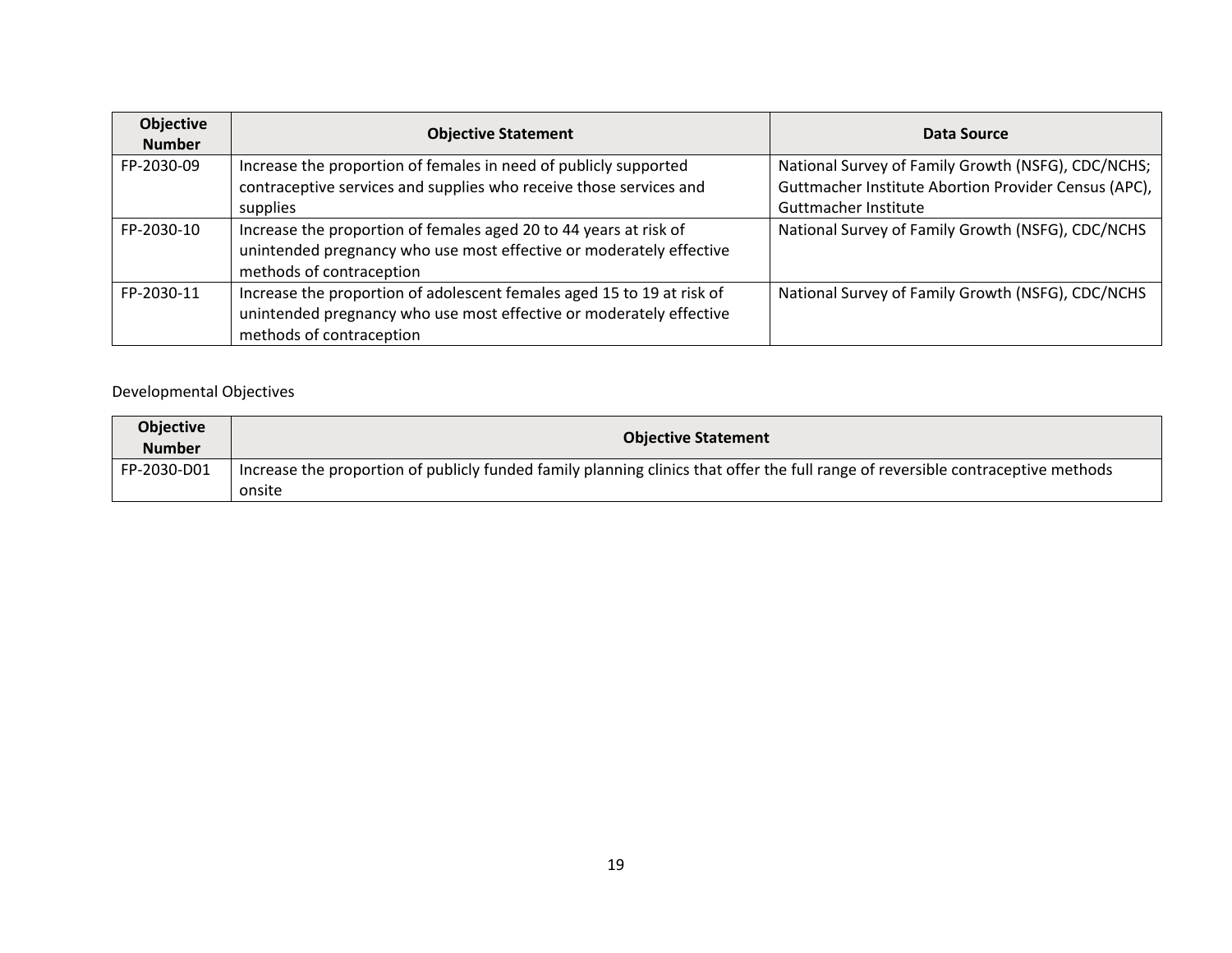| Objective Number | Objective Statement | Data Source |
|---|---|---|
| FP-2030-09 | Increase the proportion of females in need of publicly supported contraceptive services and supplies who receive those services and supplies | National Survey of Family Growth (NSFG), CDC/NCHS; Guttmacher Institute Abortion Provider Census (APC), Guttmacher Institute |
| FP-2030-10 | Increase the proportion of females aged 20 to 44 years at risk of unintended pregnancy who use most effective or moderately effective methods of contraception | National Survey of Family Growth (NSFG), CDC/NCHS |
| FP-2030-11 | Increase the proportion of adolescent females aged 15 to 19 at risk of unintended pregnancy who use most effective or moderately effective methods of contraception | National Survey of Family Growth (NSFG), CDC/NCHS |

Developmental Objectives

| Objective Number | Objective Statement |
|---|---|
| FP-2030-D01 | Increase the proportion of publicly funded family planning clinics that offer the full range of reversible contraceptive methods onsite |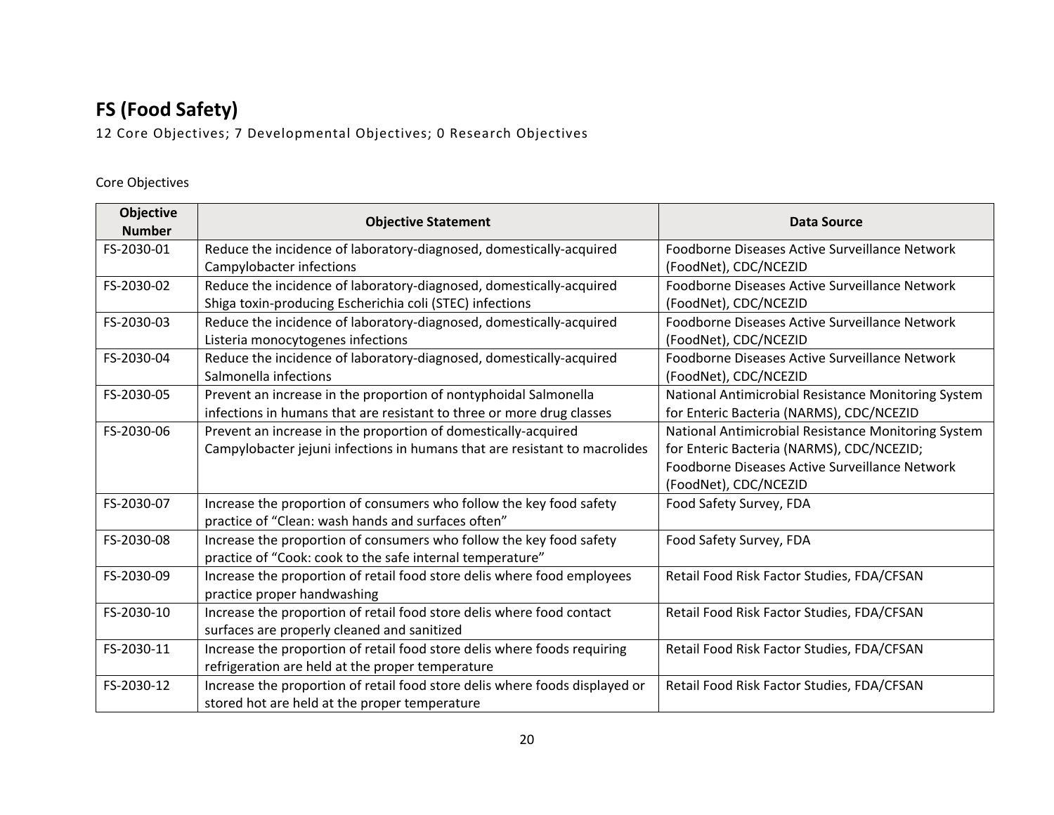## FS (Food Safety)

12 Core Objectives; 7 Developmental Objectives; 0 Research Objectives

Core Objectives

| Objective Number | Objective Statement | Data Source |
|---|---|---|
| FS-2030-01 | Reduce the incidence of laboratory-diagnosed, domestically-acquired Campylobacter infections | Foodborne Diseases Active Surveillance Network (FoodNet), CDC/NCEZID |
| FS-2030-02 | Reduce the incidence of laboratory-diagnosed, domestically-acquired Shiga toxin-producing Escherichia coli (STEC) infections | Foodborne Diseases Active Surveillance Network (FoodNet), CDC/NCEZID |
| FS-2030-03 | Reduce the incidence of laboratory-diagnosed, domestically-acquired Listeria monocytogenes infections | Foodborne Diseases Active Surveillance Network (FoodNet), CDC/NCEZID |
| FS-2030-04 | Reduce the incidence of laboratory-diagnosed, domestically-acquired Salmonella infections | Foodborne Diseases Active Surveillance Network (FoodNet), CDC/NCEZID |
| FS-2030-05 | Prevent an increase in the proportion of nontyphoidal Salmonella infections in humans that are resistant to three or more drug classes | National Antimicrobial Resistance Monitoring System for Enteric Bacteria (NARMS), CDC/NCEZID |
| FS-2030-06 | Prevent an increase in the proportion of domestically-acquired Campylobacter jejuni infections in humans that are resistant to macrolides | National Antimicrobial Resistance Monitoring System for Enteric Bacteria (NARMS), CDC/NCEZID; Foodborne Diseases Active Surveillance Network (FoodNet), CDC/NCEZID |
| FS-2030-07 | Increase the proportion of consumers who follow the key food safety practice of “Clean: wash hands and surfaces often” | Food Safety Survey, FDA |
| FS-2030-08 | Increase the proportion of consumers who follow the key food safety practice of “Cook: cook to the safe internal temperature” | Food Safety Survey, FDA |
| FS-2030-09 | Increase the proportion of retail food store delis where food employees practice proper handwashing | Retail Food Risk Factor Studies, FDA/CFSAN |
| FS-2030-10 | Increase the proportion of retail food store delis where food contact surfaces are properly cleaned and sanitized | Retail Food Risk Factor Studies, FDA/CFSAN |
| FS-2030-11 | Increase the proportion of retail food store delis where foods requiring refrigeration are held at the proper temperature | Retail Food Risk Factor Studies, FDA/CFSAN |
| FS-2030-12 | Increase the proportion of retail food store delis where foods displayed or stored hot are held at the proper temperature | Retail Food Risk Factor Studies, FDA/CFSAN |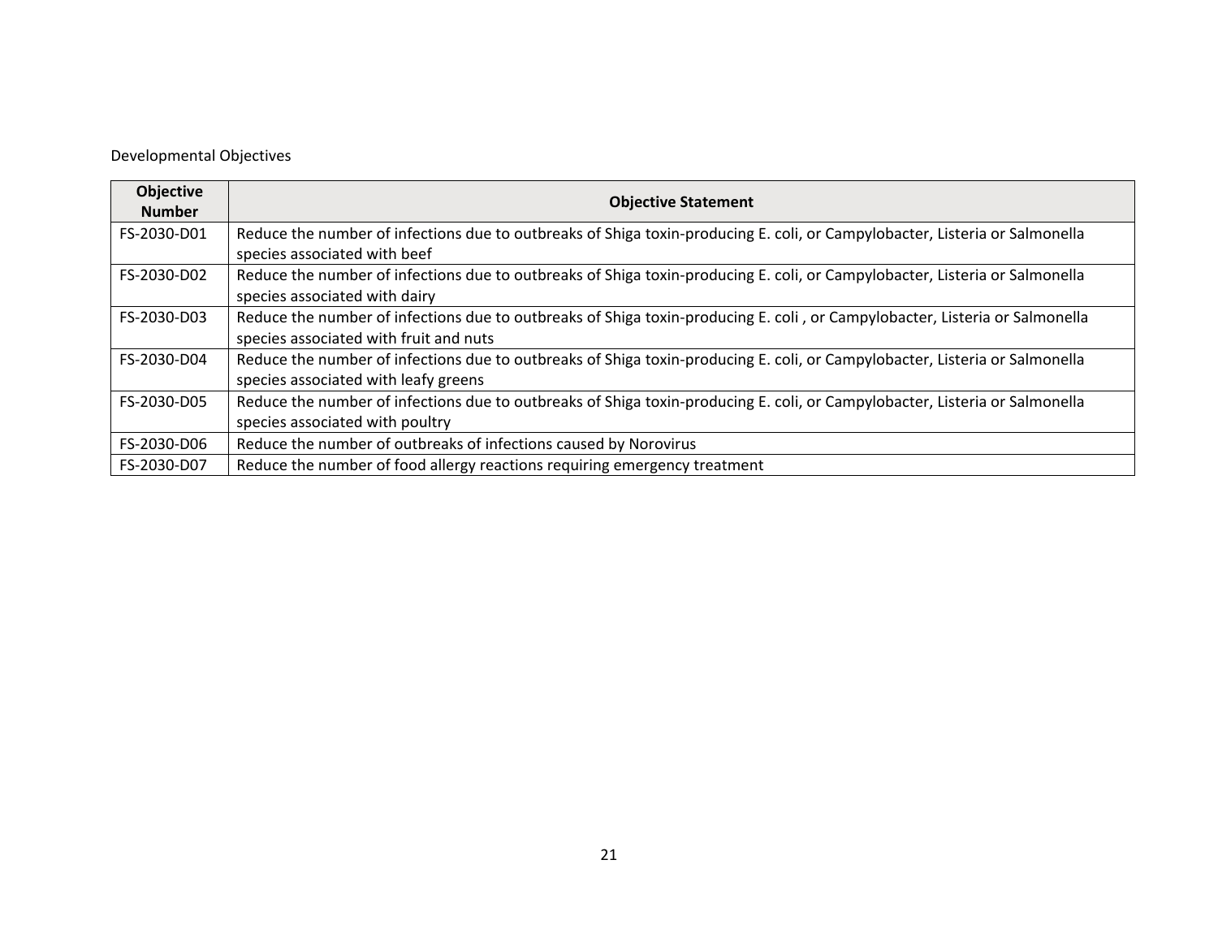Developmental Objectives

| Objective Number | Objective Statement |
| --- | --- |
| FS-2030-D01 | Reduce the number of infections due to outbreaks of Shiga toxin-producing E. coli, or Campylobacter, Listeria or Salmonella species associated with beef |
| FS-2030-D02 | Reduce the number of infections due to outbreaks of Shiga toxin-producing E. coli, or Campylobacter, Listeria or Salmonella species associated with dairy |
| FS-2030-D03 | Reduce the number of infections due to outbreaks of Shiga toxin-producing E. coli , or Campylobacter, Listeria or Salmonella species associated with fruit and nuts |
| FS-2030-D04 | Reduce the number of infections due to outbreaks of Shiga toxin-producing E. coli, or Campylobacter, Listeria or Salmonella species associated with leafy greens |
| FS-2030-D05 | Reduce the number of infections due to outbreaks of Shiga toxin-producing E. coli, or Campylobacter, Listeria or Salmonella species associated with poultry |
| FS-2030-D06 | Reduce the number of outbreaks of infections caused by Norovirus |
| FS-2030-D07 | Reduce the number of food allergy reactions requiring emergency treatment |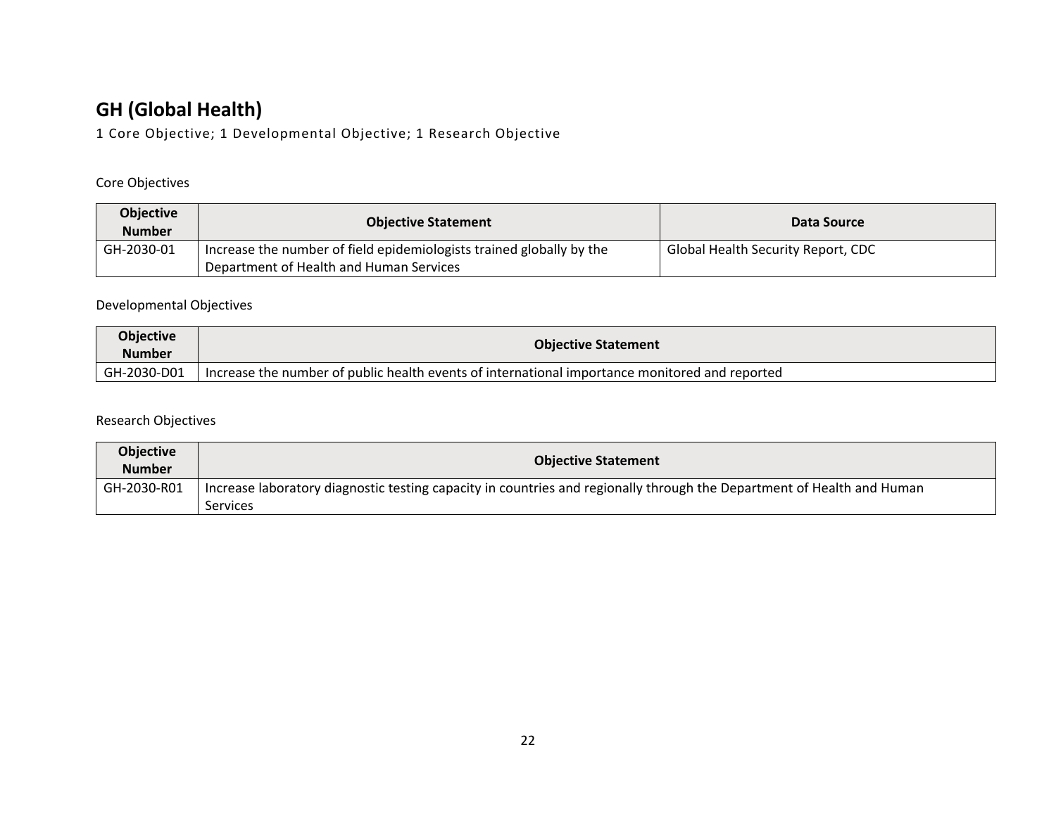## GH (Global Health)

1 Core Objective; 1 Developmental Objective; 1 Research Objective

Core Objectives

| Objective Number | Objective Statement | Data Source |
|---|---|---|
| GH-2030-01 | Increase the number of field epidemiologists trained globally by the Department of Health and Human Services | Global Health Security Report, CDC |

Developmental Objectives

| Objective Number | Objective Statement |
|---|---|
| GH-2030-D01 | Increase the number of public health events of international importance monitored and reported |

Research Objectives

| Objective Number | Objective Statement |
|---|---|
| GH-2030-R01 | Increase laboratory diagnostic testing capacity in countries and regionally through the Department of Health and Human Services |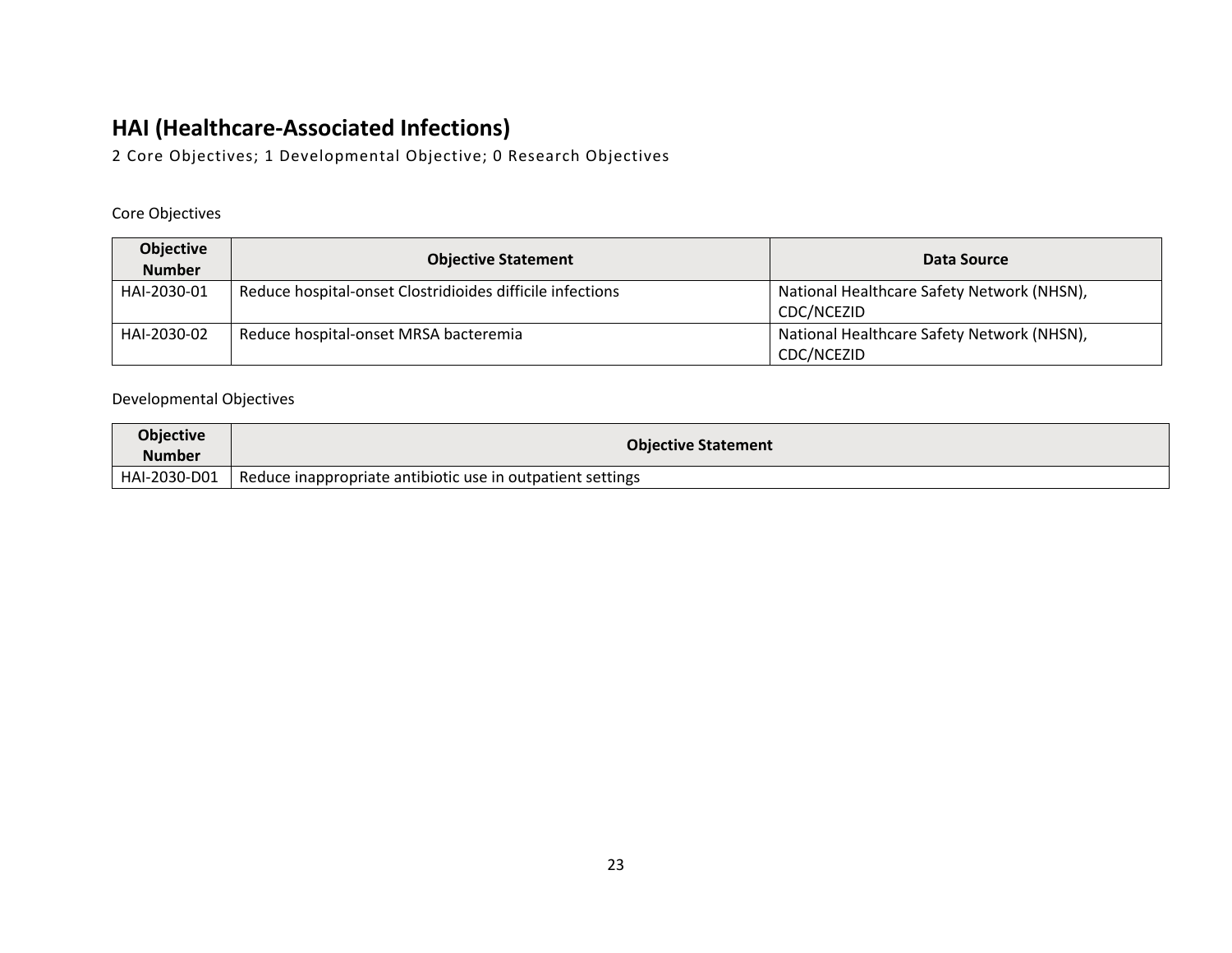## HAI (Healthcare-Associated Infections)

2 Core Objectives; 1 Developmental Objective; 0 Research Objectives

Core Objectives

| Objective Number | Objective Statement | Data Source |
|---|---|---|
| HAI-2030-01 | Reduce hospital-onset Clostridioides difficile infections | National Healthcare Safety Network (NHSN), CDC/NCEZID |
| HAI-2030-02 | Reduce hospital-onset MRSA bacteremia | National Healthcare Safety Network (NHSN), CDC/NCEZID |

Developmental Objectives

| Objective Number | Objective Statement |
|---|---|
| HAI-2030-D01 | Reduce inappropriate antibiotic use in outpatient settings |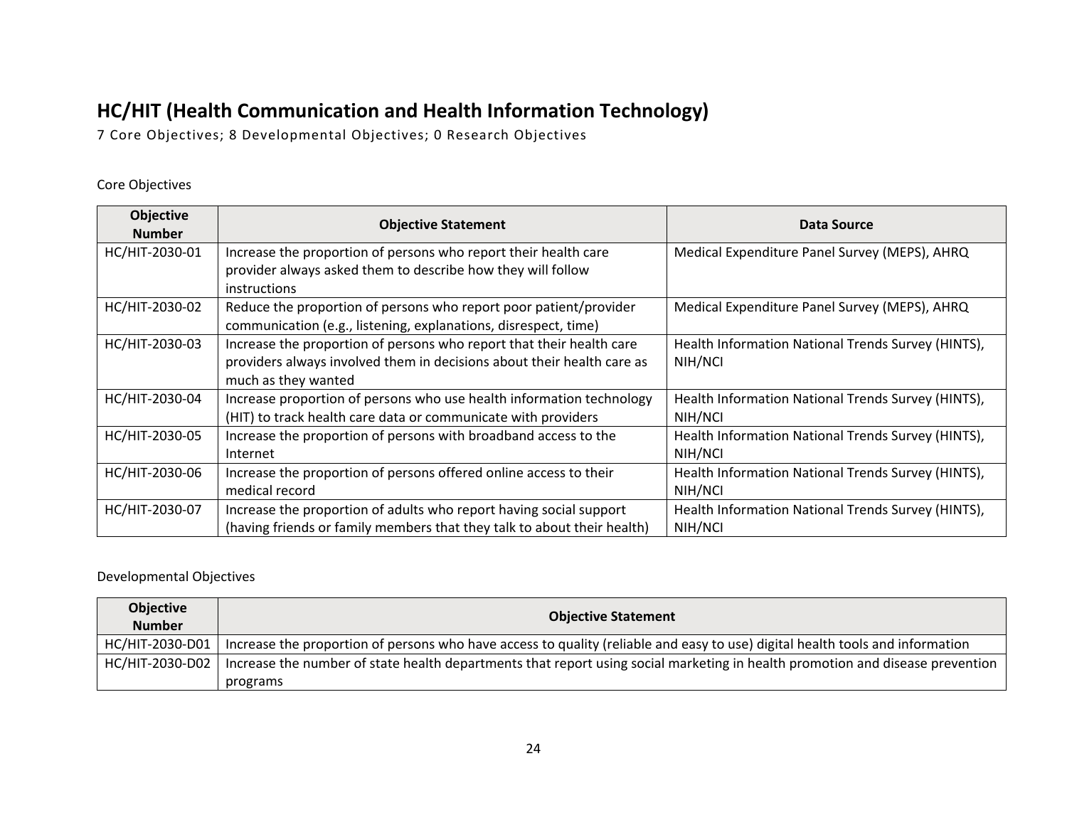## HC/HIT (Health Communication and Health Information Technology)

7 Core Objectives; 8 Developmental Objectives; 0 Research Objectives

Core Objectives

| Objective Number | Objective Statement | Data Source |
|---|---|---|
| HC/HIT-2030-01 | Increase the proportion of persons who report their health care provider always asked them to describe how they will follow instructions | Medical Expenditure Panel Survey (MEPS), AHRQ |
| HC/HIT-2030-02 | Reduce the proportion of persons who report poor patient/provider communication (e.g., listening, explanations, disrespect, time) | Medical Expenditure Panel Survey (MEPS), AHRQ |
| HC/HIT-2030-03 | Increase the proportion of persons who report that their health care providers always involved them in decisions about their health care as much as they wanted | Health Information National Trends Survey (HINTS), NIH/NCI |
| HC/HIT-2030-04 | Increase proportion of persons who use health information technology (HIT) to track health care data or communicate with providers | Health Information National Trends Survey (HINTS), NIH/NCI |
| HC/HIT-2030-05 | Increase the proportion of persons with broadband access to the Internet | Health Information National Trends Survey (HINTS), NIH/NCI |
| HC/HIT-2030-06 | Increase the proportion of persons offered online access to their medical record | Health Information National Trends Survey (HINTS), NIH/NCI |
| HC/HIT-2030-07 | Increase the proportion of adults who report having social support (having friends or family members that they talk to about their health) | Health Information National Trends Survey (HINTS), NIH/NCI |

Developmental Objectives

| Objective Number | Objective Statement |
|---|---|
| HC/HIT-2030-D01 | Increase the proportion of persons who have access to quality (reliable and easy to use) digital health tools and information |
| HC/HIT-2030-D02 | Increase the number of state health departments that report using social marketing in health promotion and disease prevention programs |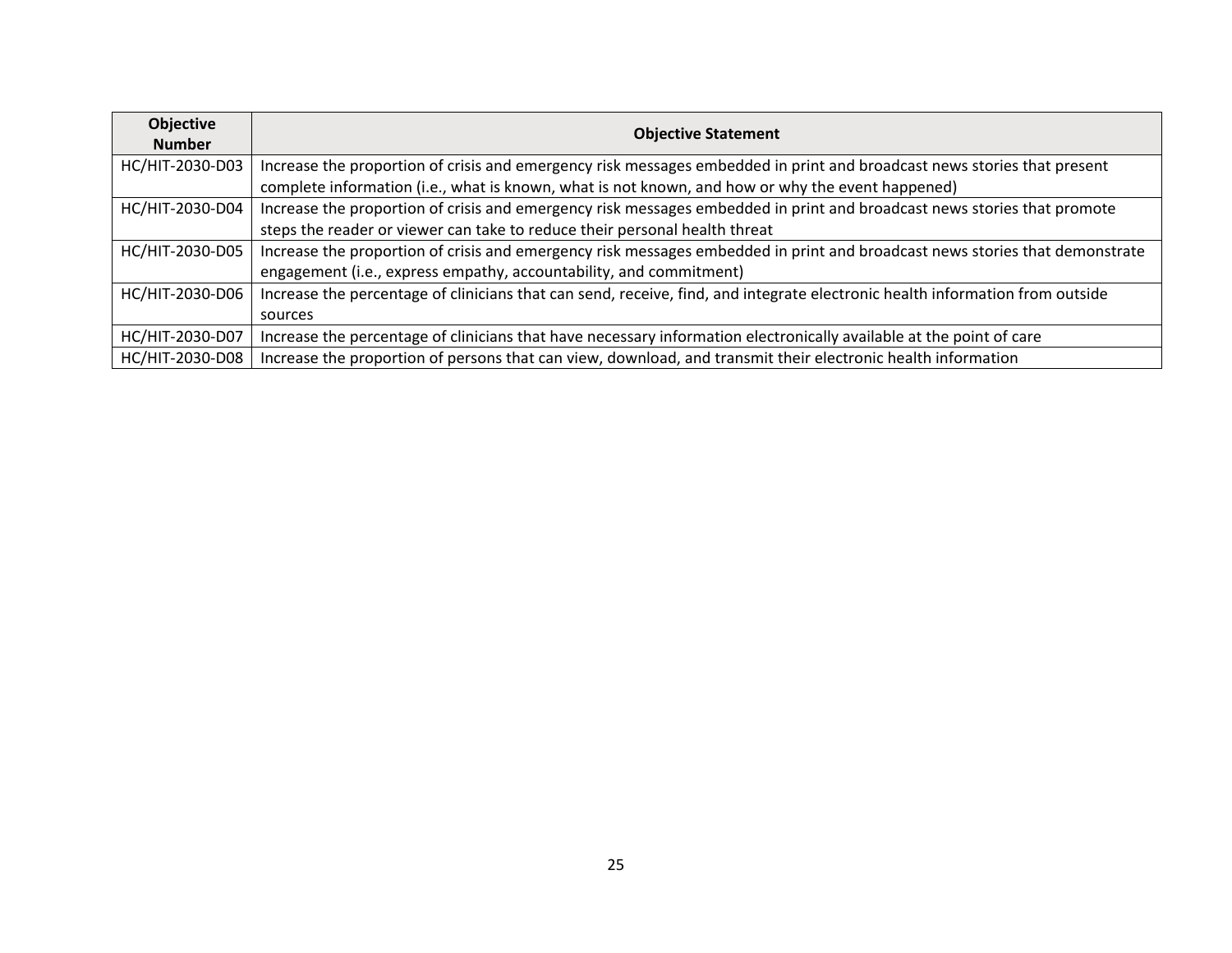| Objective Number | Objective Statement |
|---|---|
| HC/HIT-2030-D03 | Increase the proportion of crisis and emergency risk messages embedded in print and broadcast news stories that present complete information (i.e., what is known, what is not known, and how or why the event happened) |
| HC/HIT-2030-D04 | Increase the proportion of crisis and emergency risk messages embedded in print and broadcast news stories that promote steps the reader or viewer can take to reduce their personal health threat |
| HC/HIT-2030-D05 | Increase the proportion of crisis and emergency risk messages embedded in print and broadcast news stories that demonstrate engagement (i.e., express empathy, accountability, and commitment) |
| HC/HIT-2030-D06 | Increase the percentage of clinicians that can send, receive, find, and integrate electronic health information from outside sources |
| HC/HIT-2030-D07 | Increase the percentage of clinicians that have necessary information electronically available at the point of care |
| HC/HIT-2030-D08 | Increase the proportion of persons that can view, download, and transmit their electronic health information |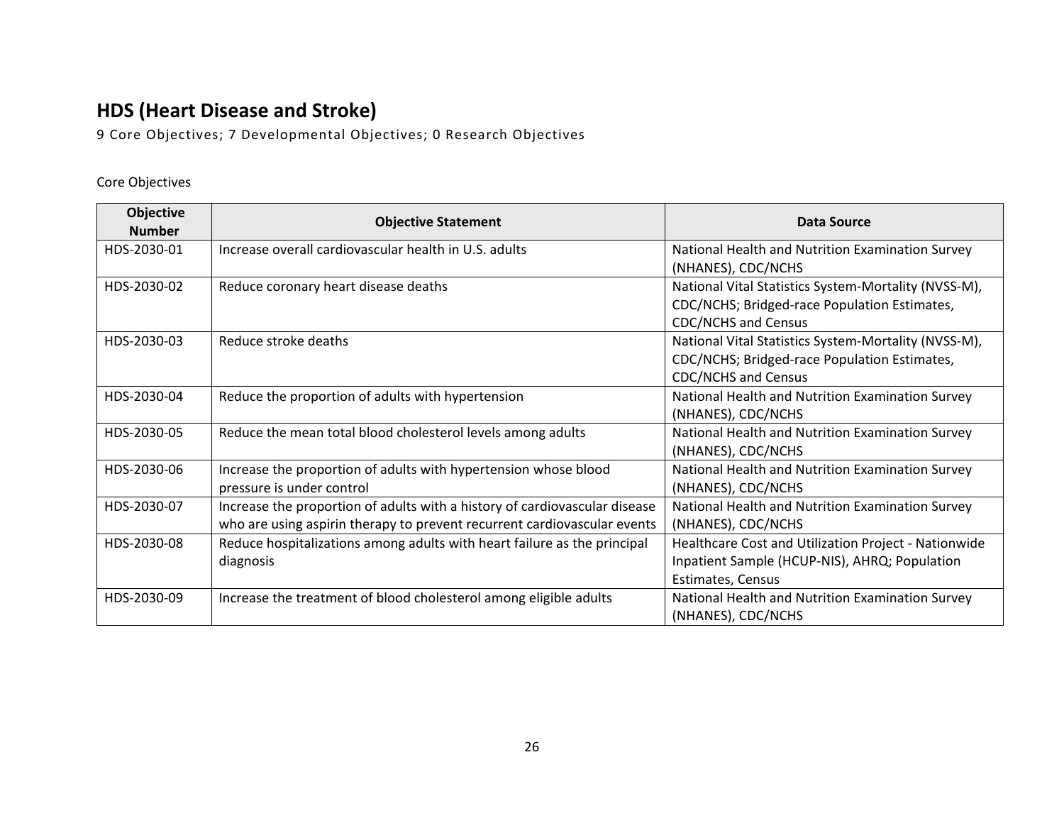## HDS (Heart Disease and Stroke)

9 Core Objectives; 7 Developmental Objectives; 0 Research Objectives

Core Objectives

| Objective Number | Objective Statement | Data Source |
|---|---|---|
| HDS-2030-01 | Increase overall cardiovascular health in U.S. adults | National Health and Nutrition Examination Survey (NHANES), CDC/NCHS |
| HDS-2030-02 | Reduce coronary heart disease deaths | National Vital Statistics System-Mortality (NVSS-M), CDC/NCHS; Bridged-race Population Estimates, CDC/NCHS and Census |
| HDS-2030-03 | Reduce stroke deaths | National Vital Statistics System-Mortality (NVSS-M), CDC/NCHS; Bridged-race Population Estimates, CDC/NCHS and Census |
| HDS-2030-04 | Reduce the proportion of adults with hypertension | National Health and Nutrition Examination Survey (NHANES), CDC/NCHS |
| HDS-2030-05 | Reduce the mean total blood cholesterol levels among adults | National Health and Nutrition Examination Survey (NHANES), CDC/NCHS |
| HDS-2030-06 | Increase the proportion of adults with hypertension whose blood pressure is under control | National Health and Nutrition Examination Survey (NHANES), CDC/NCHS |
| HDS-2030-07 | Increase the proportion of adults with a history of cardiovascular disease who are using aspirin therapy to prevent recurrent cardiovascular events | National Health and Nutrition Examination Survey (NHANES), CDC/NCHS |
| HDS-2030-08 | Reduce hospitalizations among adults with heart failure as the principal diagnosis | Healthcare Cost and Utilization Project - Nationwide Inpatient Sample (HCUP-NIS), AHRQ; Population Estimates, Census |
| HDS-2030-09 | Increase the treatment of blood cholesterol among eligible adults | National Health and Nutrition Examination Survey (NHANES), CDC/NCHS |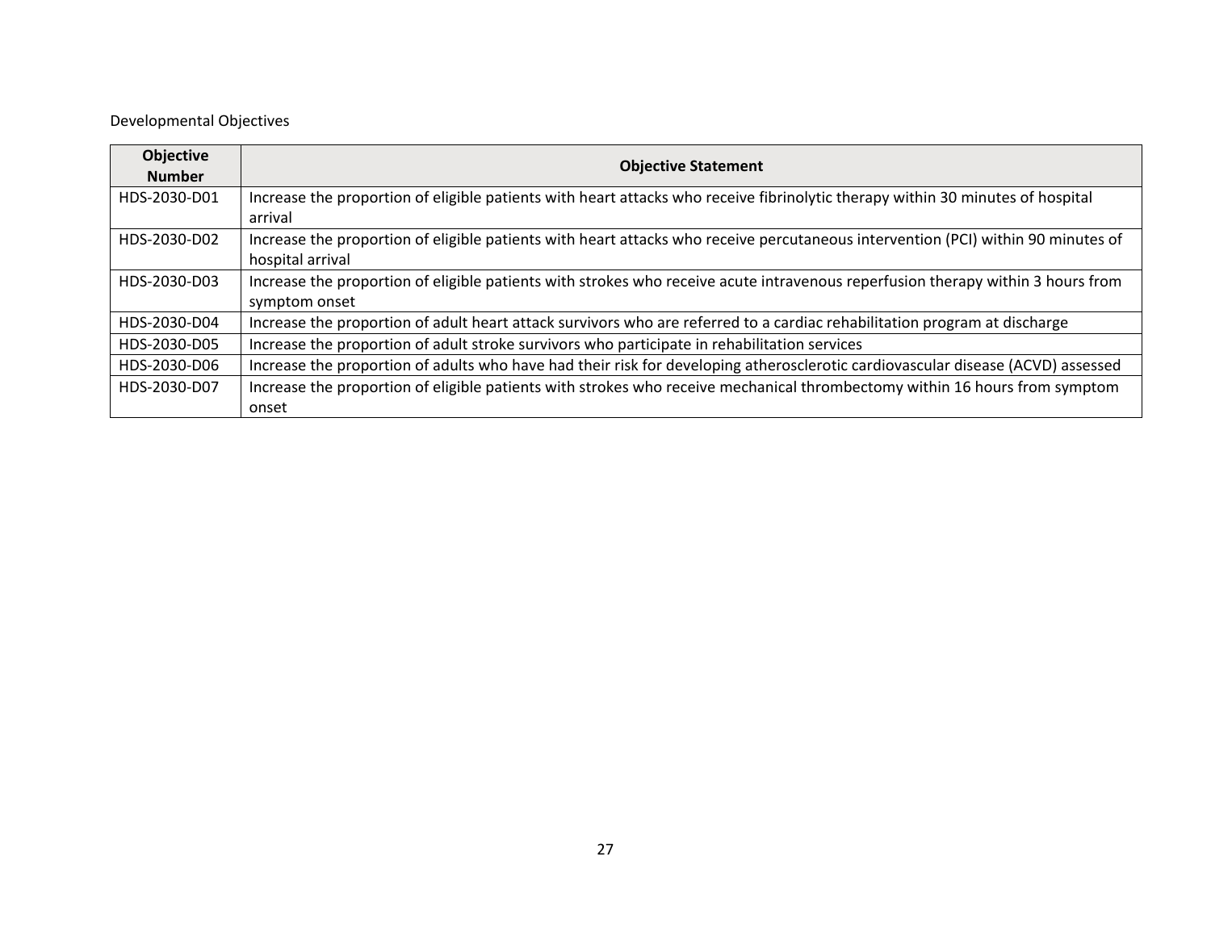Developmental Objectives

| Objective Number | Objective Statement |
| --- | --- |
| HDS-2030-D01 | Increase the proportion of eligible patients with heart attacks who receive fibrinolytic therapy within 30 minutes of hospital arrival |
| HDS-2030-D02 | Increase the proportion of eligible patients with heart attacks who receive percutaneous intervention (PCI) within 90 minutes of hospital arrival |
| HDS-2030-D03 | Increase the proportion of eligible patients with strokes who receive acute intravenous reperfusion therapy within 3 hours from symptom onset |
| HDS-2030-D04 | Increase the proportion of adult heart attack survivors who are referred to a cardiac rehabilitation program at discharge |
| HDS-2030-D05 | Increase the proportion of adult stroke survivors who participate in rehabilitation services |
| HDS-2030-D06 | Increase the proportion of adults who have had their risk for developing atherosclerotic cardiovascular disease (ACVD) assessed |
| HDS-2030-D07 | Increase the proportion of eligible patients with strokes who receive mechanical thrombectomy within 16 hours from symptom onset |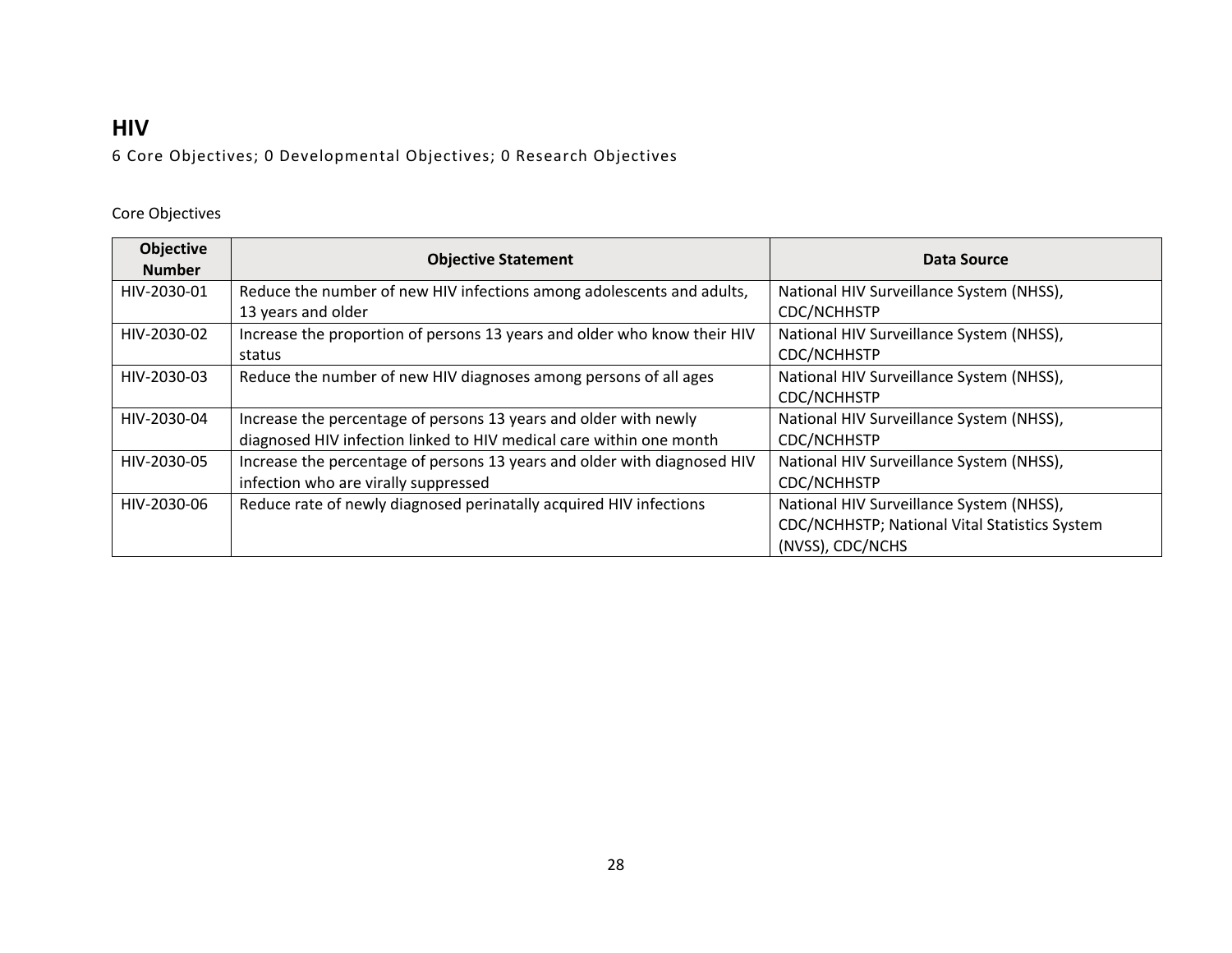# HIV

6 Core Objectives; 0 Developmental Objectives; 0 Research Objectives

Core Objectives

| Objective Number | Objective Statement | Data Source |
|---|---|---|
| HIV-2030-01 | Reduce the number of new HIV infections among adolescents and adults, 13 years and older | National HIV Surveillance System (NHSS), CDC/NCHHSTP |
| HIV-2030-02 | Increase the proportion of persons 13 years and older who know their HIV status | National HIV Surveillance System (NHSS), CDC/NCHHSTP |
| HIV-2030-03 | Reduce the number of new HIV diagnoses among persons of all ages | National HIV Surveillance System (NHSS), CDC/NCHHSTP |
| HIV-2030-04 | Increase the percentage of persons 13 years and older with newly diagnosed HIV infection linked to HIV medical care within one month | National HIV Surveillance System (NHSS), CDC/NCHHSTP |
| HIV-2030-05 | Increase the percentage of persons 13 years and older with diagnosed HIV infection who are virally suppressed | National HIV Surveillance System (NHSS), CDC/NCHHSTP |
| HIV-2030-06 | Reduce rate of newly diagnosed perinatally acquired HIV infections | National HIV Surveillance System (NHSS), CDC/NCHHSTP; National Vital Statistics System (NVSS), CDC/NCHS |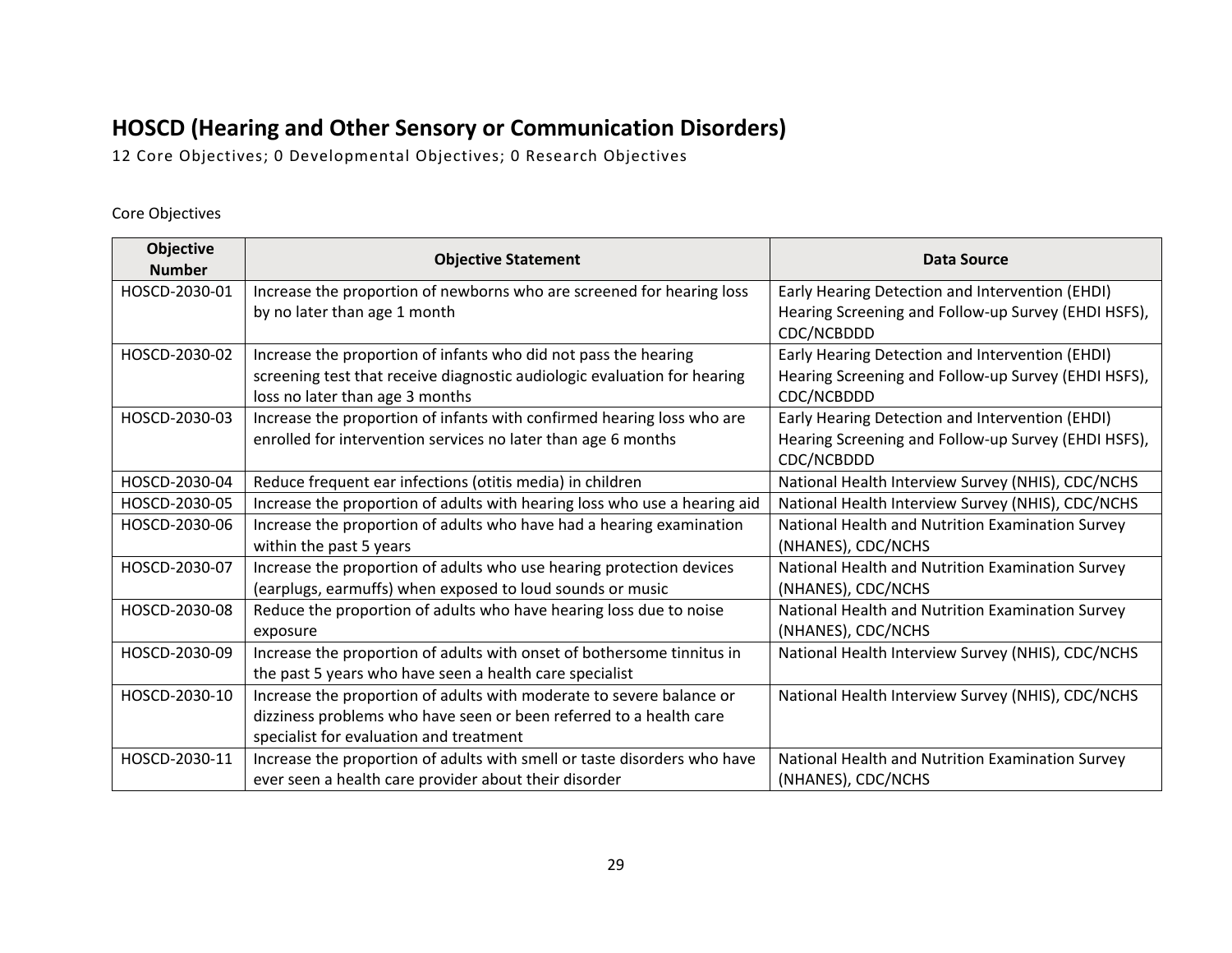## HOSCD (Hearing and Other Sensory or Communication Disorders)

12 Core Objectives; 0 Developmental Objectives; 0 Research Objectives

Core Objectives

| Objective Number | Objective Statement | Data Source |
|---|---|---|
| HOSCD-2030-01 | Increase the proportion of newborns who are screened for hearing loss by no later than age 1 month | Early Hearing Detection and Intervention (EHDI) Hearing Screening and Follow-up Survey (EHDI HSFS), CDC/NCBDDD |
| HOSCD-2030-02 | Increase the proportion of infants who did not pass the hearing screening test that receive diagnostic audiologic evaluation for hearing loss no later than age 3 months | Early Hearing Detection and Intervention (EHDI) Hearing Screening and Follow-up Survey (EHDI HSFS), CDC/NCBDDD |
| HOSCD-2030-03 | Increase the proportion of infants with confirmed hearing loss who are enrolled for intervention services no later than age 6 months | Early Hearing Detection and Intervention (EHDI) Hearing Screening and Follow-up Survey (EHDI HSFS), CDC/NCBDDD |
| HOSCD-2030-04 | Reduce frequent ear infections (otitis media) in children | National Health Interview Survey (NHIS), CDC/NCHS |
| HOSCD-2030-05 | Increase the proportion of adults with hearing loss who use a hearing aid | National Health Interview Survey (NHIS), CDC/NCHS |
| HOSCD-2030-06 | Increase the proportion of adults who have had a hearing examination within the past 5 years | National Health and Nutrition Examination Survey (NHANES), CDC/NCHS |
| HOSCD-2030-07 | Increase the proportion of adults who use hearing protection devices (earplugs, earmuffs) when exposed to loud sounds or music | National Health and Nutrition Examination Survey (NHANES), CDC/NCHS |
| HOSCD-2030-08 | Reduce the proportion of adults who have hearing loss due to noise exposure | National Health and Nutrition Examination Survey (NHANES), CDC/NCHS |
| HOSCD-2030-09 | Increase the proportion of adults with onset of bothersome tinnitus in the past 5 years who have seen a health care specialist | National Health Interview Survey (NHIS), CDC/NCHS |
| HOSCD-2030-10 | Increase the proportion of adults with moderate to severe balance or dizziness problems who have seen or been referred to a health care specialist for evaluation and treatment | National Health Interview Survey (NHIS), CDC/NCHS |
| HOSCD-2030-11 | Increase the proportion of adults with smell or taste disorders who have ever seen a health care provider about their disorder | National Health and Nutrition Examination Survey (NHANES), CDC/NCHS |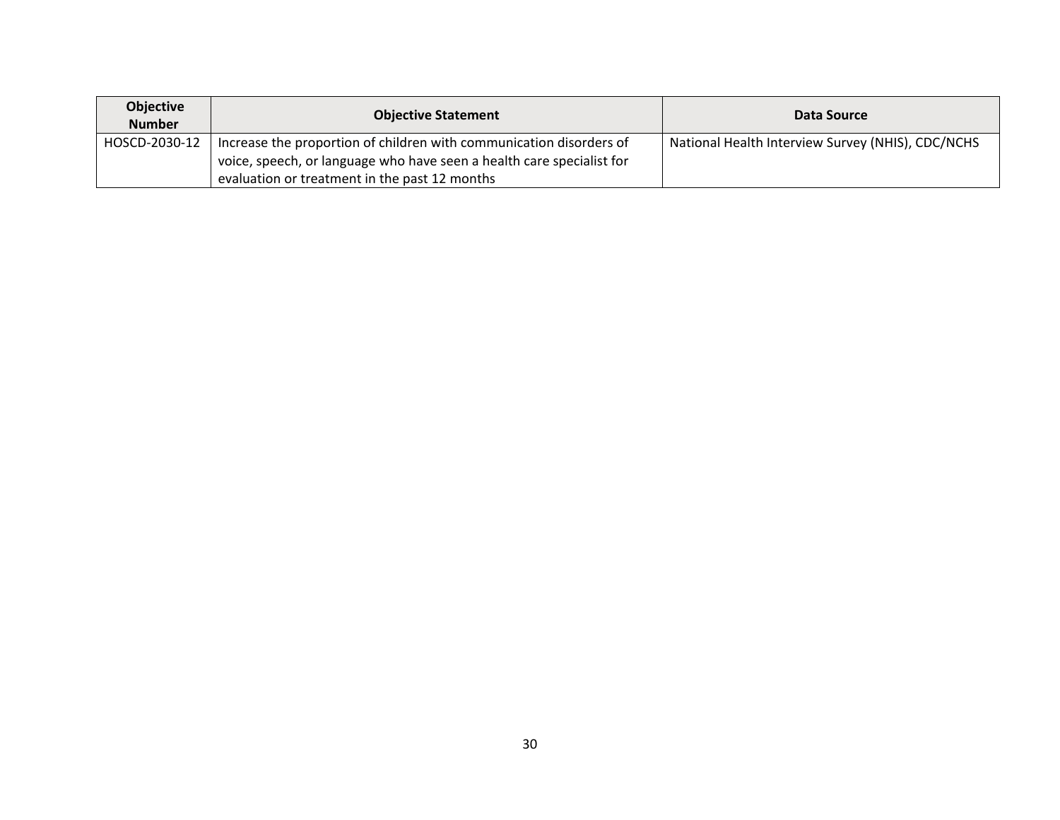| Objective Number | Objective Statement | Data Source |
|---|---|---|
| HOSCD-2030-12 | Increase the proportion of children with communication disorders of voice, speech, or language who have seen a health care specialist for evaluation or treatment in the past 12 months | National Health Interview Survey (NHIS), CDC/NCHS |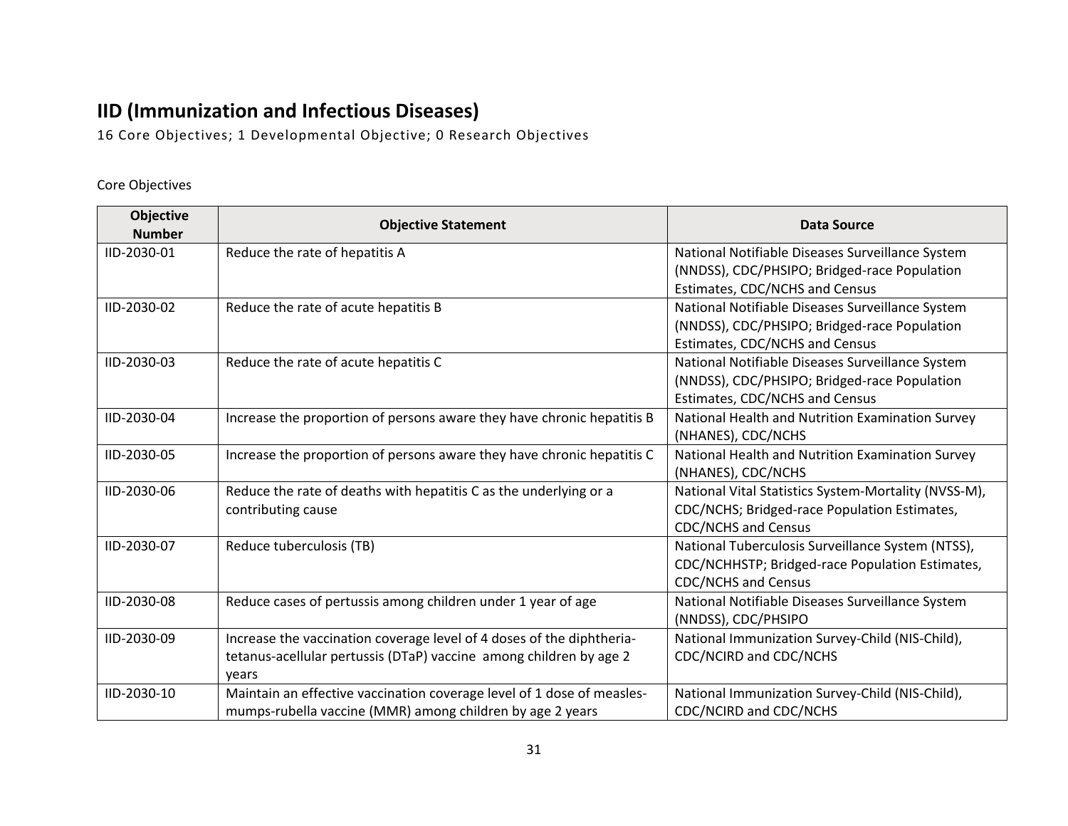## IID (Immunization and Infectious Diseases)

16 Core Objectives; 1 Developmental Objective; 0 Research Objectives

Core Objectives

| Objective Number | Objective Statement | Data Source |
|---|---|---|
| IID-2030-01 | Reduce the rate of hepatitis A | National Notifiable Diseases Surveillance System (NNDSS), CDC/PHSIPO; Bridged-race Population Estimates, CDC/NCHS and Census |
| IID-2030-02 | Reduce the rate of acute hepatitis B | National Notifiable Diseases Surveillance System (NNDSS), CDC/PHSIPO; Bridged-race Population Estimates, CDC/NCHS and Census |
| IID-2030-03 | Reduce the rate of acute hepatitis C | National Notifiable Diseases Surveillance System (NNDSS), CDC/PHSIPO; Bridged-race Population Estimates, CDC/NCHS and Census |
| IID-2030-04 | Increase the proportion of persons aware they have chronic hepatitis B | National Health and Nutrition Examination Survey (NHANES), CDC/NCHS |
| IID-2030-05 | Increase the proportion of persons aware they have chronic hepatitis C | National Health and Nutrition Examination Survey (NHANES), CDC/NCHS |
| IID-2030-06 | Reduce the rate of deaths with hepatitis C as the underlying or a contributing cause | National Vital Statistics System-Mortality (NVSS-M), CDC/NCHS; Bridged-race Population Estimates, CDC/NCHS and Census |
| IID-2030-07 | Reduce tuberculosis (TB) | National Tuberculosis Surveillance System (NTSS), CDC/NCHHSTP; Bridged-race Population Estimates, CDC/NCHS and Census |
| IID-2030-08 | Reduce cases of pertussis among children under 1 year of age | National Notifiable Diseases Surveillance System (NNDSS), CDC/PHSIPO |
| IID-2030-09 | Increase the vaccination coverage level of 4 doses of the diphtheria-tetanus-acellular pertussis (DTaP) vaccine among children by age 2 years | National Immunization Survey-Child (NIS-Child), CDC/NCIRD and CDC/NCHS |
| IID-2030-10 | Maintain an effective vaccination coverage level of 1 dose of measles-mumps-rubella vaccine (MMR) among children by age 2 years | National Immunization Survey-Child (NIS-Child), CDC/NCIRD and CDC/NCHS |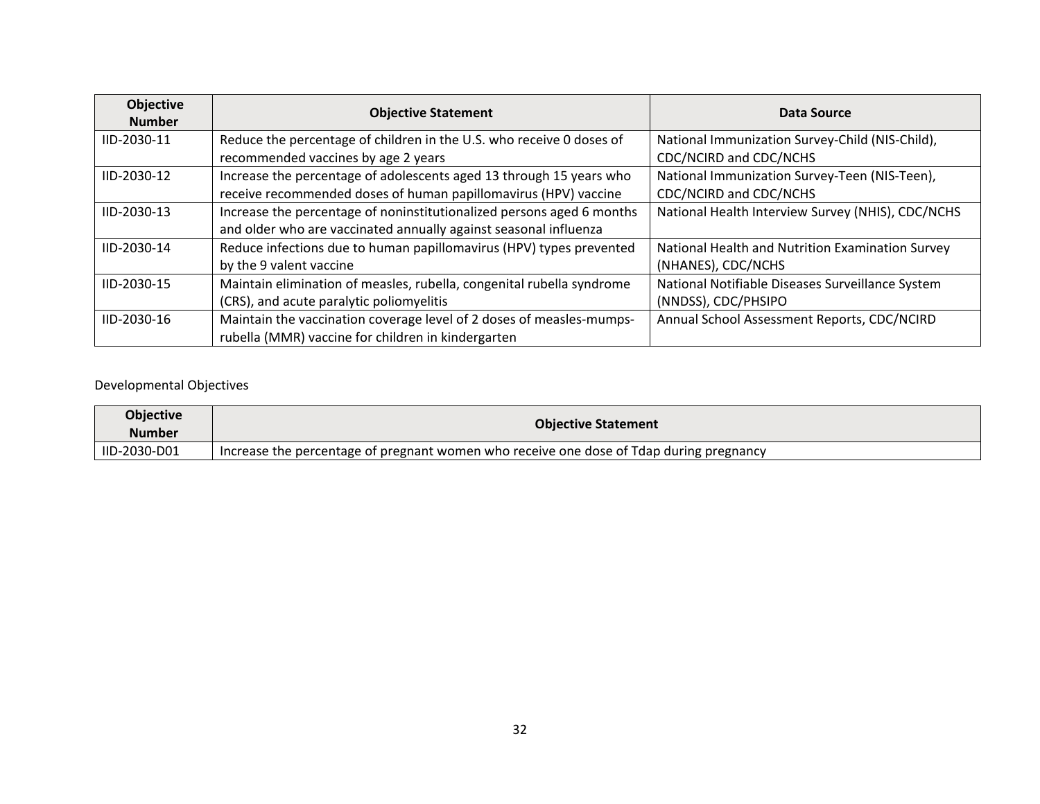| Objective Number | Objective Statement | Data Source |
|---|---|---|
| IID-2030-11 | Reduce the percentage of children in the U.S. who receive 0 doses of recommended vaccines by age 2 years | National Immunization Survey-Child (NIS-Child), CDC/NCIRD and CDC/NCHS |
| IID-2030-12 | Increase the percentage of adolescents aged 13 through 15 years who receive recommended doses of human papillomavirus (HPV) vaccine | National Immunization Survey-Teen (NIS-Teen), CDC/NCIRD and CDC/NCHS |
| IID-2030-13 | Increase the percentage of noninstitutionalized persons aged 6 months and older who are vaccinated annually against seasonal influenza | National Health Interview Survey (NHIS), CDC/NCHS |
| IID-2030-14 | Reduce infections due to human papillomavirus (HPV) types prevented by the 9 valent vaccine | National Health and Nutrition Examination Survey (NHANES), CDC/NCHS |
| IID-2030-15 | Maintain elimination of measles, rubella, congenital rubella syndrome (CRS), and acute paralytic poliomyelitis | National Notifiable Diseases Surveillance System (NNDSS), CDC/PHSIPO |
| IID-2030-16 | Maintain the vaccination coverage level of 2 doses of measles-mumps-rubella (MMR) vaccine for children in kindergarten | Annual School Assessment Reports, CDC/NCIRD |

Developmental Objectives

| Objective Number | Objective Statement |
|---|---|
| IID-2030-D01 | Increase the percentage of pregnant women who receive one dose of Tdap during pregnancy |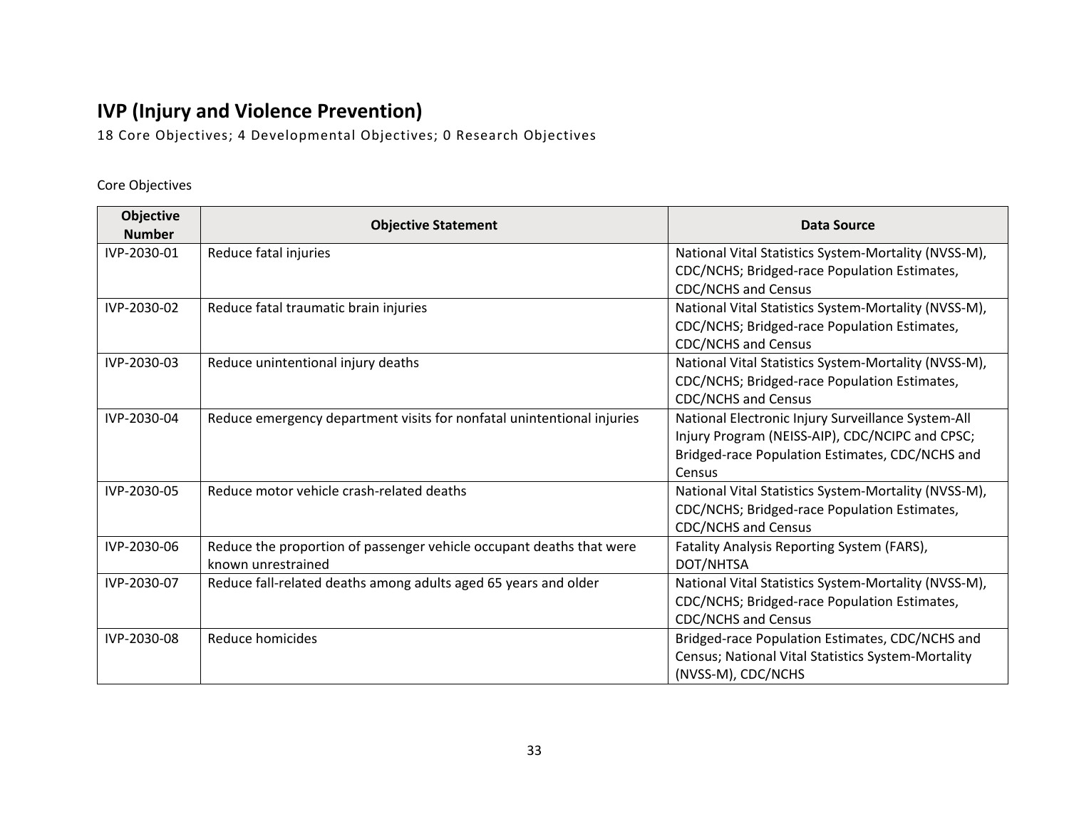## IVP (Injury and Violence Prevention)

18 Core Objectives; 4 Developmental Objectives; 0 Research Objectives

Core Objectives

| Objective Number | Objective Statement | Data Source |
| --- | --- | --- |
| IVP-2030-01 | Reduce fatal injuries | National Vital Statistics System-Mortality (NVSS-M), CDC/NCHS; Bridged-race Population Estimates, CDC/NCHS and Census |
| IVP-2030-02 | Reduce fatal traumatic brain injuries | National Vital Statistics System-Mortality (NVSS-M), CDC/NCHS; Bridged-race Population Estimates, CDC/NCHS and Census |
| IVP-2030-03 | Reduce unintentional injury deaths | National Vital Statistics System-Mortality (NVSS-M), CDC/NCHS; Bridged-race Population Estimates, CDC/NCHS and Census |
| IVP-2030-04 | Reduce emergency department visits for nonfatal unintentional injuries | National Electronic Injury Surveillance System-All Injury Program (NEISS-AIP), CDC/NCIPC and CPSC; Bridged-race Population Estimates, CDC/NCHS and Census |
| IVP-2030-05 | Reduce motor vehicle crash-related deaths | National Vital Statistics System-Mortality (NVSS-M), CDC/NCHS; Bridged-race Population Estimates, CDC/NCHS and Census |
| IVP-2030-06 | Reduce the proportion of passenger vehicle occupant deaths that were known unrestrained | Fatality Analysis Reporting System (FARS), DOT/NHTSA |
| IVP-2030-07 | Reduce fall-related deaths among adults aged 65 years and older | National Vital Statistics System-Mortality (NVSS-M), CDC/NCHS; Bridged-race Population Estimates, CDC/NCHS and Census |
| IVP-2030-08 | Reduce homicides | Bridged-race Population Estimates, CDC/NCHS and Census; National Vital Statistics System-Mortality (NVSS-M), CDC/NCHS |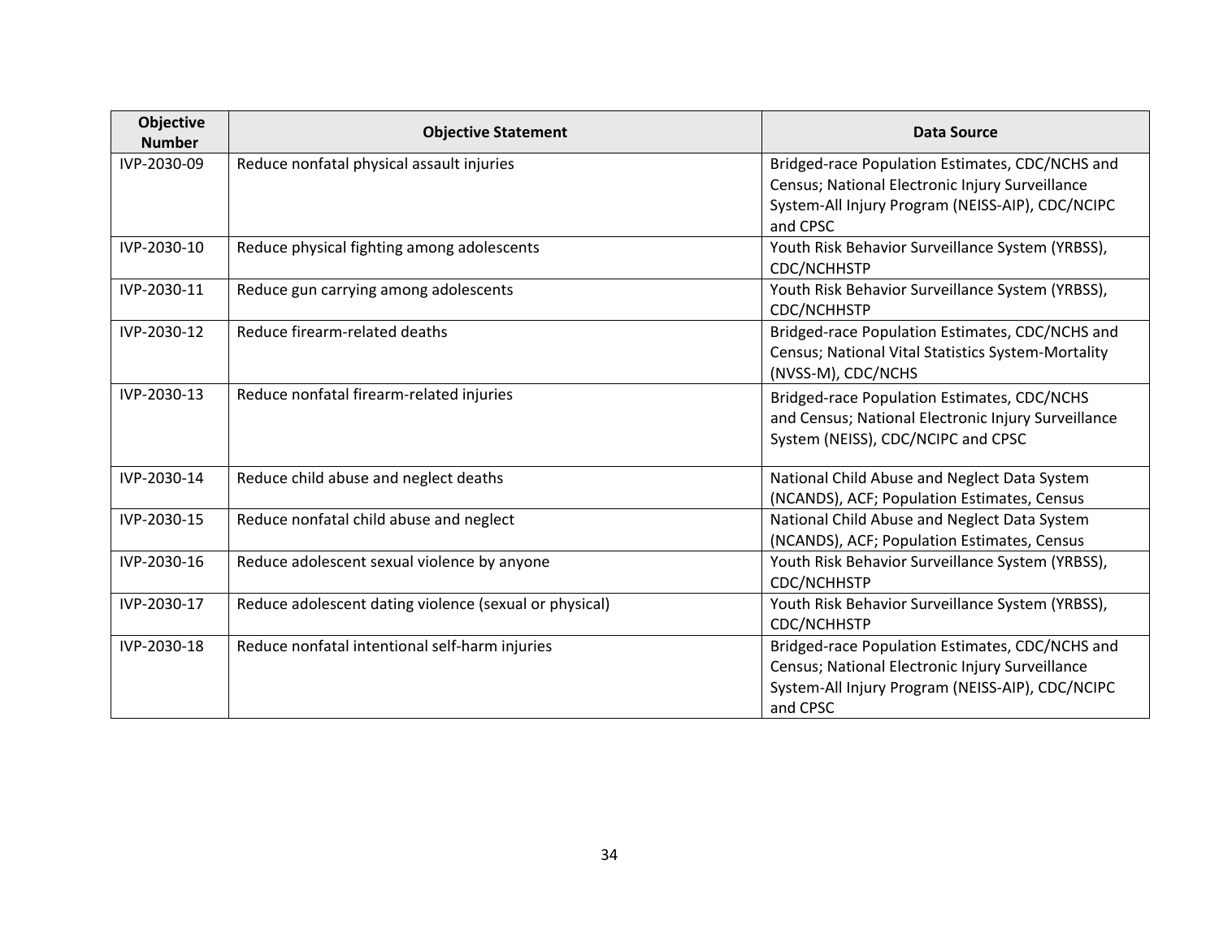| Objective Number | Objective Statement | Data Source |
| --- | --- | --- |
| IVP-2030-09 | Reduce nonfatal physical assault injuries | Bridged-race Population Estimates, CDC/NCHS and Census; National Electronic Injury Surveillance System-All Injury Program (NEISS-AIP), CDC/NCIPC and CPSC |
| IVP-2030-10 | Reduce physical fighting among adolescents | Youth Risk Behavior Surveillance System (YRBSS), CDC/NCHHSTP |
| IVP-2030-11 | Reduce gun carrying among adolescents | Youth Risk Behavior Surveillance System (YRBSS), CDC/NCHHSTP |
| IVP-2030-12 | Reduce firearm-related deaths | Bridged-race Population Estimates, CDC/NCHS and Census; National Vital Statistics System-Mortality (NVSS-M), CDC/NCHS |
| IVP-2030-13 | Reduce nonfatal firearm-related injuries | Bridged-race Population Estimates, CDC/NCHS and Census; National Electronic Injury Surveillance System (NEISS), CDC/NCIPC and CPSC |
| IVP-2030-14 | Reduce child abuse and neglect deaths | National Child Abuse and Neglect Data System (NCANDS), ACF; Population Estimates, Census |
| IVP-2030-15 | Reduce nonfatal child abuse and neglect | National Child Abuse and Neglect Data System (NCANDS), ACF; Population Estimates, Census |
| IVP-2030-16 | Reduce adolescent sexual violence by anyone | Youth Risk Behavior Surveillance System (YRBSS), CDC/NCHHSTP |
| IVP-2030-17 | Reduce adolescent dating violence (sexual or physical) | Youth Risk Behavior Surveillance System (YRBSS), CDC/NCHHSTP |
| IVP-2030-18 | Reduce nonfatal intentional self-harm injuries | Bridged-race Population Estimates, CDC/NCHS and Census; National Electronic Injury Surveillance System-All Injury Program (NEISS-AIP), CDC/NCIPC and CPSC |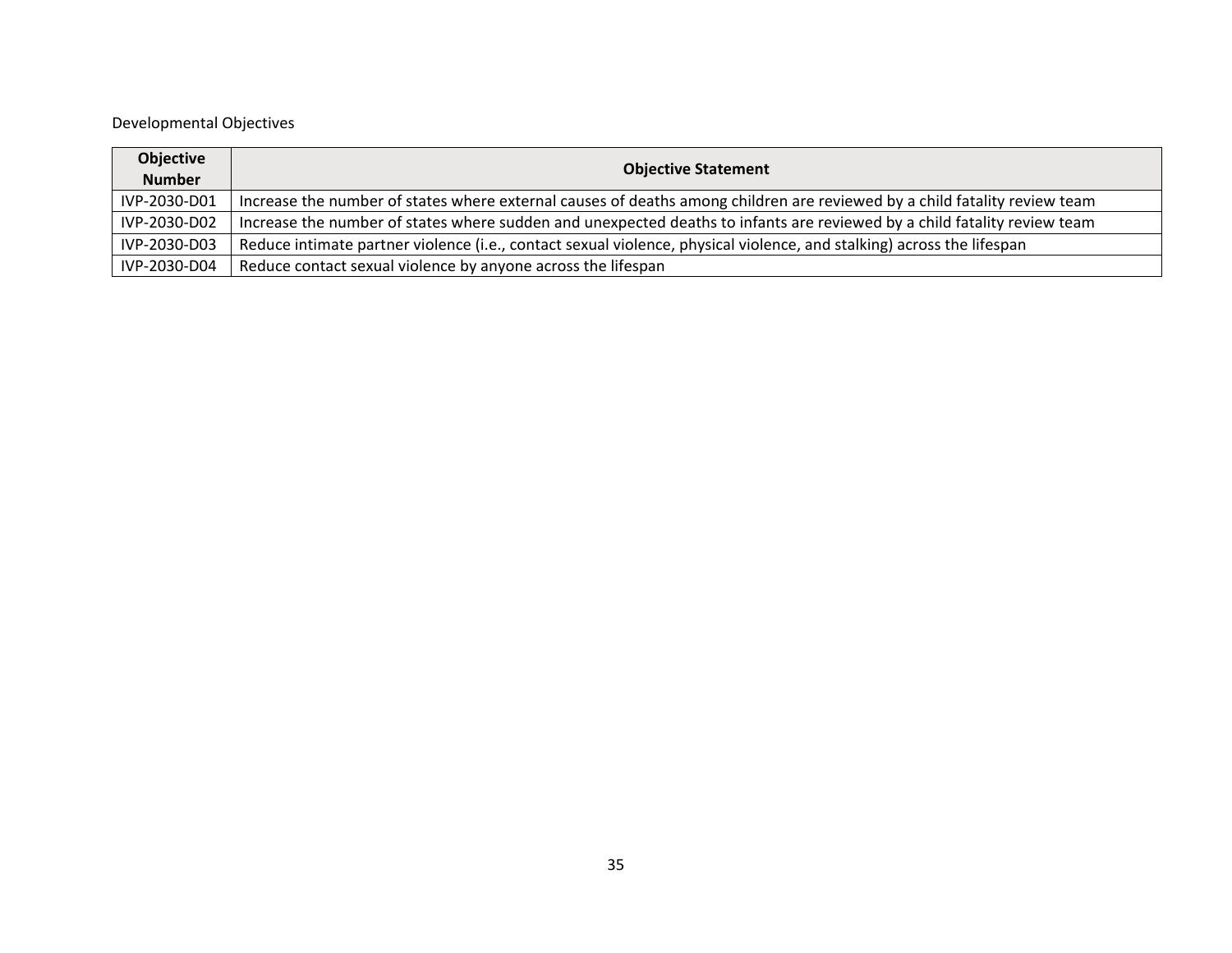Developmental Objectives

| Objective Number | Objective Statement |
|---|---|
| IVP-2030-D01 | Increase the number of states where external causes of deaths among children are reviewed by a child fatality review team |
| IVP-2030-D02 | Increase the number of states where sudden and unexpected deaths to infants are reviewed by a child fatality review team |
| IVP-2030-D03 | Reduce intimate partner violence (i.e., contact sexual violence, physical violence, and stalking) across the lifespan |
| IVP-2030-D04 | Reduce contact sexual violence by anyone across the lifespan |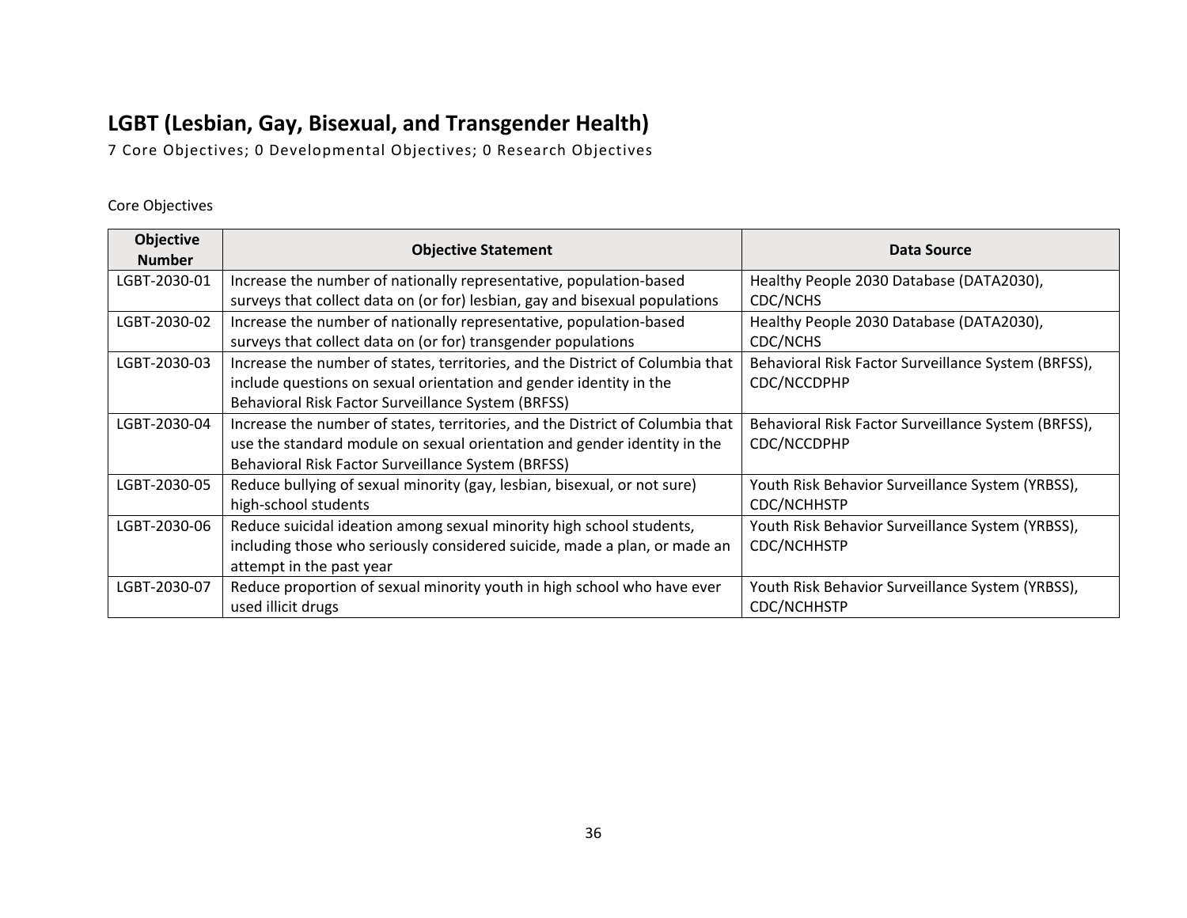## LGBT (Lesbian, Gay, Bisexual, and Transgender Health)

7 Core Objectives; 0 Developmental Objectives; 0 Research Objectives

Core Objectives

| Objective Number | Objective Statement | Data Source |
|---|---|---|
| LGBT-2030-01 | Increase the number of nationally representative, population-based surveys that collect data on (or for) lesbian, gay and bisexual populations | Healthy People 2030 Database (DATA2030), CDC/NCHS |
| LGBT-2030-02 | Increase the number of nationally representative, population-based surveys that collect data on (or for) transgender populations | Healthy People 2030 Database (DATA2030), CDC/NCHS |
| LGBT-2030-03 | Increase the number of states, territories, and the District of Columbia that include questions on sexual orientation and gender identity in the Behavioral Risk Factor Surveillance System (BRFSS) | Behavioral Risk Factor Surveillance System (BRFSS), CDC/NCCDPHP |
| LGBT-2030-04 | Increase the number of states, territories, and the District of Columbia that use the standard module on sexual orientation and gender identity in the Behavioral Risk Factor Surveillance System (BRFSS) | Behavioral Risk Factor Surveillance System (BRFSS), CDC/NCCDPHP |
| LGBT-2030-05 | Reduce bullying of sexual minority (gay, lesbian, bisexual, or not sure) high-school students | Youth Risk Behavior Surveillance System (YRBSS), CDC/NCHHSTP |
| LGBT-2030-06 | Reduce suicidal ideation among sexual minority high school students, including those who seriously considered suicide, made a plan, or made an attempt in the past year | Youth Risk Behavior Surveillance System (YRBSS), CDC/NCHHSTP |
| LGBT-2030-07 | Reduce proportion of sexual minority youth in high school who have ever used illicit drugs | Youth Risk Behavior Surveillance System (YRBSS), CDC/NCHHSTP |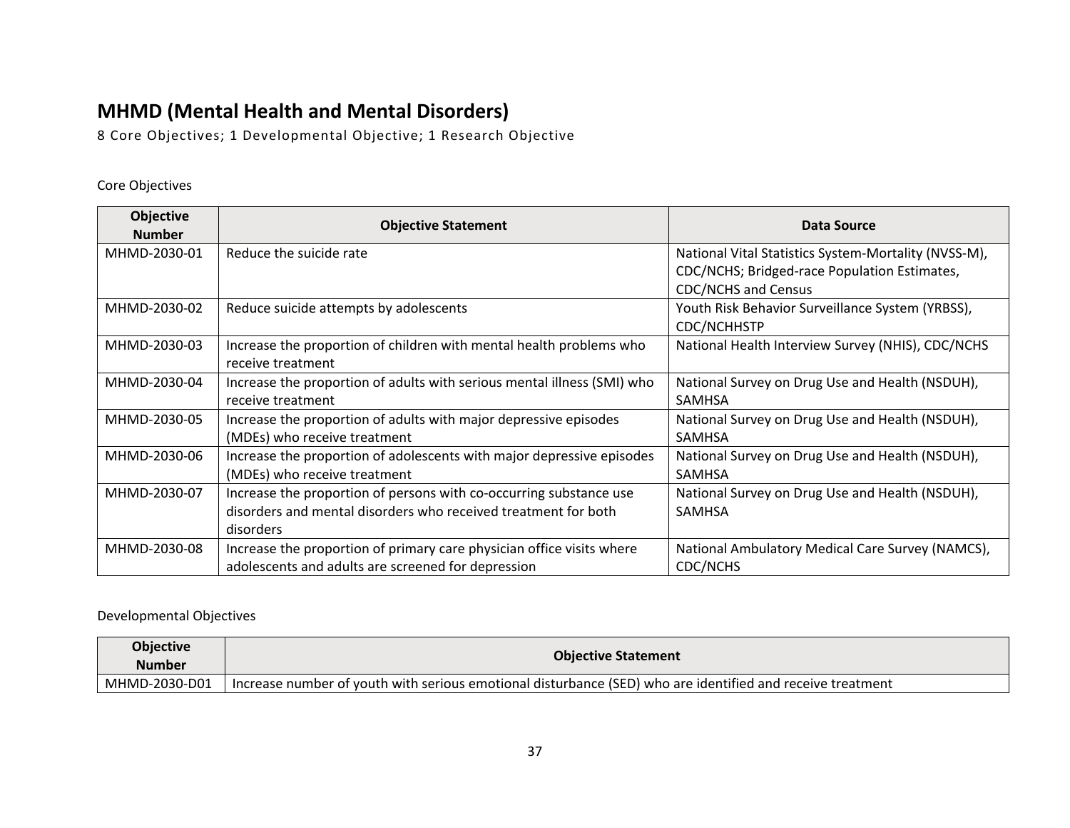## MHMD (Mental Health and Mental Disorders)

8 Core Objectives; 1 Developmental Objective; 1 Research Objective

Core Objectives

| Objective Number | Objective Statement | Data Source |
|---|---|---|
| MHMD-2030-01 | Reduce the suicide rate | National Vital Statistics System-Mortality (NVSS-M), CDC/NCHS; Bridged-race Population Estimates, CDC/NCHS and Census |
| MHMD-2030-02 | Reduce suicide attempts by adolescents | Youth Risk Behavior Surveillance System (YRBSS), CDC/NCHHSTP |
| MHMD-2030-03 | Increase the proportion of children with mental health problems who receive treatment | National Health Interview Survey (NHIS), CDC/NCHS |
| MHMD-2030-04 | Increase the proportion of adults with serious mental illness (SMI) who receive treatment | National Survey on Drug Use and Health (NSDUH), SAMHSA |
| MHMD-2030-05 | Increase the proportion of adults with major depressive episodes (MDEs) who receive treatment | National Survey on Drug Use and Health (NSDUH), SAMHSA |
| MHMD-2030-06 | Increase the proportion of adolescents with major depressive episodes (MDEs) who receive treatment | National Survey on Drug Use and Health (NSDUH), SAMHSA |
| MHMD-2030-07 | Increase the proportion of persons with co-occurring substance use disorders and mental disorders who received treatment for both disorders | National Survey on Drug Use and Health (NSDUH), SAMHSA |
| MHMD-2030-08 | Increase the proportion of primary care physician office visits where adolescents and adults are screened for depression | National Ambulatory Medical Care Survey (NAMCS), CDC/NCHS |

Developmental Objectives

| Objective Number | Objective Statement |
|---|---|
| MHMD-2030-D01 | Increase number of youth with serious emotional disturbance (SED) who are identified and receive treatment |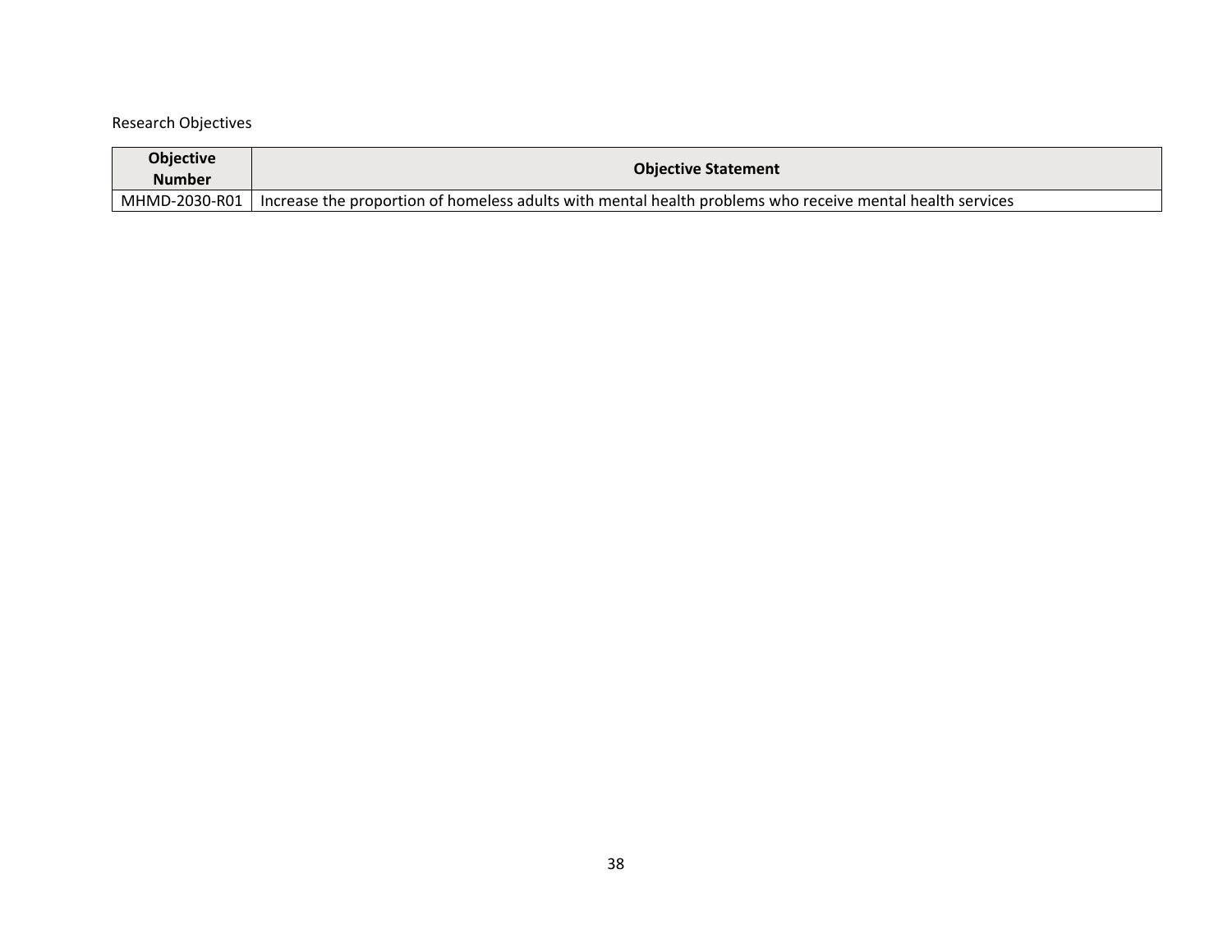Research Objectives

| Objective Number | Objective Statement |
|---|---|
| MHMD-2030-R01 | Increase the proportion of homeless adults with mental health problems who receive mental health services |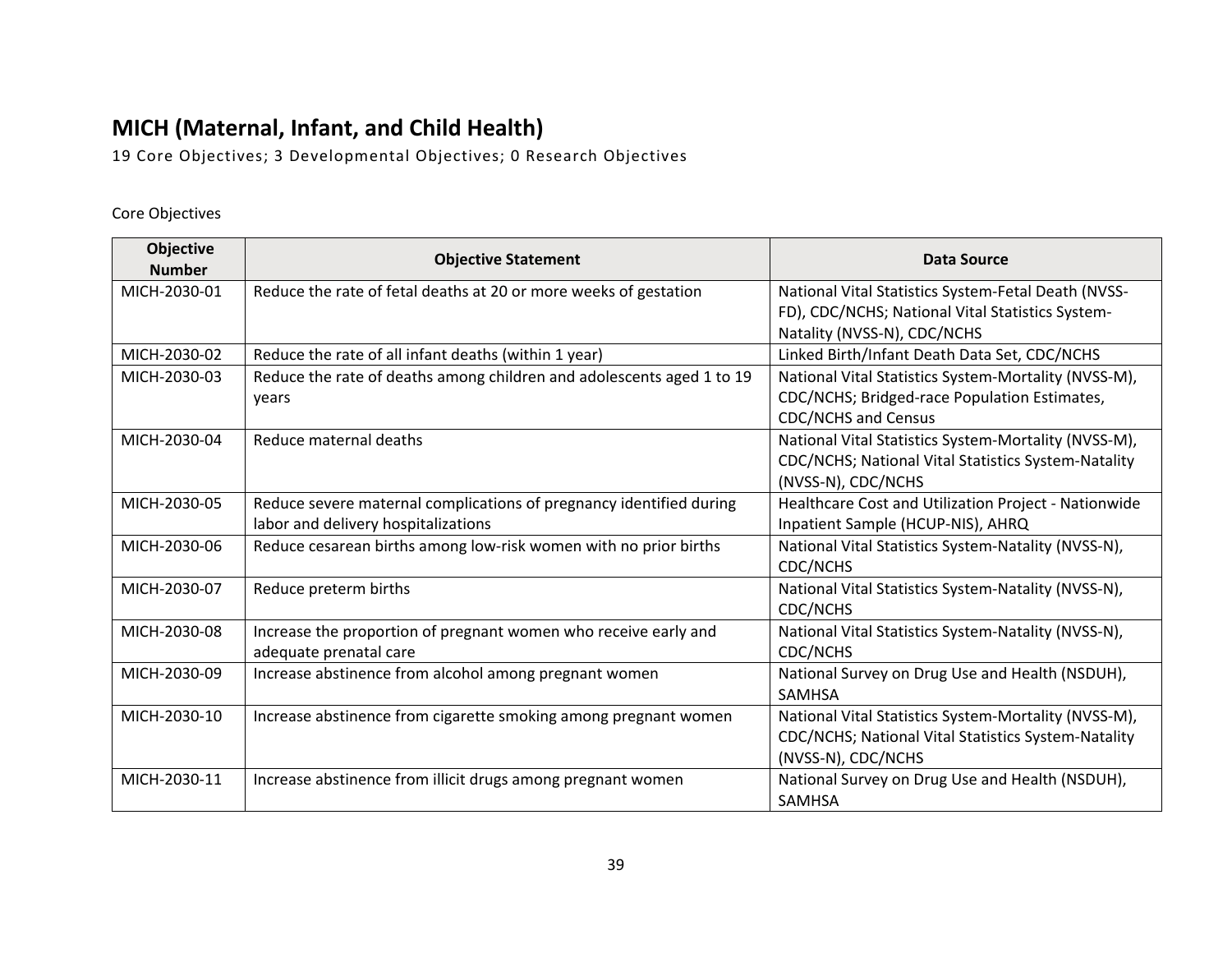## MICH (Maternal, Infant, and Child Health)

19 Core Objectives; 3 Developmental Objectives; 0 Research Objectives

Core Objectives

| Objective Number | Objective Statement | Data Source |
|---|---|---|
| MICH-2030-01 | Reduce the rate of fetal deaths at 20 or more weeks of gestation | National Vital Statistics System-Fetal Death (NVSS-FD), CDC/NCHS; National Vital Statistics System-Natality (NVSS-N), CDC/NCHS |
| MICH-2030-02 | Reduce the rate of all infant deaths (within 1 year) | Linked Birth/Infant Death Data Set, CDC/NCHS |
| MICH-2030-03 | Reduce the rate of deaths among children and adolescents aged 1 to 19 years | National Vital Statistics System-Mortality (NVSS-M), CDC/NCHS; Bridged-race Population Estimates, CDC/NCHS and Census |
| MICH-2030-04 | Reduce maternal deaths | National Vital Statistics System-Mortality (NVSS-M), CDC/NCHS; National Vital Statistics System-Natality (NVSS-N), CDC/NCHS |
| MICH-2030-05 | Reduce severe maternal complications of pregnancy identified during labor and delivery hospitalizations | Healthcare Cost and Utilization Project - Nationwide Inpatient Sample (HCUP-NIS), AHRQ |
| MICH-2030-06 | Reduce cesarean births among low-risk women with no prior births | National Vital Statistics System-Natality (NVSS-N), CDC/NCHS |
| MICH-2030-07 | Reduce preterm births | National Vital Statistics System-Natality (NVSS-N), CDC/NCHS |
| MICH-2030-08 | Increase the proportion of pregnant women who receive early and adequate prenatal care | National Vital Statistics System-Natality (NVSS-N), CDC/NCHS |
| MICH-2030-09 | Increase abstinence from alcohol among pregnant women | National Survey on Drug Use and Health (NSDUH), SAMHSA |
| MICH-2030-10 | Increase abstinence from cigarette smoking among pregnant women | National Vital Statistics System-Mortality (NVSS-M), CDC/NCHS; National Vital Statistics System-Natality (NVSS-N), CDC/NCHS |
| MICH-2030-11 | Increase abstinence from illicit drugs among pregnant women | National Survey on Drug Use and Health (NSDUH), SAMHSA |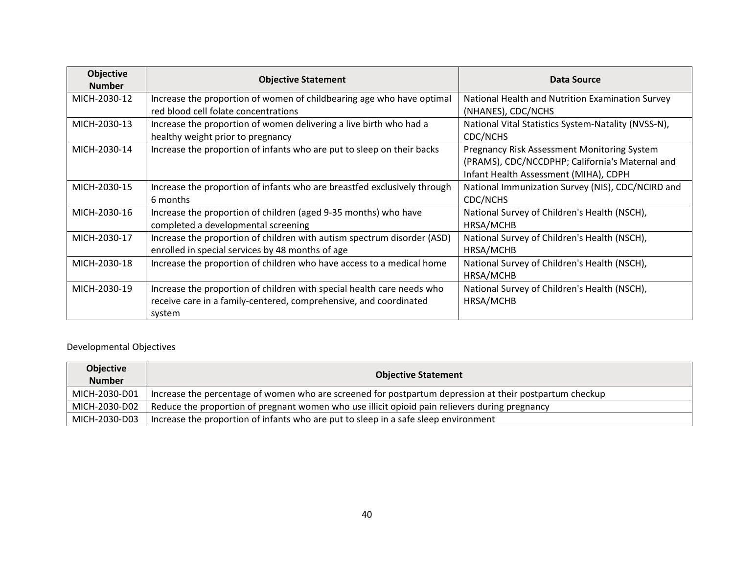| Objective Number | Objective Statement | Data Source |
|---|---|---|
| MICH-2030-12 | Increase the proportion of women of childbearing age who have optimal red blood cell folate concentrations | National Health and Nutrition Examination Survey (NHANES), CDC/NCHS |
| MICH-2030-13 | Increase the proportion of women delivering a live birth who had a healthy weight prior to pregnancy | National Vital Statistics System-Natality (NVSS-N), CDC/NCHS |
| MICH-2030-14 | Increase the proportion of infants who are put to sleep on their backs | Pregnancy Risk Assessment Monitoring System (PRAMS), CDC/NCCDPHP; California's Maternal and Infant Health Assessment (MIHA), CDPH |
| MICH-2030-15 | Increase the proportion of infants who are breastfed exclusively through 6 months | National Immunization Survey (NIS), CDC/NCIRD and CDC/NCHS |
| MICH-2030-16 | Increase the proportion of children (aged 9-35 months) who have completed a developmental screening | National Survey of Children's Health (NSCH), HRSA/MCHB |
| MICH-2030-17 | Increase the proportion of children with autism spectrum disorder (ASD) enrolled in special services by 48 months of age | National Survey of Children's Health (NSCH), HRSA/MCHB |
| MICH-2030-18 | Increase the proportion of children who have access to a medical home | National Survey of Children's Health (NSCH), HRSA/MCHB |
| MICH-2030-19 | Increase the proportion of children with special health care needs who receive care in a family-centered, comprehensive, and coordinated system | National Survey of Children's Health (NSCH), HRSA/MCHB |

Developmental Objectives

| Objective Number | Objective Statement |
|---|---|
| MICH-2030-D01 | Increase the percentage of women who are screened for postpartum depression at their postpartum checkup |
| MICH-2030-D02 | Reduce the proportion of pregnant women who use illicit opioid pain relievers during pregnancy |
| MICH-2030-D03 | Increase the proportion of infants who are put to sleep in a safe sleep environment |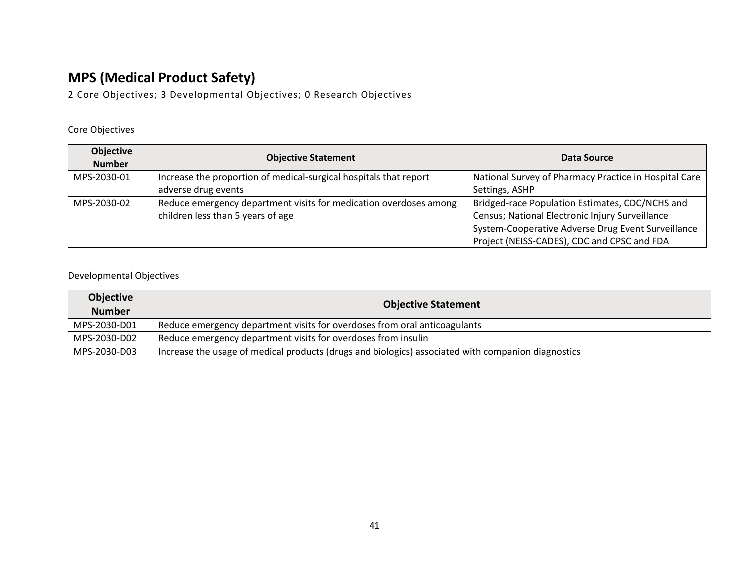## MPS (Medical Product Safety)

2 Core Objectives; 3 Developmental Objectives; 0 Research Objectives

Core Objectives

| Objective Number | Objective Statement | Data Source |
|---|---|---|
| MPS-2030-01 | Increase the proportion of medical-surgical hospitals that report adverse drug events | National Survey of Pharmacy Practice in Hospital Care Settings, ASHP |
| MPS-2030-02 | Reduce emergency department visits for medication overdoses among children less than 5 years of age | Bridged-race Population Estimates, CDC/NCHS and Census; National Electronic Injury Surveillance System-Cooperative Adverse Drug Event Surveillance Project (NEISS-CADES), CDC and CPSC and FDA |

Developmental Objectives

| Objective Number | Objective Statement |
|---|---|
| MPS-2030-D01 | Reduce emergency department visits for overdoses from oral anticoagulants |
| MPS-2030-D02 | Reduce emergency department visits for overdoses from insulin |
| MPS-2030-D03 | Increase the usage of medical products (drugs and biologics) associated with companion diagnostics |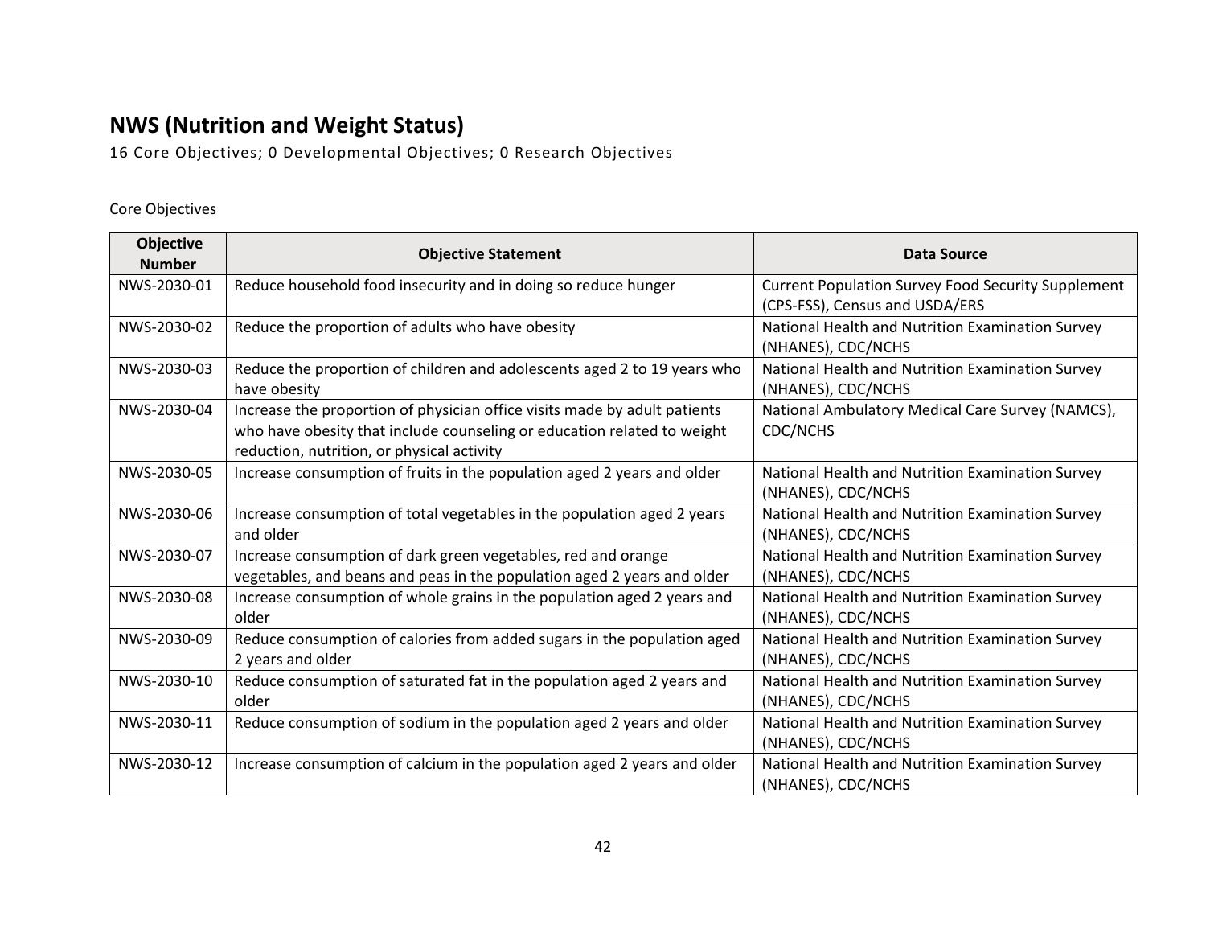## NWS (Nutrition and Weight Status)

16 Core Objectives; 0 Developmental Objectives; 0 Research Objectives

Core Objectives

| Objective Number | Objective Statement | Data Source |
|---|---|---|
| NWS-2030-01 | Reduce household food insecurity and in doing so reduce hunger | Current Population Survey Food Security Supplement (CPS-FSS), Census and USDA/ERS |
| NWS-2030-02 | Reduce the proportion of adults who have obesity | National Health and Nutrition Examination Survey (NHANES), CDC/NCHS |
| NWS-2030-03 | Reduce the proportion of children and adolescents aged 2 to 19 years who have obesity | National Health and Nutrition Examination Survey (NHANES), CDC/NCHS |
| NWS-2030-04 | Increase the proportion of physician office visits made by adult patients who have obesity that include counseling or education related to weight reduction, nutrition, or physical activity | National Ambulatory Medical Care Survey (NAMCS), CDC/NCHS |
| NWS-2030-05 | Increase consumption of fruits in the population aged 2 years and older | National Health and Nutrition Examination Survey (NHANES), CDC/NCHS |
| NWS-2030-06 | Increase consumption of total vegetables in the population aged 2 years and older | National Health and Nutrition Examination Survey (NHANES), CDC/NCHS |
| NWS-2030-07 | Increase consumption of dark green vegetables, red and orange vegetables, and beans and peas in the population aged 2 years and older | National Health and Nutrition Examination Survey (NHANES), CDC/NCHS |
| NWS-2030-08 | Increase consumption of whole grains in the population aged 2 years and older | National Health and Nutrition Examination Survey (NHANES), CDC/NCHS |
| NWS-2030-09 | Reduce consumption of calories from added sugars in the population aged 2 years and older | National Health and Nutrition Examination Survey (NHANES), CDC/NCHS |
| NWS-2030-10 | Reduce consumption of saturated fat in the population aged 2 years and older | National Health and Nutrition Examination Survey (NHANES), CDC/NCHS |
| NWS-2030-11 | Reduce consumption of sodium in the population aged 2 years and older | National Health and Nutrition Examination Survey (NHANES), CDC/NCHS |
| NWS-2030-12 | Increase consumption of calcium in the population aged 2 years and older | National Health and Nutrition Examination Survey (NHANES), CDC/NCHS |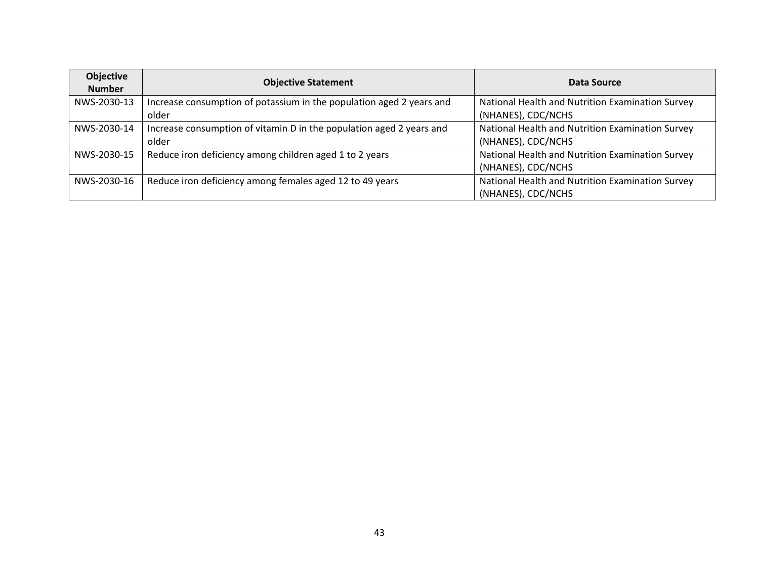| Objective Number | Objective Statement | Data Source |
| --- | --- | --- |
| NWS-2030-13 | Increase consumption of potassium in the population aged 2 years and older | National Health and Nutrition Examination Survey (NHANES), CDC/NCHS |
| NWS-2030-14 | Increase consumption of vitamin D in the population aged 2 years and older | National Health and Nutrition Examination Survey (NHANES), CDC/NCHS |
| NWS-2030-15 | Reduce iron deficiency among children aged 1 to 2 years | National Health and Nutrition Examination Survey (NHANES), CDC/NCHS |
| NWS-2030-16 | Reduce iron deficiency among females aged 12 to 49 years | National Health and Nutrition Examination Survey (NHANES), CDC/NCHS |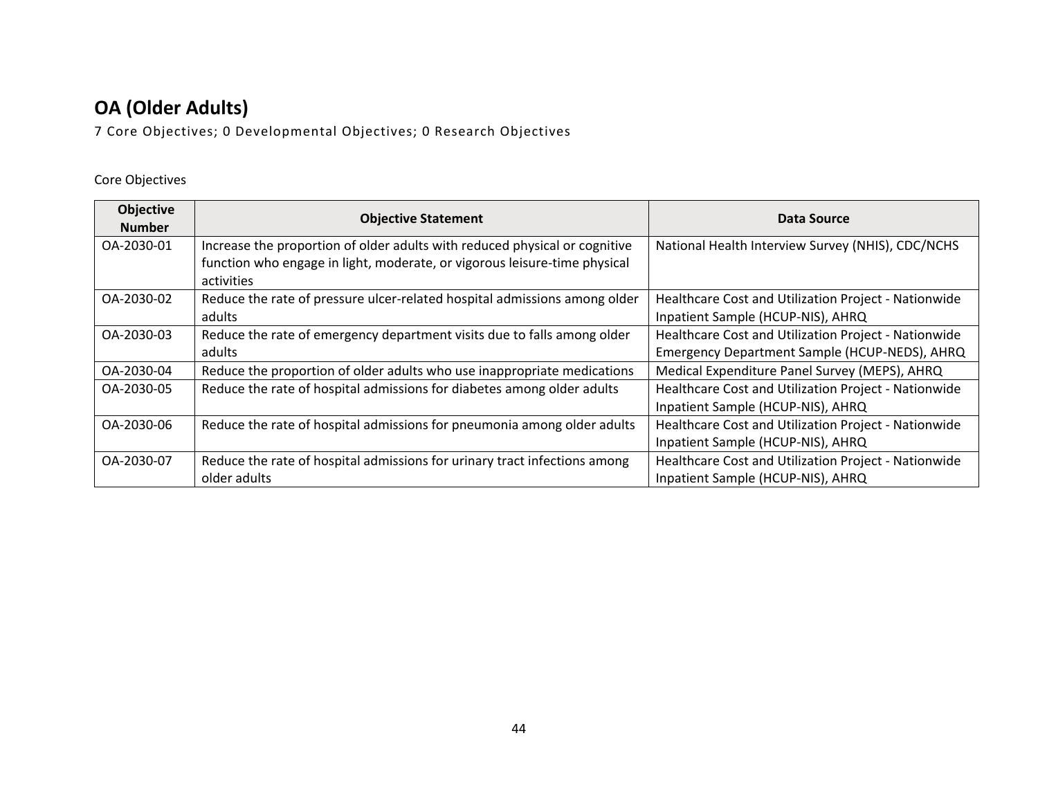## OA (Older Adults)

7 Core Objectives; 0 Developmental Objectives; 0 Research Objectives

Core Objectives

| Objective Number | Objective Statement | Data Source |
|---|---|---|
| OA-2030-01 | Increase the proportion of older adults with reduced physical or cognitive function who engage in light, moderate, or vigorous leisure-time physical activities | National Health Interview Survey (NHIS), CDC/NCHS |
| OA-2030-02 | Reduce the rate of pressure ulcer-related hospital admissions among older adults | Healthcare Cost and Utilization Project - Nationwide Inpatient Sample (HCUP-NIS), AHRQ |
| OA-2030-03 | Reduce the rate of emergency department visits due to falls among older adults | Healthcare Cost and Utilization Project - Nationwide Emergency Department Sample (HCUP-NEDS), AHRQ |
| OA-2030-04 | Reduce the proportion of older adults who use inappropriate medications | Medical Expenditure Panel Survey (MEPS), AHRQ |
| OA-2030-05 | Reduce the rate of hospital admissions for diabetes among older adults | Healthcare Cost and Utilization Project - Nationwide Inpatient Sample (HCUP-NIS), AHRQ |
| OA-2030-06 | Reduce the rate of hospital admissions for pneumonia among older adults | Healthcare Cost and Utilization Project - Nationwide Inpatient Sample (HCUP-NIS), AHRQ |
| OA-2030-07 | Reduce the rate of hospital admissions for urinary tract infections among older adults | Healthcare Cost and Utilization Project - Nationwide Inpatient Sample (HCUP-NIS), AHRQ |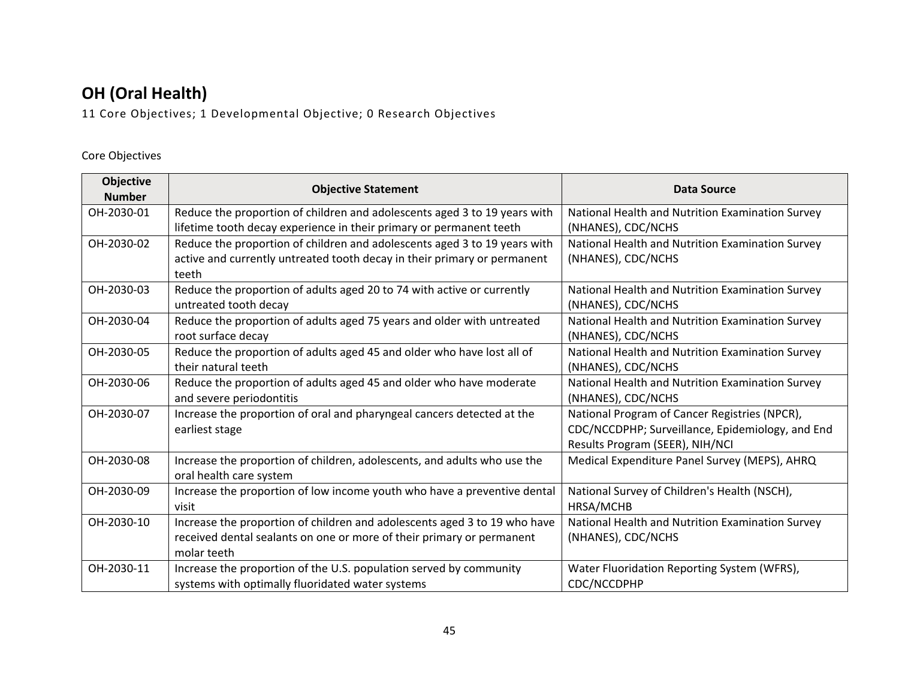## OH (Oral Health)

11 Core Objectives; 1 Developmental Objective; 0 Research Objectives

Core Objectives

| Objective Number | Objective Statement | Data Source |
| --- | --- | --- |
| OH-2030-01 | Reduce the proportion of children and adolescents aged 3 to 19 years with lifetime tooth decay experience in their primary or permanent teeth | National Health and Nutrition Examination Survey (NHANES), CDC/NCHS |
| OH-2030-02 | Reduce the proportion of children and adolescents aged 3 to 19 years with active and currently untreated tooth decay in their primary or permanent teeth | National Health and Nutrition Examination Survey (NHANES), CDC/NCHS |
| OH-2030-03 | Reduce the proportion of adults aged 20 to 74 with active or currently untreated tooth decay | National Health and Nutrition Examination Survey (NHANES), CDC/NCHS |
| OH-2030-04 | Reduce the proportion of adults aged 75 years and older with untreated root surface decay | National Health and Nutrition Examination Survey (NHANES), CDC/NCHS |
| OH-2030-05 | Reduce the proportion of adults aged 45 and older who have lost all of their natural teeth | National Health and Nutrition Examination Survey (NHANES), CDC/NCHS |
| OH-2030-06 | Reduce the proportion of adults aged 45 and older who have moderate and severe periodontitis | National Health and Nutrition Examination Survey (NHANES), CDC/NCHS |
| OH-2030-07 | Increase the proportion of oral and pharyngeal cancers detected at the earliest stage | National Program of Cancer Registries (NPCR), CDC/NCCDPHP; Surveillance, Epidemiology, and End Results Program (SEER), NIH/NCI |
| OH-2030-08 | Increase the proportion of children, adolescents, and adults who use the oral health care system | Medical Expenditure Panel Survey (MEPS), AHRQ |
| OH-2030-09 | Increase the proportion of low income youth who have a preventive dental visit | National Survey of Children's Health (NSCH), HRSA/MCHB |
| OH-2030-10 | Increase the proportion of children and adolescents aged 3 to 19 who have received dental sealants on one or more of their primary or permanent molar teeth | National Health and Nutrition Examination Survey (NHANES), CDC/NCHS |
| OH-2030-11 | Increase the proportion of the U.S. population served by community systems with optimally fluoridated water systems | Water Fluoridation Reporting System (WFRS), CDC/NCCDPHP |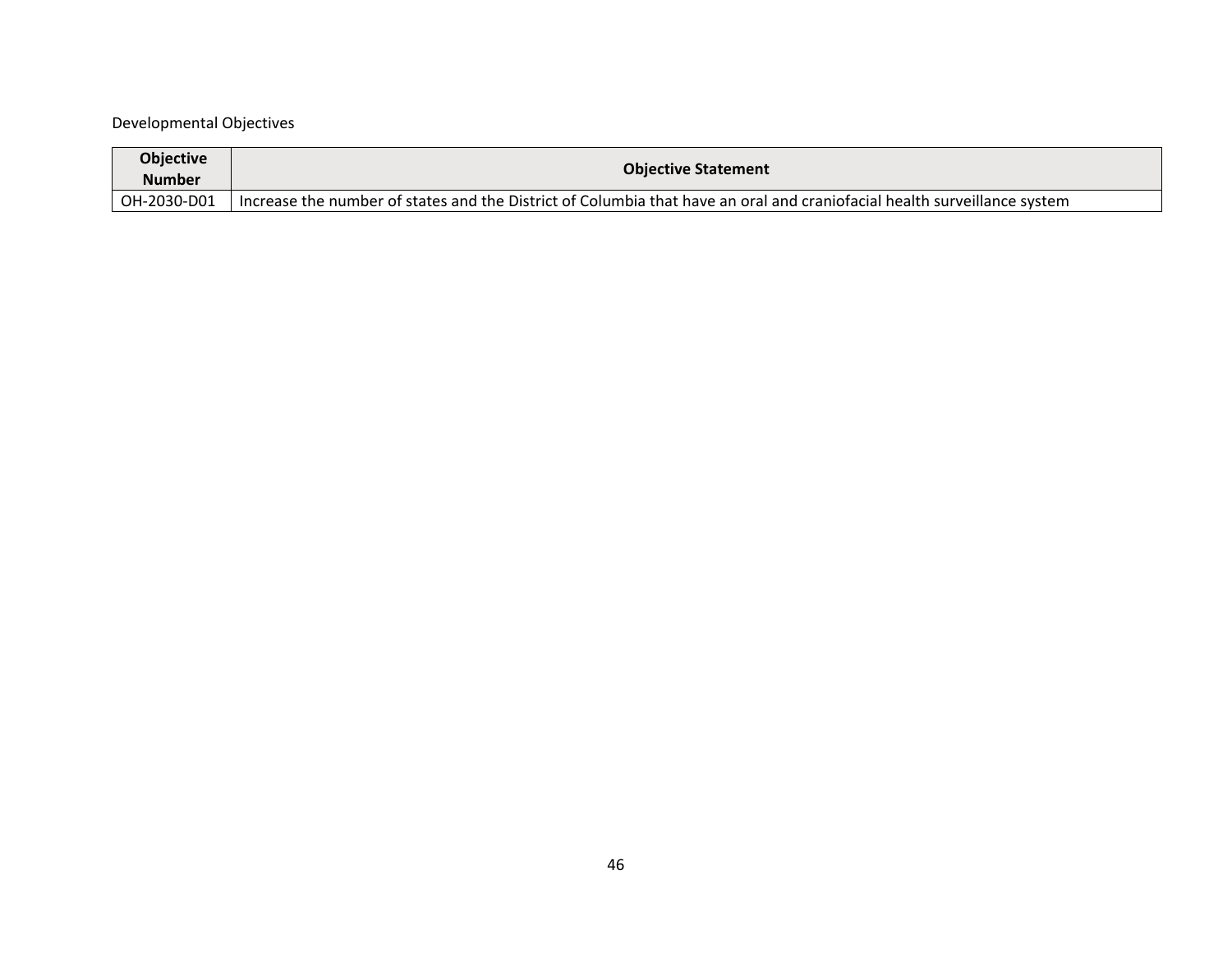Developmental Objectives

| Objective Number | Objective Statement |
| --- | --- |
| OH-2030-D01 | Increase the number of states and the District of Columbia that have an oral and craniofacial health surveillance system |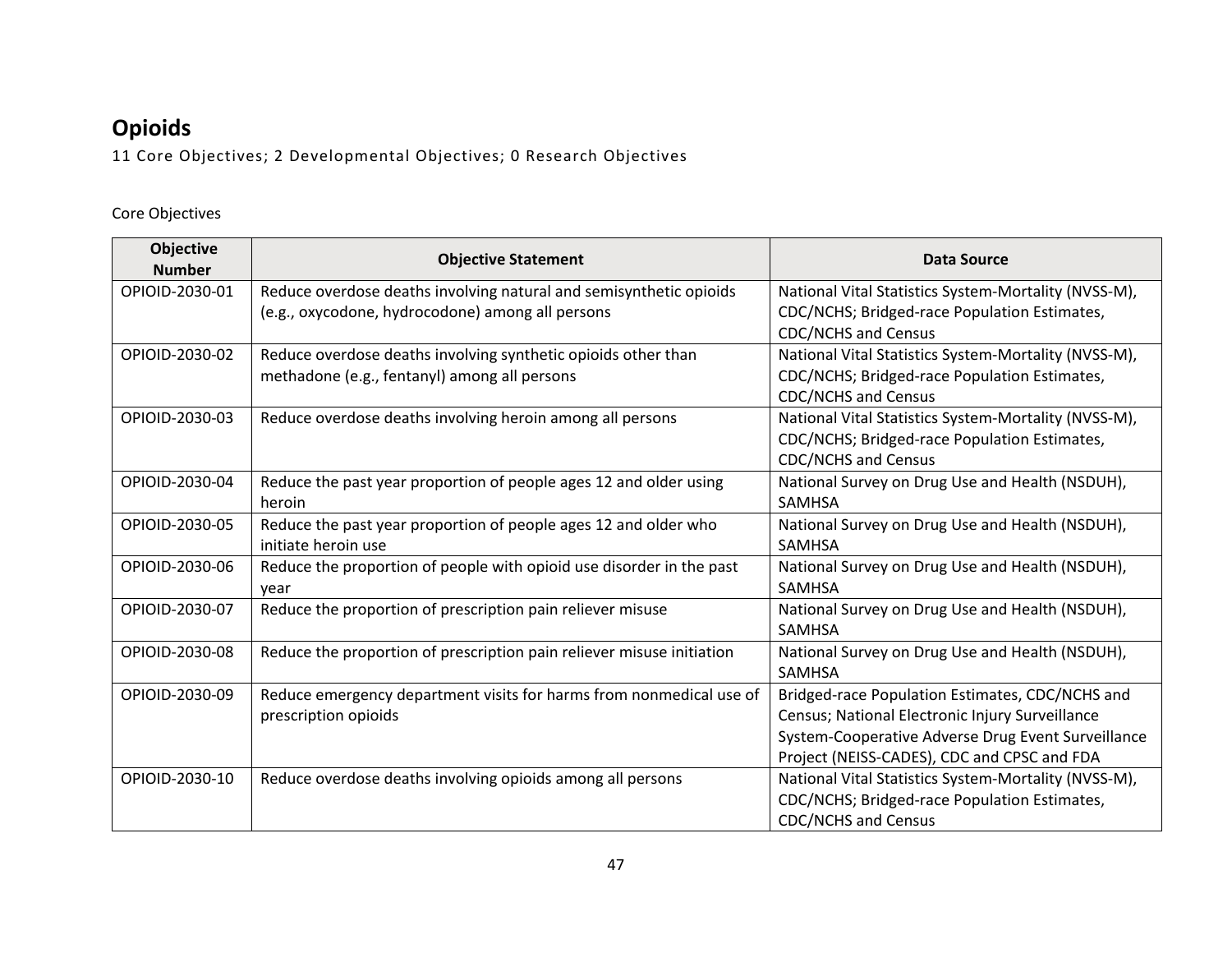## Opioids

11 Core Objectives; 2 Developmental Objectives; 0 Research Objectives

Core Objectives

| Objective Number | Objective Statement | Data Source |
|---|---|---|
| OPIOID-2030-01 | Reduce overdose deaths involving natural and semisynthetic opioids (e.g., oxycodone, hydrocodone) among all persons | National Vital Statistics System-Mortality (NVSS-M), CDC/NCHS; Bridged-race Population Estimates, CDC/NCHS and Census |
| OPIOID-2030-02 | Reduce overdose deaths involving synthetic opioids other than methadone (e.g., fentanyl) among all persons | National Vital Statistics System-Mortality (NVSS-M), CDC/NCHS; Bridged-race Population Estimates, CDC/NCHS and Census |
| OPIOID-2030-03 | Reduce overdose deaths involving heroin among all persons | National Vital Statistics System-Mortality (NVSS-M), CDC/NCHS; Bridged-race Population Estimates, CDC/NCHS and Census |
| OPIOID-2030-04 | Reduce the past year proportion of people ages 12 and older using heroin | National Survey on Drug Use and Health (NSDUH), SAMHSA |
| OPIOID-2030-05 | Reduce the past year proportion of people ages 12 and older who initiate heroin use | National Survey on Drug Use and Health (NSDUH), SAMHSA |
| OPIOID-2030-06 | Reduce the proportion of people with opioid use disorder in the past year | National Survey on Drug Use and Health (NSDUH), SAMHSA |
| OPIOID-2030-07 | Reduce the proportion of prescription pain reliever misuse | National Survey on Drug Use and Health (NSDUH), SAMHSA |
| OPIOID-2030-08 | Reduce the proportion of prescription pain reliever misuse initiation | National Survey on Drug Use and Health (NSDUH), SAMHSA |
| OPIOID-2030-09 | Reduce emergency department visits for harms from nonmedical use of prescription opioids | Bridged-race Population Estimates, CDC/NCHS and Census; National Electronic Injury Surveillance System-Cooperative Adverse Drug Event Surveillance Project (NEISS-CADES), CDC and CPSC and FDA |
| OPIOID-2030-10 | Reduce overdose deaths involving opioids among all persons | National Vital Statistics System-Mortality (NVSS-M), CDC/NCHS; Bridged-race Population Estimates, CDC/NCHS and Census |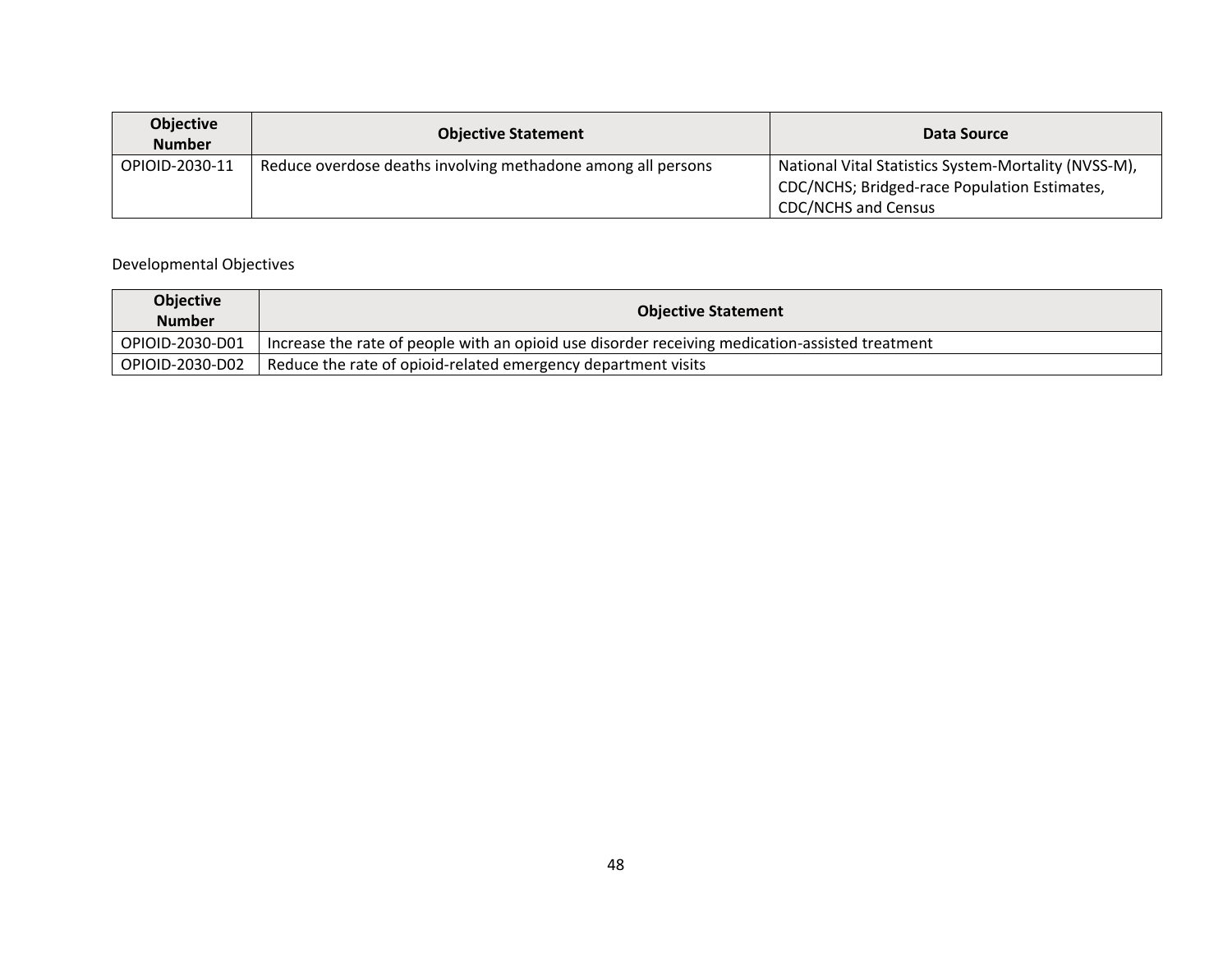| Objective Number | Objective Statement | Data Source |
|---|---|---|
| OPIOID-2030-11 | Reduce overdose deaths involving methadone among all persons | National Vital Statistics System-Mortality (NVSS-M), CDC/NCHS; Bridged-race Population Estimates, CDC/NCHS and Census |

Developmental Objectives

| Objective Number | Objective Statement |
|---|---|
| OPIOID-2030-D01 | Increase the rate of people with an opioid use disorder receiving medication-assisted treatment |
| OPIOID-2030-D02 | Reduce the rate of opioid-related emergency department visits |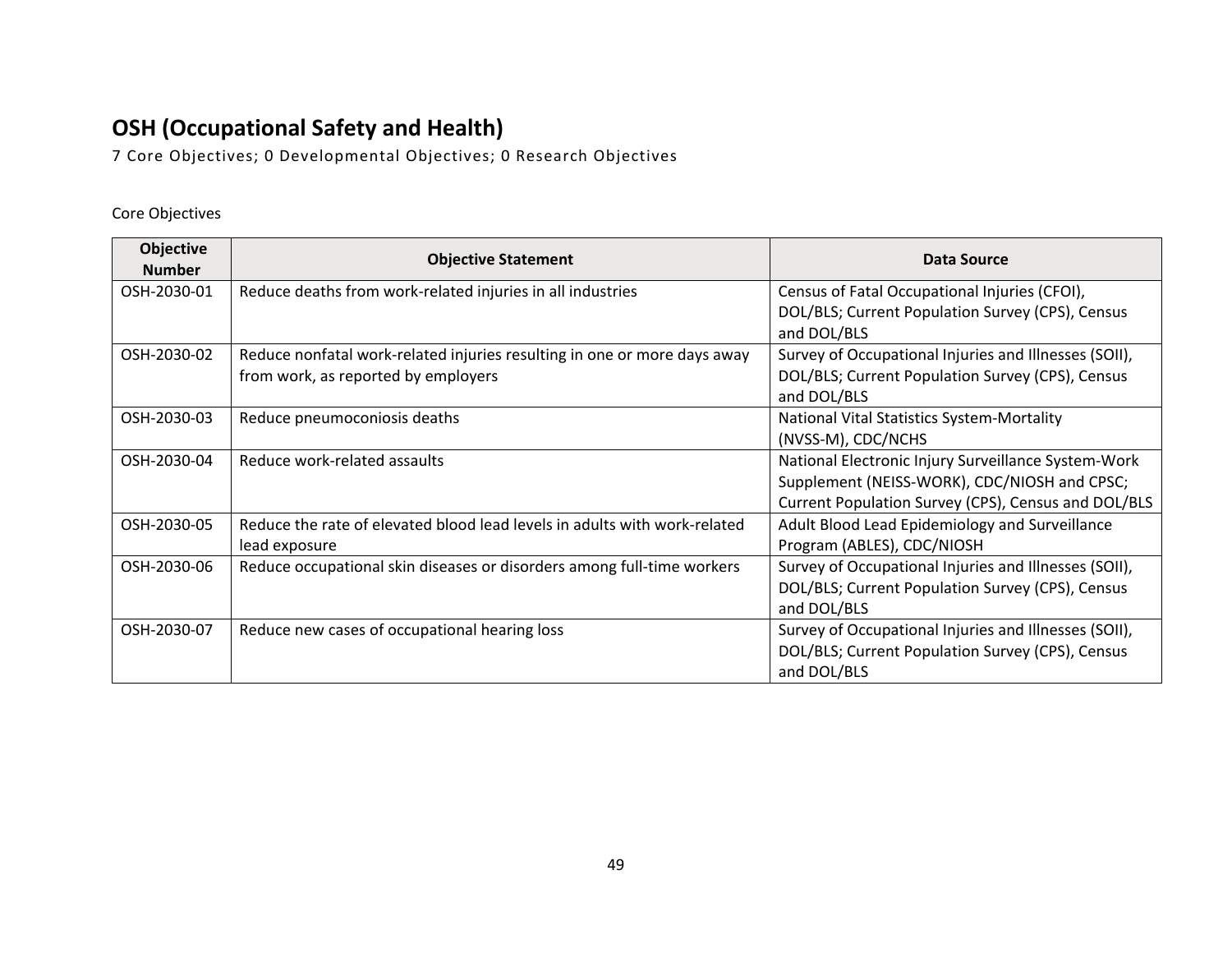## OSH (Occupational Safety and Health)

7 Core Objectives; 0 Developmental Objectives; 0 Research Objectives

Core Objectives

| Objective Number | Objective Statement | Data Source |
|---|---|---|
| OSH-2030-01 | Reduce deaths from work-related injuries in all industries | Census of Fatal Occupational Injuries (CFOI), DOL/BLS; Current Population Survey (CPS), Census and DOL/BLS |
| OSH-2030-02 | Reduce nonfatal work-related injuries resulting in one or more days away from work, as reported by employers | Survey of Occupational Injuries and Illnesses (SOII), DOL/BLS; Current Population Survey (CPS), Census and DOL/BLS |
| OSH-2030-03 | Reduce pneumoconiosis deaths | National Vital Statistics System-Mortality (NVSS-M), CDC/NCHS |
| OSH-2030-04 | Reduce work-related assaults | National Electronic Injury Surveillance System-Work Supplement (NEISS-WORK), CDC/NIOSH and CPSC; Current Population Survey (CPS), Census and DOL/BLS |
| OSH-2030-05 | Reduce the rate of elevated blood lead levels in adults with work-related lead exposure | Adult Blood Lead Epidemiology and Surveillance Program (ABLES), CDC/NIOSH |
| OSH-2030-06 | Reduce occupational skin diseases or disorders among full-time workers | Survey of Occupational Injuries and Illnesses (SOII), DOL/BLS; Current Population Survey (CPS), Census and DOL/BLS |
| OSH-2030-07 | Reduce new cases of occupational hearing loss | Survey of Occupational Injuries and Illnesses (SOII), DOL/BLS; Current Population Survey (CPS), Census and DOL/BLS |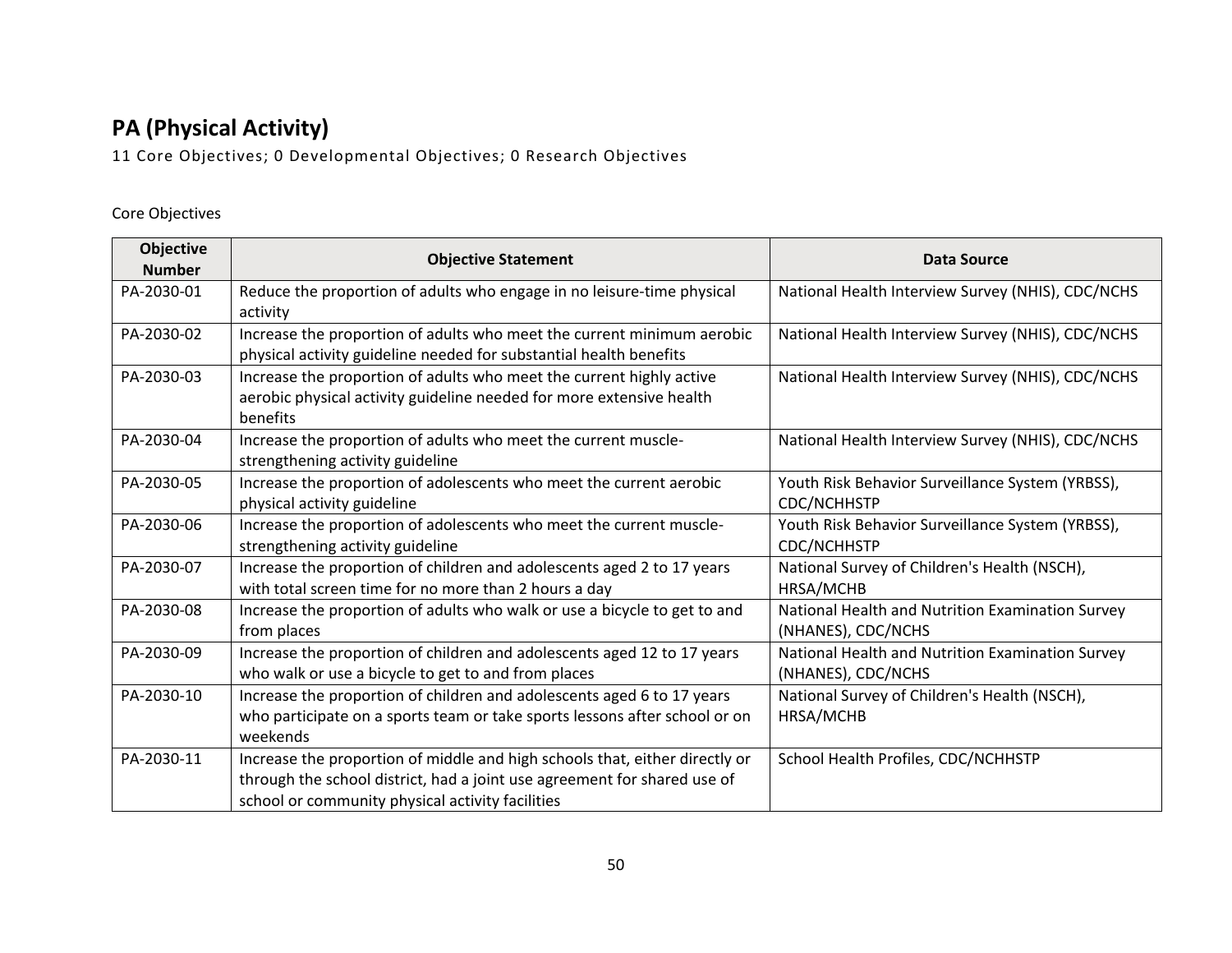## PA (Physical Activity)

11 Core Objectives; 0 Developmental Objectives; 0 Research Objectives

Core Objectives

| Objective Number | Objective Statement | Data Source |
|---|---|---|
| PA-2030-01 | Reduce the proportion of adults who engage in no leisure-time physical activity | National Health Interview Survey (NHIS), CDC/NCHS |
| PA-2030-02 | Increase the proportion of adults who meet the current minimum aerobic physical activity guideline needed for substantial health benefits | National Health Interview Survey (NHIS), CDC/NCHS |
| PA-2030-03 | Increase the proportion of adults who meet the current highly active aerobic physical activity guideline needed for more extensive health benefits | National Health Interview Survey (NHIS), CDC/NCHS |
| PA-2030-04 | Increase the proportion of adults who meet the current muscle-strengthening activity guideline | National Health Interview Survey (NHIS), CDC/NCHS |
| PA-2030-05 | Increase the proportion of adolescents who meet the current aerobic physical activity guideline | Youth Risk Behavior Surveillance System (YRBSS), CDC/NCHHSTP |
| PA-2030-06 | Increase the proportion of adolescents who meet the current muscle-strengthening activity guideline | Youth Risk Behavior Surveillance System (YRBSS), CDC/NCHHSTP |
| PA-2030-07 | Increase the proportion of children and adolescents aged 2 to 17 years with total screen time for no more than 2 hours a day | National Survey of Children's Health (NSCH), HRSA/MCHB |
| PA-2030-08 | Increase the proportion of adults who walk or use a bicycle to get to and from places | National Health and Nutrition Examination Survey (NHANES), CDC/NCHS |
| PA-2030-09 | Increase the proportion of children and adolescents aged 12 to 17 years who walk or use a bicycle to get to and from places | National Health and Nutrition Examination Survey (NHANES), CDC/NCHS |
| PA-2030-10 | Increase the proportion of children and adolescents aged 6 to 17 years who participate on a sports team or take sports lessons after school or on weekends | National Survey of Children's Health (NSCH), HRSA/MCHB |
| PA-2030-11 | Increase the proportion of middle and high schools that, either directly or through the school district, had a joint use agreement for shared use of school or community physical activity facilities | School Health Profiles, CDC/NCHHSTP |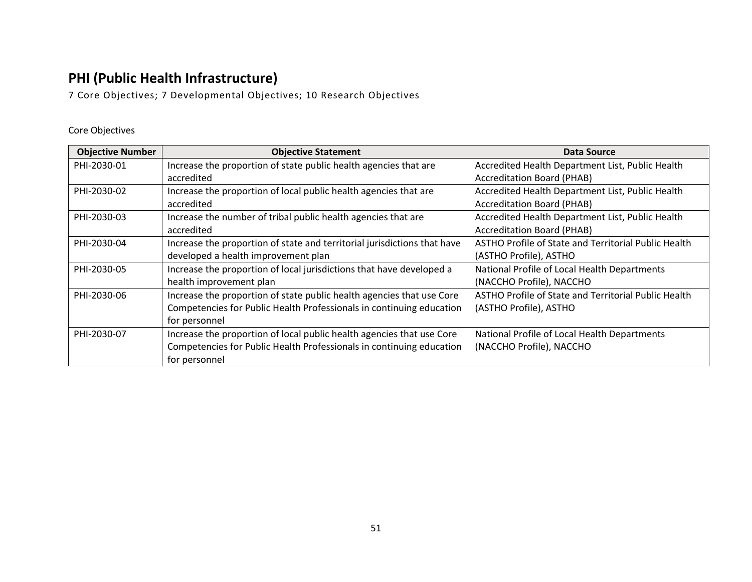## PHI (Public Health Infrastructure)

7 Core Objectives; 7 Developmental Objectives; 10 Research Objectives

Core Objectives

| Objective Number | Objective Statement | Data Source |
|---|---|---|
| PHI-2030-01 | Increase the proportion of state public health agencies that are accredited | Accredited Health Department List, Public Health Accreditation Board (PHAB) |
| PHI-2030-02 | Increase the proportion of local public health agencies that are accredited | Accredited Health Department List, Public Health Accreditation Board (PHAB) |
| PHI-2030-03 | Increase the number of tribal public health agencies that are accredited | Accredited Health Department List, Public Health Accreditation Board (PHAB) |
| PHI-2030-04 | Increase the proportion of state and territorial jurisdictions that have developed a health improvement plan | ASTHO Profile of State and Territorial Public Health (ASTHO Profile), ASTHO |
| PHI-2030-05 | Increase the proportion of local jurisdictions that have developed a health improvement plan | National Profile of Local Health Departments (NACCHO Profile), NACCHO |
| PHI-2030-06 | Increase the proportion of state public health agencies that use Core Competencies for Public Health Professionals in continuing education for personnel | ASTHO Profile of State and Territorial Public Health (ASTHO Profile), ASTHO |
| PHI-2030-07 | Increase the proportion of local public health agencies that use Core Competencies for Public Health Professionals in continuing education for personnel | National Profile of Local Health Departments (NACCHO Profile), NACCHO |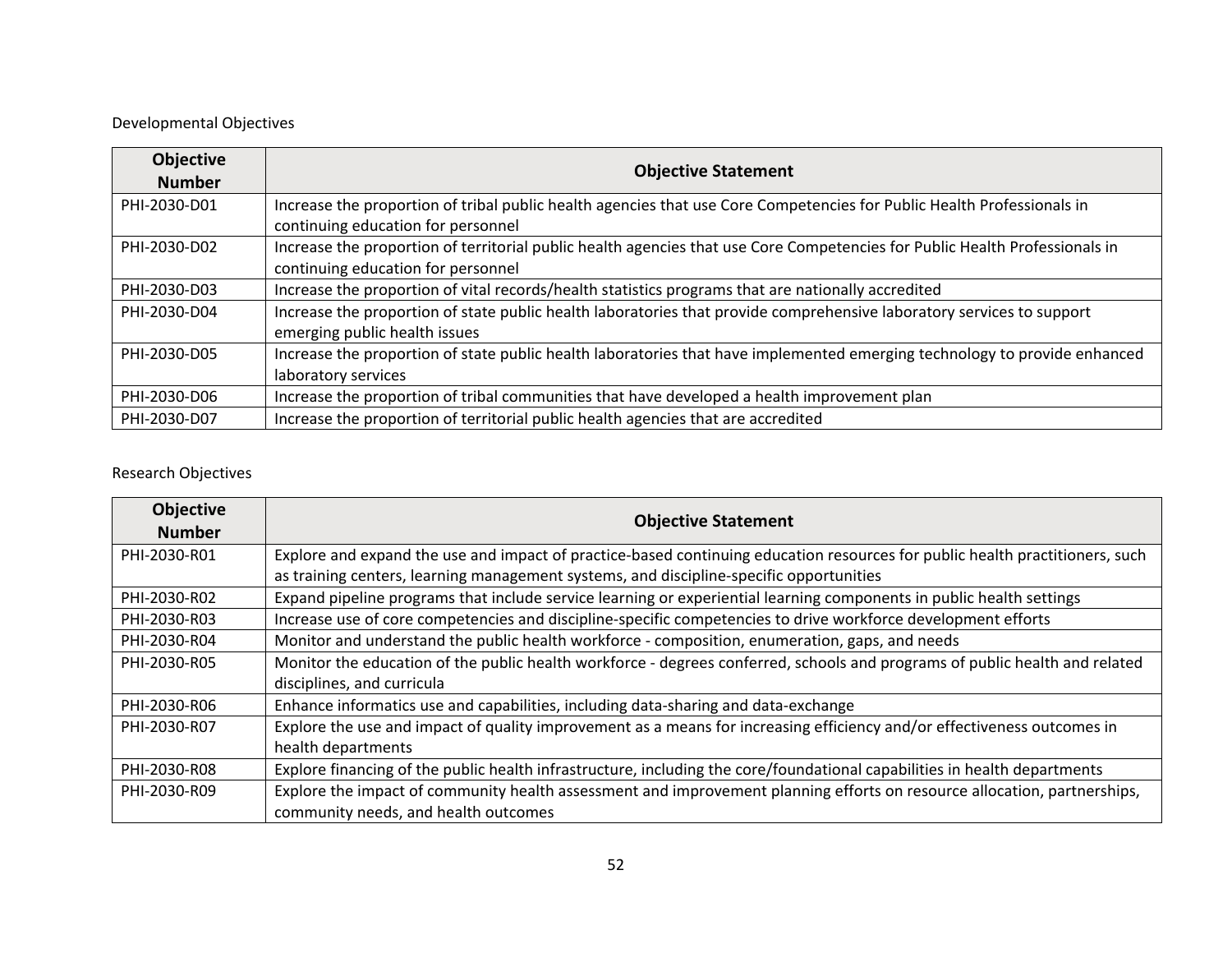Developmental Objectives

| Objective Number | Objective Statement |
|---|---|
| PHI-2030-D01 | Increase the proportion of tribal public health agencies that use Core Competencies for Public Health Professionals in continuing education for personnel |
| PHI-2030-D02 | Increase the proportion of territorial public health agencies that use Core Competencies for Public Health Professionals in continuing education for personnel |
| PHI-2030-D03 | Increase the proportion of vital records/health statistics programs that are nationally accredited |
| PHI-2030-D04 | Increase the proportion of state public health laboratories that provide comprehensive laboratory services to support emerging public health issues |
| PHI-2030-D05 | Increase the proportion of state public health laboratories that have implemented emerging technology to provide enhanced laboratory services |
| PHI-2030-D06 | Increase the proportion of tribal communities that have developed a health improvement plan |
| PHI-2030-D07 | Increase the proportion of territorial public health agencies that are accredited |

Research Objectives

| Objective Number | Objective Statement |
|---|---|
| PHI-2030-R01 | Explore and expand the use and impact of practice-based continuing education resources for public health practitioners, such as training centers, learning management systems, and discipline-specific opportunities |
| PHI-2030-R02 | Expand pipeline programs that include service learning or experiential learning components in public health settings |
| PHI-2030-R03 | Increase use of core competencies and discipline-specific competencies to drive workforce development efforts |
| PHI-2030-R04 | Monitor and understand the public health workforce - composition, enumeration, gaps, and needs |
| PHI-2030-R05 | Monitor the education of the public health workforce - degrees conferred, schools and programs of public health and related disciplines, and curricula |
| PHI-2030-R06 | Enhance informatics use and capabilities, including data-sharing and data-exchange |
| PHI-2030-R07 | Explore the use and impact of quality improvement as a means for increasing efficiency and/or effectiveness outcomes in health departments |
| PHI-2030-R08 | Explore financing of the public health infrastructure, including the core/foundational capabilities in health departments |
| PHI-2030-R09 | Explore the impact of community health assessment and improvement planning efforts on resource allocation, partnerships, community needs, and health outcomes |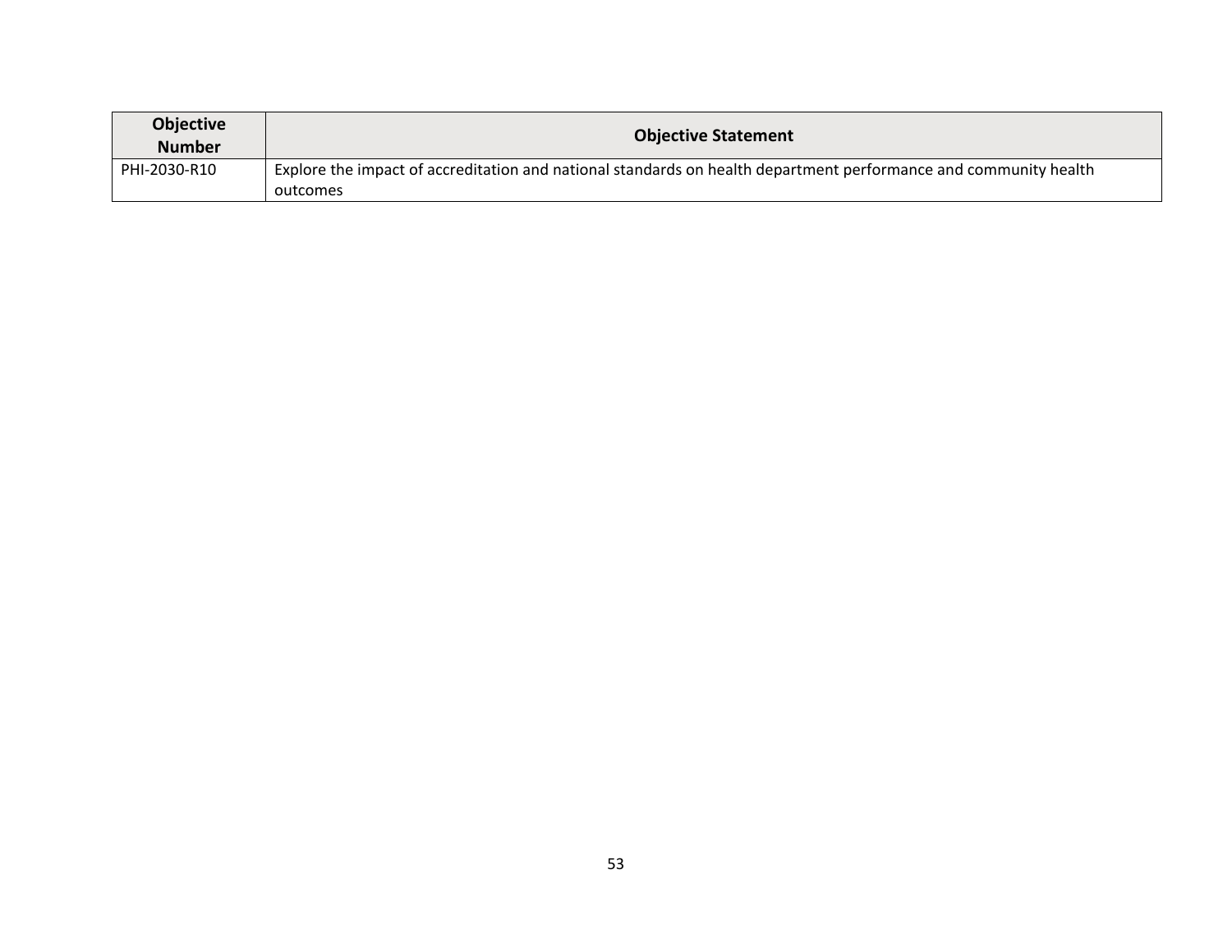| Objective Number | Objective Statement |
|---|---|
| PHI-2030-R10 | Explore the impact of accreditation and national standards on health department performance and community health outcomes |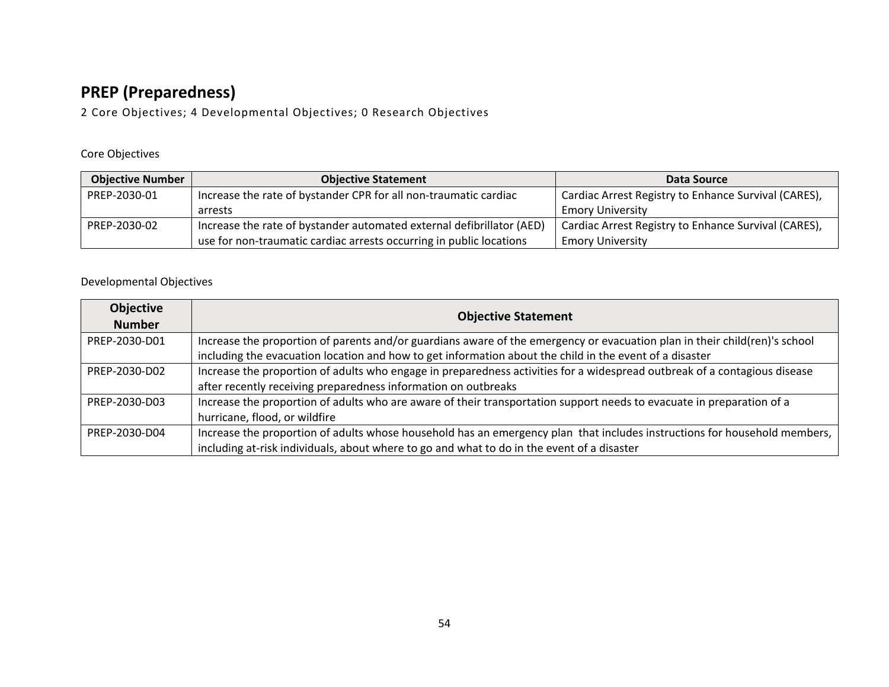## PREP (Preparedness)

2 Core Objectives; 4 Developmental Objectives; 0 Research Objectives

Core Objectives

| Objective Number | Objective Statement | Data Source |
|---|---|---|
| PREP-2030-01 | Increase the rate of bystander CPR for all non-traumatic cardiac arrests | Cardiac Arrest Registry to Enhance Survival (CARES), Emory University |
| PREP-2030-02 | Increase the rate of bystander automated external defibrillator (AED) use for non-traumatic cardiac arrests occurring in public locations | Cardiac Arrest Registry to Enhance Survival (CARES), Emory University |

Developmental Objectives

| Objective Number | Objective Statement |
|---|---|
| PREP-2030-D01 | Increase the proportion of parents and/or guardians aware of the emergency or evacuation plan in their child(ren)'s school including the evacuation location and how to get information about the child in the event of a disaster |
| PREP-2030-D02 | Increase the proportion of adults who engage in preparedness activities for a widespread outbreak of a contagious disease after recently receiving preparedness information on outbreaks |
| PREP-2030-D03 | Increase the proportion of adults who are aware of their transportation support needs to evacuate in preparation of a hurricane, flood, or wildfire |
| PREP-2030-D04 | Increase the proportion of adults whose household has an emergency plan that includes instructions for household members, including at-risk individuals, about where to go and what to do in the event of a disaster |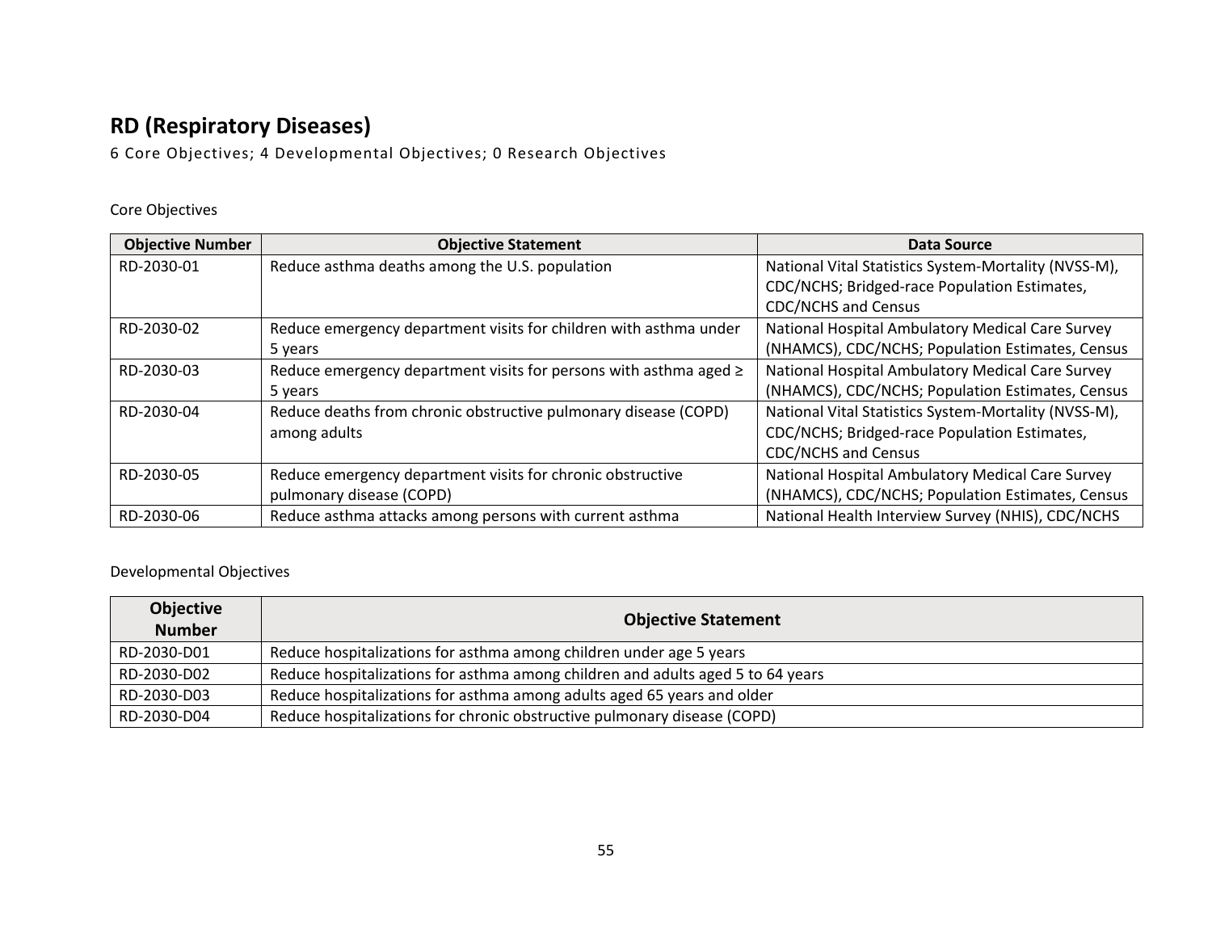## RD (Respiratory Diseases)

6 Core Objectives; 4 Developmental Objectives; 0 Research Objectives

Core Objectives

| Objective Number | Objective Statement | Data Source |
|---|---|---|
| RD-2030-01 | Reduce asthma deaths among the U.S. population | National Vital Statistics System-Mortality (NVSS-M), CDC/NCHS; Bridged-race Population Estimates, CDC/NCHS and Census |
| RD-2030-02 | Reduce emergency department visits for children with asthma under 5 years | National Hospital Ambulatory Medical Care Survey (NHAMCS), CDC/NCHS; Population Estimates, Census |
| RD-2030-03 | Reduce emergency department visits for persons with asthma aged ≥ 5 years | National Hospital Ambulatory Medical Care Survey (NHAMCS), CDC/NCHS; Population Estimates, Census |
| RD-2030-04 | Reduce deaths from chronic obstructive pulmonary disease (COPD) among adults | National Vital Statistics System-Mortality (NVSS-M), CDC/NCHS; Bridged-race Population Estimates, CDC/NCHS and Census |
| RD-2030-05 | Reduce emergency department visits for chronic obstructive pulmonary disease (COPD) | National Hospital Ambulatory Medical Care Survey (NHAMCS), CDC/NCHS; Population Estimates, Census |
| RD-2030-06 | Reduce asthma attacks among persons with current asthma | National Health Interview Survey (NHIS), CDC/NCHS |

Developmental Objectives

| Objective Number | Objective Statement |
|---|---|
| RD-2030-D01 | Reduce hospitalizations for asthma among children under age 5 years |
| RD-2030-D02 | Reduce hospitalizations for asthma among children and adults aged 5 to 64 years |
| RD-2030-D03 | Reduce hospitalizations for asthma among adults aged 65 years and older |
| RD-2030-D04 | Reduce hospitalizations for chronic obstructive pulmonary disease (COPD) |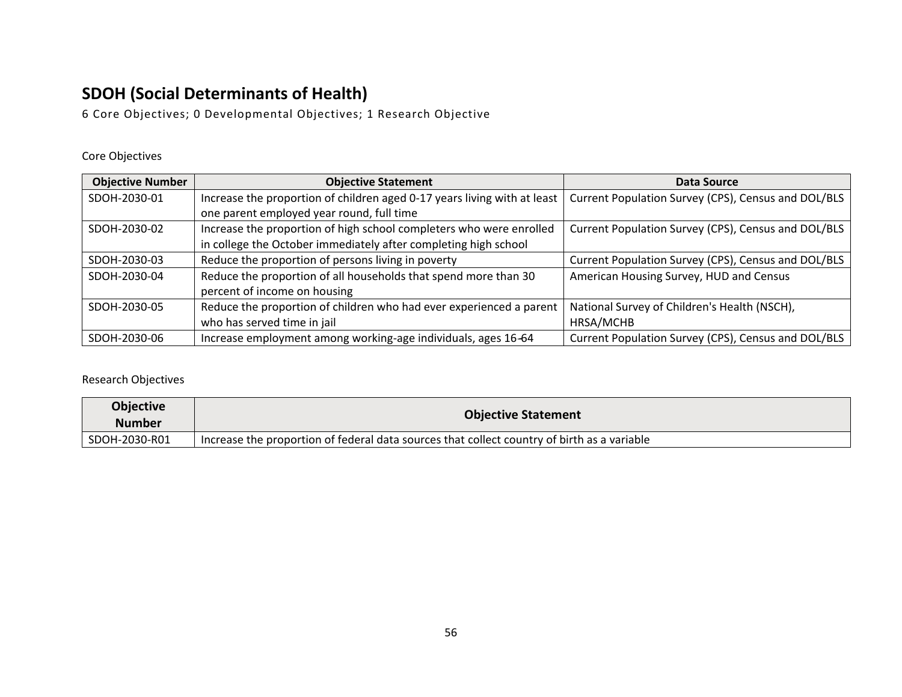## SDOH (Social Determinants of Health)

6 Core Objectives; 0 Developmental Objectives; 1 Research Objective

Core Objectives

| Objective Number | Objective Statement | Data Source |
|---|---|---|
| SDOH-2030-01 | Increase the proportion of children aged 0-17 years living with at least one parent employed year round, full time | Current Population Survey (CPS), Census and DOL/BLS |
| SDOH-2030-02 | Increase the proportion of high school completers who were enrolled in college the October immediately after completing high school | Current Population Survey (CPS), Census and DOL/BLS |
| SDOH-2030-03 | Reduce the proportion of persons living in poverty | Current Population Survey (CPS), Census and DOL/BLS |
| SDOH-2030-04 | Reduce the proportion of all households that spend more than 30 percent of income on housing | American Housing Survey, HUD and Census |
| SDOH-2030-05 | Reduce the proportion of children who had ever experienced a parent who has served time in jail | National Survey of Children's Health (NSCH), HRSA/MCHB |
| SDOH-2030-06 | Increase employment among working-age individuals, ages 16-64 | Current Population Survey (CPS), Census and DOL/BLS |

Research Objectives

| Objective Number | Objective Statement |
|---|---|
| SDOH-2030-R01 | Increase the proportion of federal data sources that collect country of birth as a variable |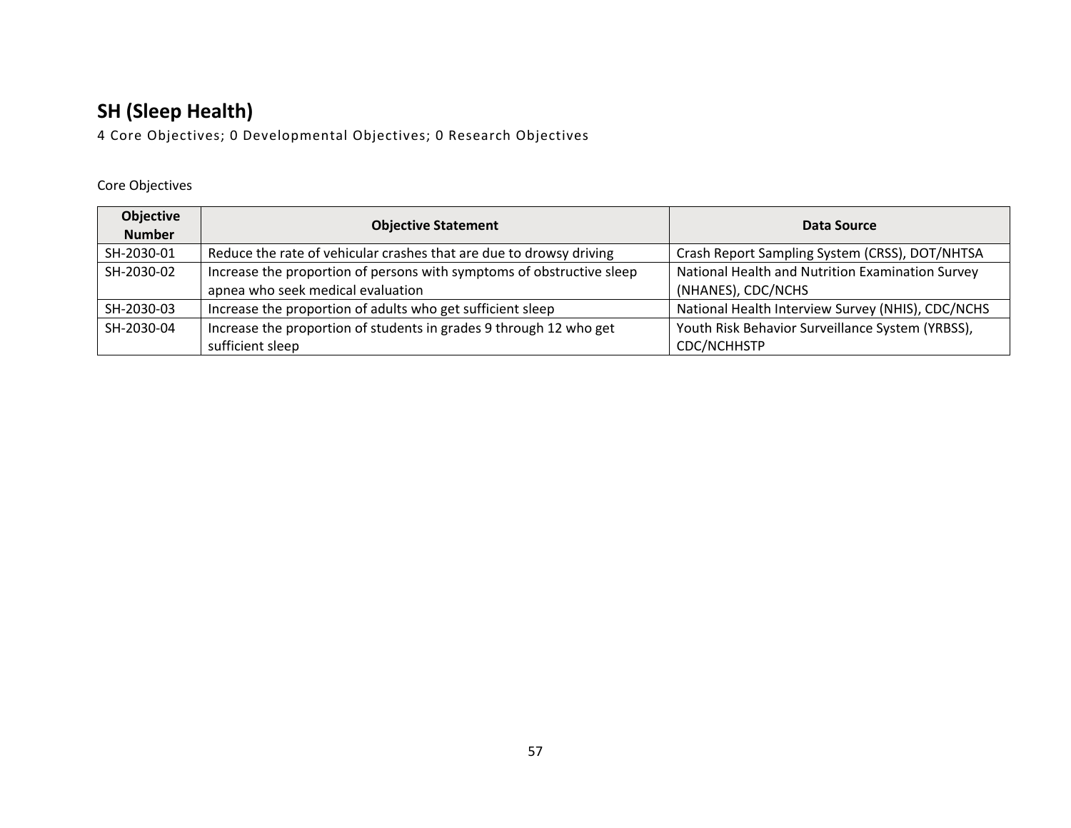## SH (Sleep Health)

4 Core Objectives; 0 Developmental Objectives; 0 Research Objectives

Core Objectives

| Objective Number | Objective Statement | Data Source |
|---|---|---|
| SH-2030-01 | Reduce the rate of vehicular crashes that are due to drowsy driving | Crash Report Sampling System (CRSS), DOT/NHTSA |
| SH-2030-02 | Increase the proportion of persons with symptoms of obstructive sleep apnea who seek medical evaluation | National Health and Nutrition Examination Survey (NHANES), CDC/NCHS |
| SH-2030-03 | Increase the proportion of adults who get sufficient sleep | National Health Interview Survey (NHIS), CDC/NCHS |
| SH-2030-04 | Increase the proportion of students in grades 9 through 12 who get sufficient sleep | Youth Risk Behavior Surveillance System (YRBSS), CDC/NCHHSTP |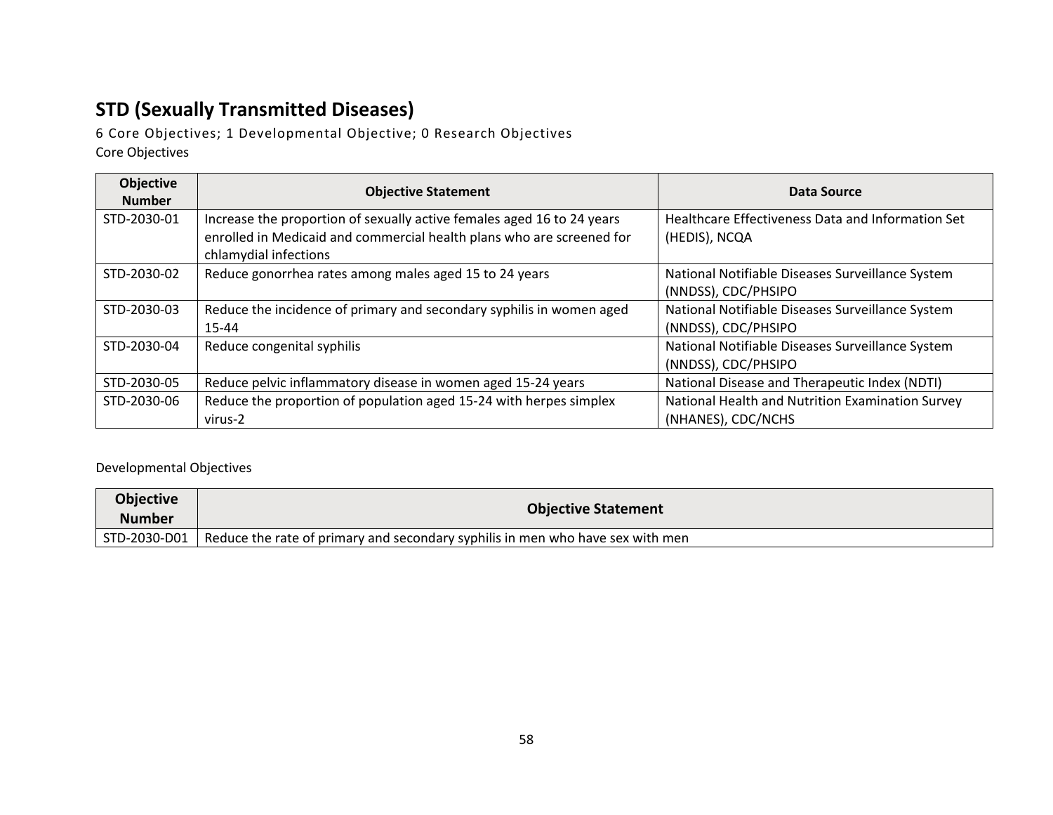## STD (Sexually Transmitted Diseases)

6 Core Objectives; 1 Developmental Objective; 0 Research Objectives

Core Objectives

| Objective Number | Objective Statement | Data Source |
|---|---|---|
| STD-2030-01 | Increase the proportion of sexually active females aged 16 to 24 years enrolled in Medicaid and commercial health plans who are screened for chlamydial infections | Healthcare Effectiveness Data and Information Set (HEDIS), NCQA |
| STD-2030-02 | Reduce gonorrhea rates among males aged 15 to 24 years | National Notifiable Diseases Surveillance System (NNDSS), CDC/PHSIPO |
| STD-2030-03 | Reduce the incidence of primary and secondary syphilis in women aged 15-44 | National Notifiable Diseases Surveillance System (NNDSS), CDC/PHSIPO |
| STD-2030-04 | Reduce congenital syphilis | National Notifiable Diseases Surveillance System (NNDSS), CDC/PHSIPO |
| STD-2030-05 | Reduce pelvic inflammatory disease in women aged 15-24 years | National Disease and Therapeutic Index (NDTI) |
| STD-2030-06 | Reduce the proportion of population aged 15-24 with herpes simplex virus-2 | National Health and Nutrition Examination Survey (NHANES), CDC/NCHS |

Developmental Objectives

| Objective Number | Objective Statement |
|---|---|
| STD-2030-D01 | Reduce the rate of primary and secondary syphilis in men who have sex with men |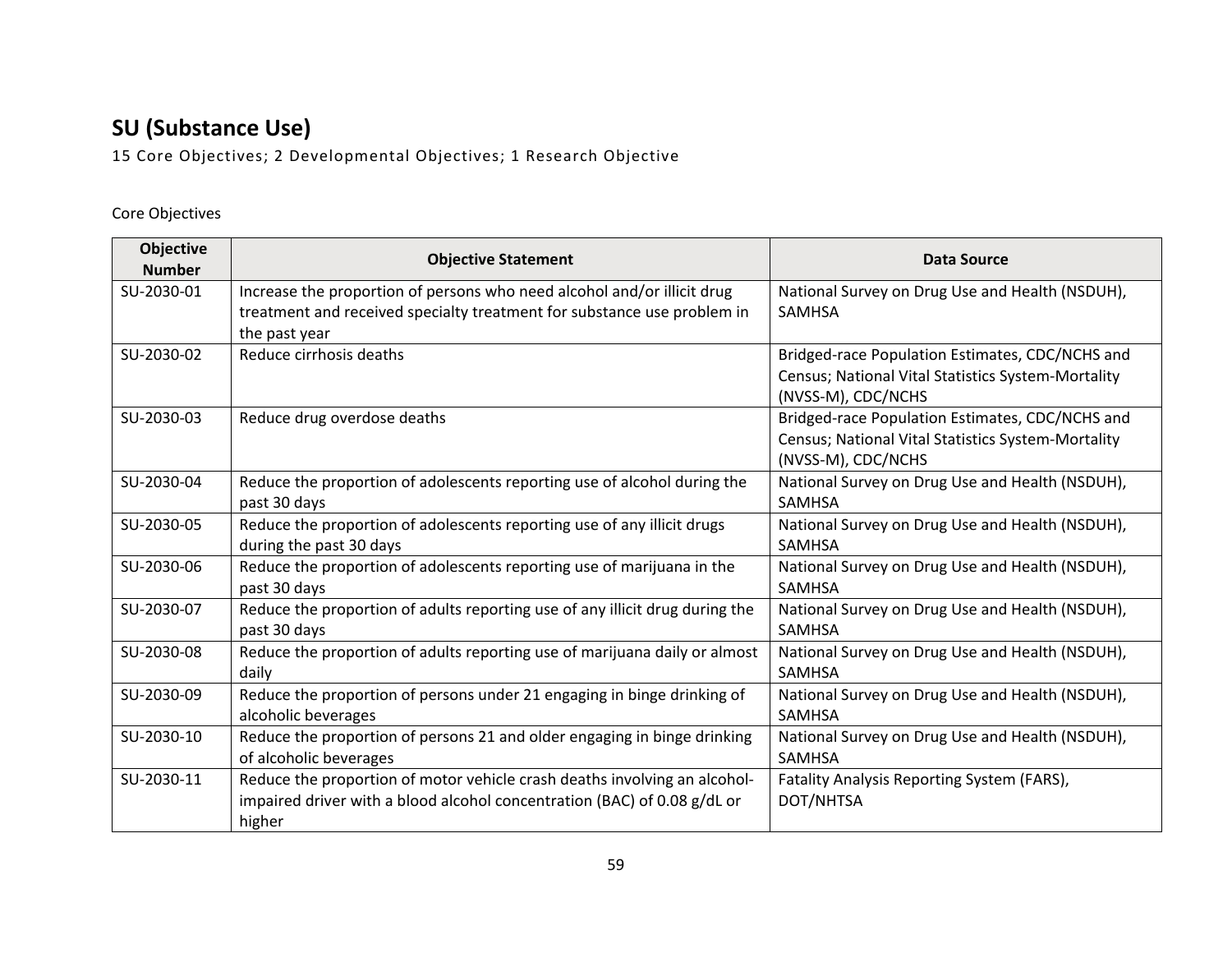## SU (Substance Use)

15 Core Objectives; 2 Developmental Objectives; 1 Research Objective

Core Objectives

| Objective Number | Objective Statement | Data Source |
|---|---|---|
| SU-2030-01 | Increase the proportion of persons who need alcohol and/or illicit drug treatment and received specialty treatment for substance use problem in the past year | National Survey on Drug Use and Health (NSDUH), SAMHSA |
| SU-2030-02 | Reduce cirrhosis deaths | Bridged-race Population Estimates, CDC/NCHS and Census; National Vital Statistics System-Mortality (NVSS-M), CDC/NCHS |
| SU-2030-03 | Reduce drug overdose deaths | Bridged-race Population Estimates, CDC/NCHS and Census; National Vital Statistics System-Mortality (NVSS-M), CDC/NCHS |
| SU-2030-04 | Reduce the proportion of adolescents reporting use of alcohol during the past 30 days | National Survey on Drug Use and Health (NSDUH), SAMHSA |
| SU-2030-05 | Reduce the proportion of adolescents reporting use of any illicit drugs during the past 30 days | National Survey on Drug Use and Health (NSDUH), SAMHSA |
| SU-2030-06 | Reduce the proportion of adolescents reporting use of marijuana in the past 30 days | National Survey on Drug Use and Health (NSDUH), SAMHSA |
| SU-2030-07 | Reduce the proportion of adults reporting use of any illicit drug during the past 30 days | National Survey on Drug Use and Health (NSDUH), SAMHSA |
| SU-2030-08 | Reduce the proportion of adults reporting use of marijuana daily or almost daily | National Survey on Drug Use and Health (NSDUH), SAMHSA |
| SU-2030-09 | Reduce the proportion of persons under 21 engaging in binge drinking of alcoholic beverages | National Survey on Drug Use and Health (NSDUH), SAMHSA |
| SU-2030-10 | Reduce the proportion of persons 21 and older engaging in binge drinking of alcoholic beverages | National Survey on Drug Use and Health (NSDUH), SAMHSA |
| SU-2030-11 | Reduce the proportion of motor vehicle crash deaths involving an alcohol-impaired driver with a blood alcohol concentration (BAC) of 0.08 g/dL or higher | Fatality Analysis Reporting System (FARS), DOT/NHTSA |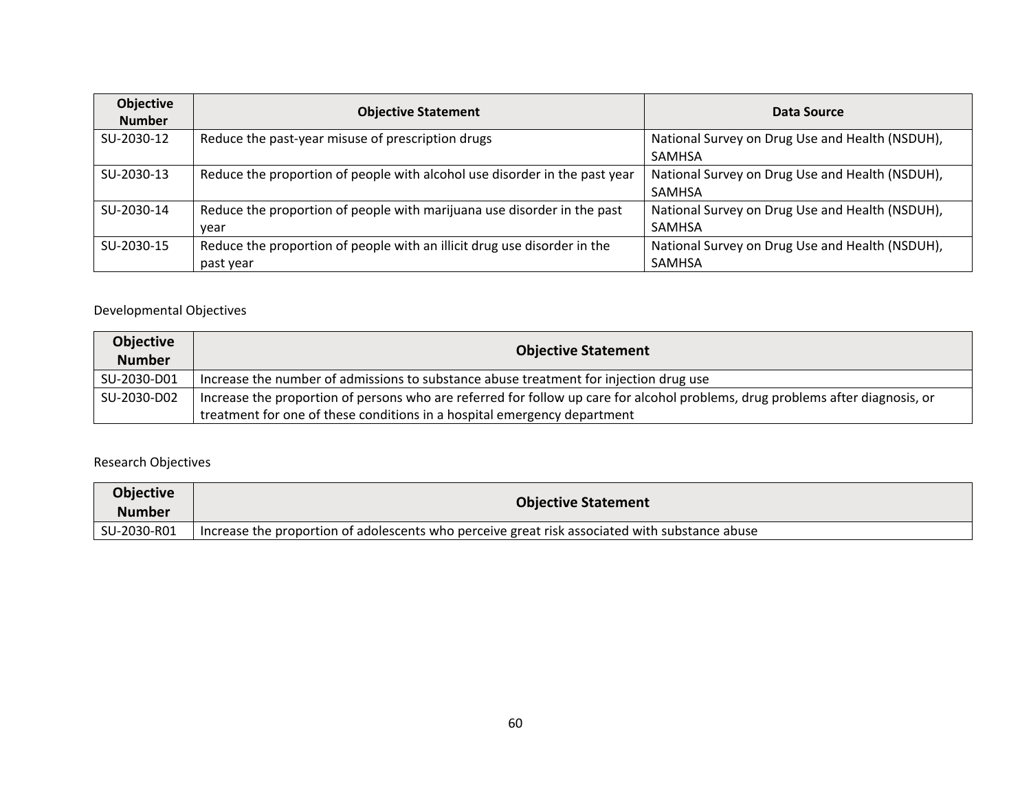| Objective Number | Objective Statement | Data Source |
|---|---|---|
| SU-2030-12 | Reduce the past-year misuse of prescription drugs | National Survey on Drug Use and Health (NSDUH), SAMHSA |
| SU-2030-13 | Reduce the proportion of people with alcohol use disorder in the past year | National Survey on Drug Use and Health (NSDUH), SAMHSA |
| SU-2030-14 | Reduce the proportion of people with marijuana use disorder in the past year | National Survey on Drug Use and Health (NSDUH), SAMHSA |
| SU-2030-15 | Reduce the proportion of people with an illicit drug use disorder in the past year | National Survey on Drug Use and Health (NSDUH), SAMHSA |

Developmental Objectives

| Objective Number | Objective Statement |
|---|---|
| SU-2030-D01 | Increase the number of admissions to substance abuse treatment for injection drug use |
| SU-2030-D02 | Increase the proportion of persons who are referred for follow up care for alcohol problems, drug problems after diagnosis, or treatment for one of these conditions in a hospital emergency department |

Research Objectives

| Objective Number | Objective Statement |
|---|---|
| SU-2030-R01 | Increase the proportion of adolescents who perceive great risk associated with substance abuse |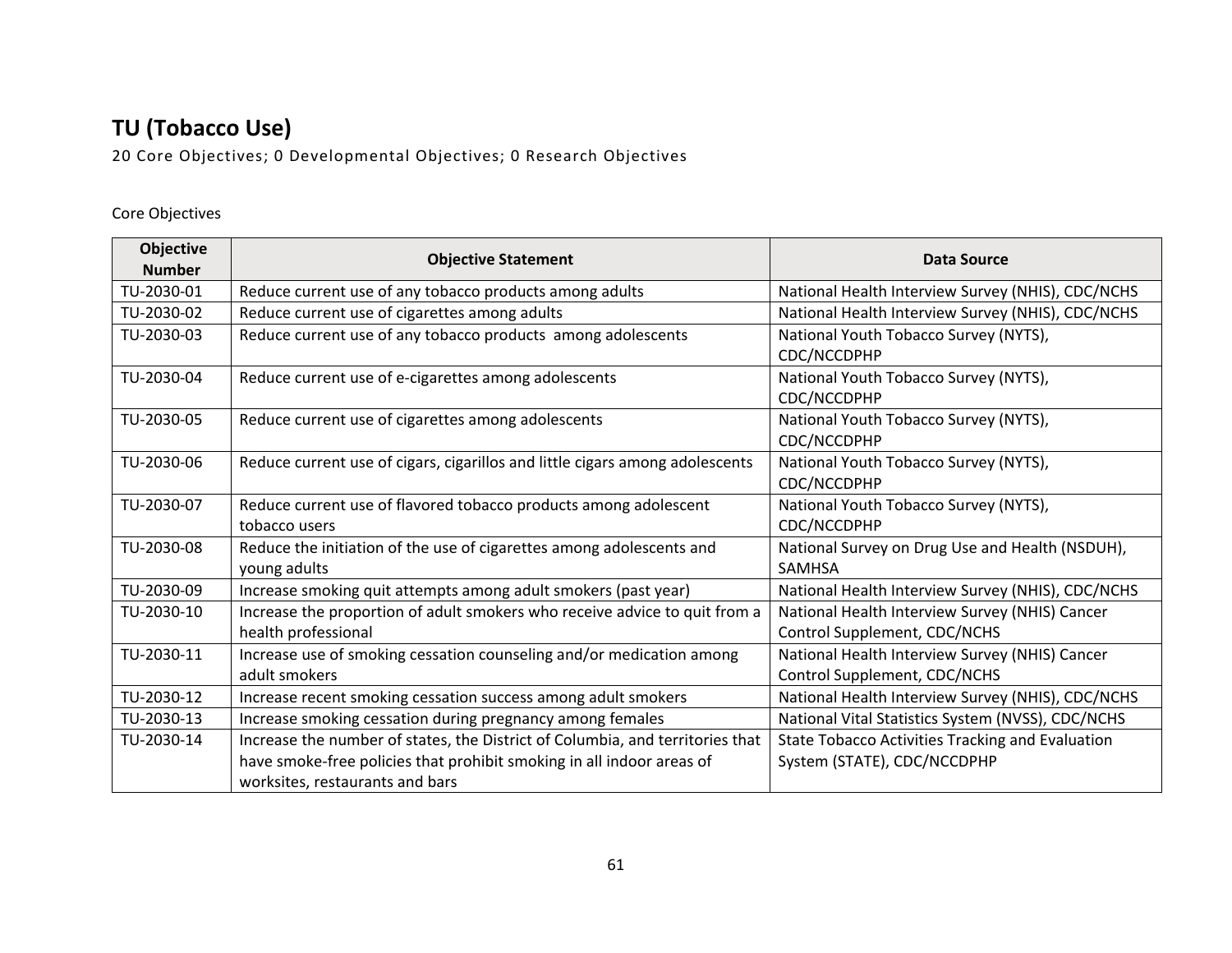## TU (Tobacco Use)

20 Core Objectives; 0 Developmental Objectives; 0 Research Objectives

Core Objectives

| Objective Number | Objective Statement | Data Source |
|---|---|---|
| TU-2030-01 | Reduce current use of any tobacco products among adults | National Health Interview Survey (NHIS), CDC/NCHS |
| TU-2030-02 | Reduce current use of cigarettes among adults | National Health Interview Survey (NHIS), CDC/NCHS |
| TU-2030-03 | Reduce current use of any tobacco products among adolescents | National Youth Tobacco Survey (NYTS), CDC/NCCDPHP |
| TU-2030-04 | Reduce current use of e-cigarettes among adolescents | National Youth Tobacco Survey (NYTS), CDC/NCCDPHP |
| TU-2030-05 | Reduce current use of cigarettes among adolescents | National Youth Tobacco Survey (NYTS), CDC/NCCDPHP |
| TU-2030-06 | Reduce current use of cigars, cigarillos and little cigars among adolescents | National Youth Tobacco Survey (NYTS), CDC/NCCDPHP |
| TU-2030-07 | Reduce current use of flavored tobacco products among adolescent tobacco users | National Youth Tobacco Survey (NYTS), CDC/NCCDPHP |
| TU-2030-08 | Reduce the initiation of the use of cigarettes among adolescents and young adults | National Survey on Drug Use and Health (NSDUH), SAMHSA |
| TU-2030-09 | Increase smoking quit attempts among adult smokers (past year) | National Health Interview Survey (NHIS), CDC/NCHS |
| TU-2030-10 | Increase the proportion of adult smokers who receive advice to quit from a health professional | National Health Interview Survey (NHIS) Cancer Control Supplement, CDC/NCHS |
| TU-2030-11 | Increase use of smoking cessation counseling and/or medication among adult smokers | National Health Interview Survey (NHIS) Cancer Control Supplement, CDC/NCHS |
| TU-2030-12 | Increase recent smoking cessation success among adult smokers | National Health Interview Survey (NHIS), CDC/NCHS |
| TU-2030-13 | Increase smoking cessation during pregnancy among females | National Vital Statistics System (NVSS), CDC/NCHS |
| TU-2030-14 | Increase the number of states, the District of Columbia, and territories that have smoke-free policies that prohibit smoking in all indoor areas of worksites, restaurants and bars | State Tobacco Activities Tracking and Evaluation System (STATE), CDC/NCCDPHP |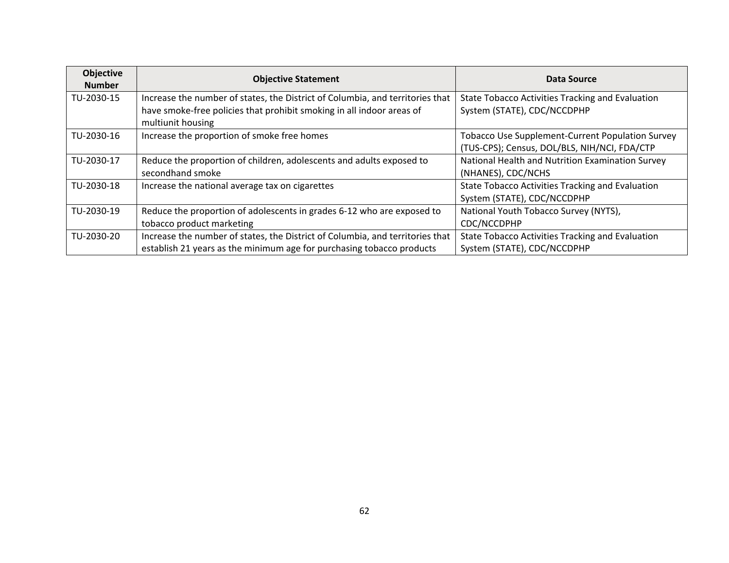| Objective Number | Objective Statement | Data Source |
|---|---|---|
| TU-2030-15 | Increase the number of states, the District of Columbia, and territories that have smoke-free policies that prohibit smoking in all indoor areas of multiunit housing | State Tobacco Activities Tracking and Evaluation System (STATE), CDC/NCCDPHP |
| TU-2030-16 | Increase the proportion of smoke free homes | Tobacco Use Supplement-Current Population Survey (TUS-CPS); Census, DOL/BLS, NIH/NCI, FDA/CTP |
| TU-2030-17 | Reduce the proportion of children, adolescents and adults exposed to secondhand smoke | National Health and Nutrition Examination Survey (NHANES), CDC/NCHS |
| TU-2030-18 | Increase the national average tax on cigarettes | State Tobacco Activities Tracking and Evaluation System (STATE), CDC/NCCDPHP |
| TU-2030-19 | Reduce the proportion of adolescents in grades 6-12 who are exposed to tobacco product marketing | National Youth Tobacco Survey (NYTS), CDC/NCCDPHP |
| TU-2030-20 | Increase the number of states, the District of Columbia, and territories that establish 21 years as the minimum age for purchasing tobacco products | State Tobacco Activities Tracking and Evaluation System (STATE), CDC/NCCDPHP |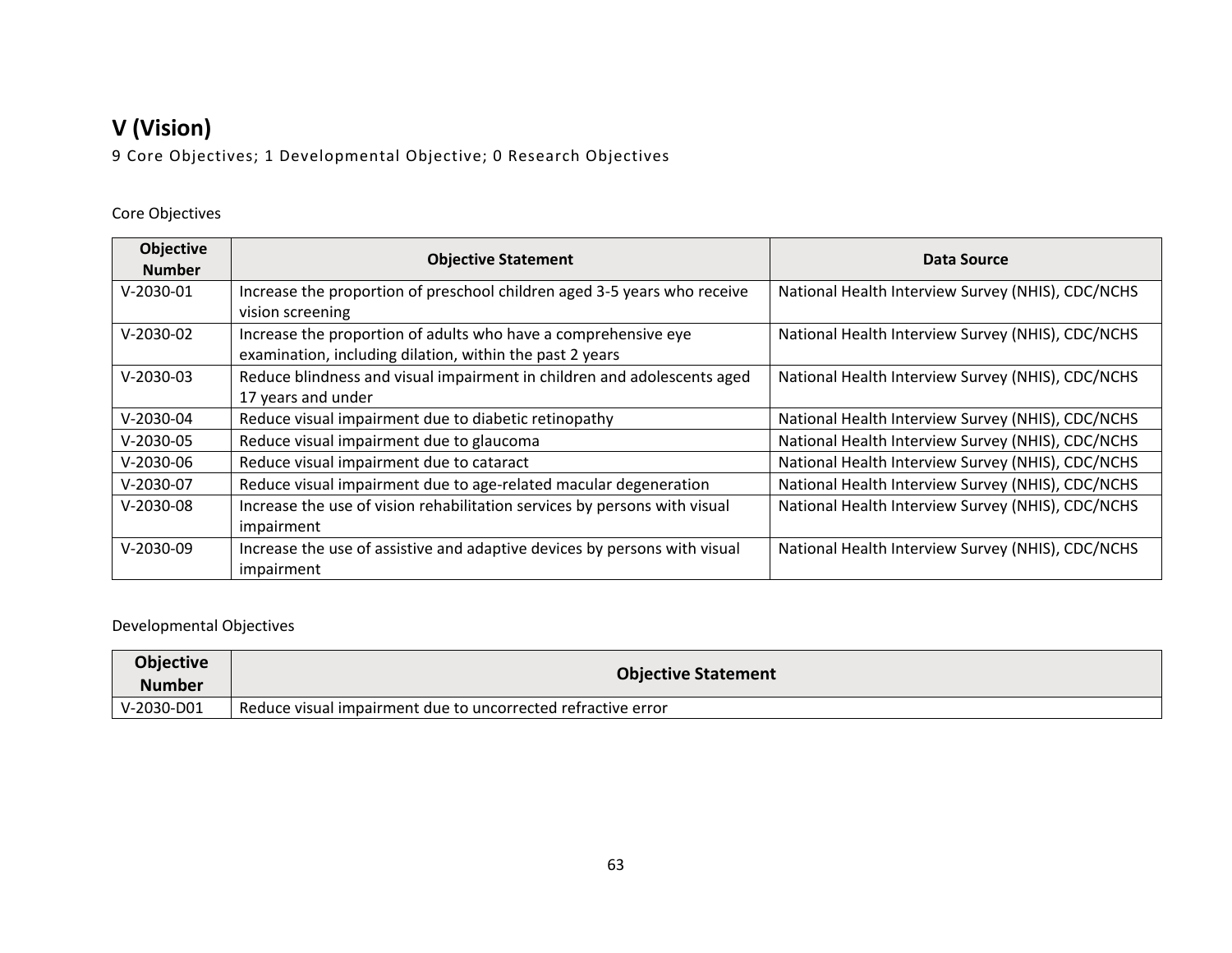## V (Vision)

9 Core Objectives; 1 Developmental Objective; 0 Research Objectives

Core Objectives

| Objective Number | Objective Statement | Data Source |
|---|---|---|
| V-2030-01 | Increase the proportion of preschool children aged 3-5 years who receive vision screening | National Health Interview Survey (NHIS), CDC/NCHS |
| V-2030-02 | Increase the proportion of adults who have a comprehensive eye examination, including dilation, within the past 2 years | National Health Interview Survey (NHIS), CDC/NCHS |
| V-2030-03 | Reduce blindness and visual impairment in children and adolescents aged 17 years and under | National Health Interview Survey (NHIS), CDC/NCHS |
| V-2030-04 | Reduce visual impairment due to diabetic retinopathy | National Health Interview Survey (NHIS), CDC/NCHS |
| V-2030-05 | Reduce visual impairment due to glaucoma | National Health Interview Survey (NHIS), CDC/NCHS |
| V-2030-06 | Reduce visual impairment due to cataract | National Health Interview Survey (NHIS), CDC/NCHS |
| V-2030-07 | Reduce visual impairment due to age-related macular degeneration | National Health Interview Survey (NHIS), CDC/NCHS |
| V-2030-08 | Increase the use of vision rehabilitation services by persons with visual impairment | National Health Interview Survey (NHIS), CDC/NCHS |
| V-2030-09 | Increase the use of assistive and adaptive devices by persons with visual impairment | National Health Interview Survey (NHIS), CDC/NCHS |

Developmental Objectives

| Objective Number | Objective Statement |
|---|---|
| V-2030-D01 | Reduce visual impairment due to uncorrected refractive error |